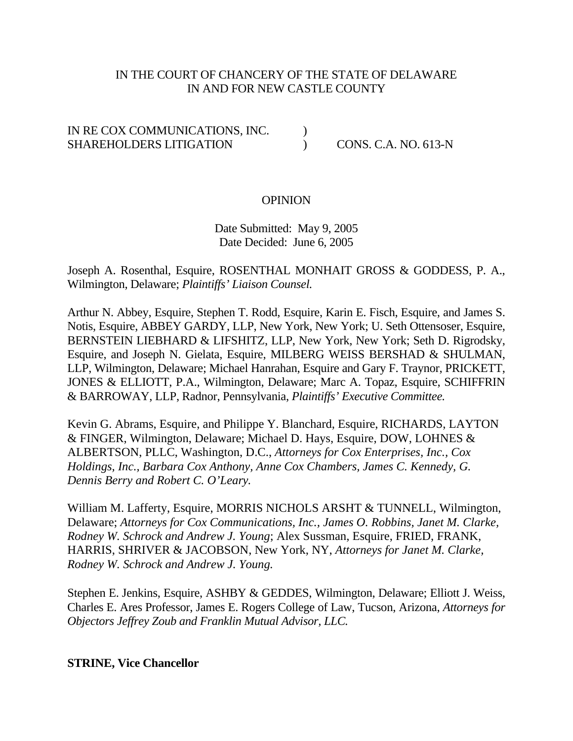IN THE COURT OF CHANCERY OF THE STATE OF DELAWARE
IN AND FOR NEW CASTLE COUNTY

IN RE COX COMMUNICATIONS, INC. )
SHAREHOLDERS LITIGATION ) CONS. C.A. NO. 613-N

OPINION

Date Submitted: May 9, 2005
Date Decided: June 6, 2005

Joseph A. Rosenthal, Esquire, ROSENTHAL MONHAIT GROSS & GODDESS, P. A., Wilmington, Delaware; *Plaintiffs' Liaison Counsel.*

Arthur N. Abbey, Esquire, Stephen T. Rodd, Esquire, Karin E. Fisch, Esquire, and James S. Notis, Esquire, ABBEY GARDY, LLP, New York, New York; U. Seth Ottensoser, Esquire, BERNSTEIN LIEBHARD & LIFSHITZ, LLP, New York, New York; Seth D. Rigrodsky, Esquire, and Joseph N. Gielata, Esquire, MILBERG WEISS BERSHAD & SHULMAN, LLP, Wilmington, Delaware; Michael Hanrahan, Esquire and Gary F. Traynor, PRICKETT, JONES & ELLIOTT, P.A., Wilmington, Delaware; Marc A. Topaz, Esquire, SCHIFFRIN & BARROWAY, LLP, Radnor, Pennsylvania, *Plaintiffs' Executive Committee.*

Kevin G. Abrams, Esquire, and Philippe Y. Blanchard, Esquire, RICHARDS, LAYTON & FINGER, Wilmington, Delaware; Michael D. Hays, Esquire, DOW, LOHNES & ALBERTSON, PLLC, Washington, D.C., *Attorneys for Cox Enterprises, Inc., Cox Holdings, Inc., Barbara Cox Anthony, Anne Cox Chambers, James C. Kennedy, G. Dennis Berry and Robert C. O'Leary.*

William M. Lafferty, Esquire, MORRIS NICHOLS ARSHT & TUNNELL, Wilmington, Delaware; *Attorneys for Cox Communications, Inc., James O. Robbins, Janet M. Clarke, Rodney W. Schrock and Andrew J. Young*; Alex Sussman, Esquire, FRIED, FRANK, HARRIS, SHRIVER & JACOBSON, New York, NY, *Attorneys for Janet M. Clarke, Rodney W. Schrock and Andrew J. Young.*

Stephen E. Jenkins, Esquire, ASHBY & GEDDES, Wilmington, Delaware; Elliott J. Weiss, Charles E. Ares Professor, James E. Rogers College of Law, Tucson, Arizona, *Attorneys for Objectors Jeffrey Zoub and Franklin Mutual Advisor, LLC.*

**STRINE, Vice Chancellor**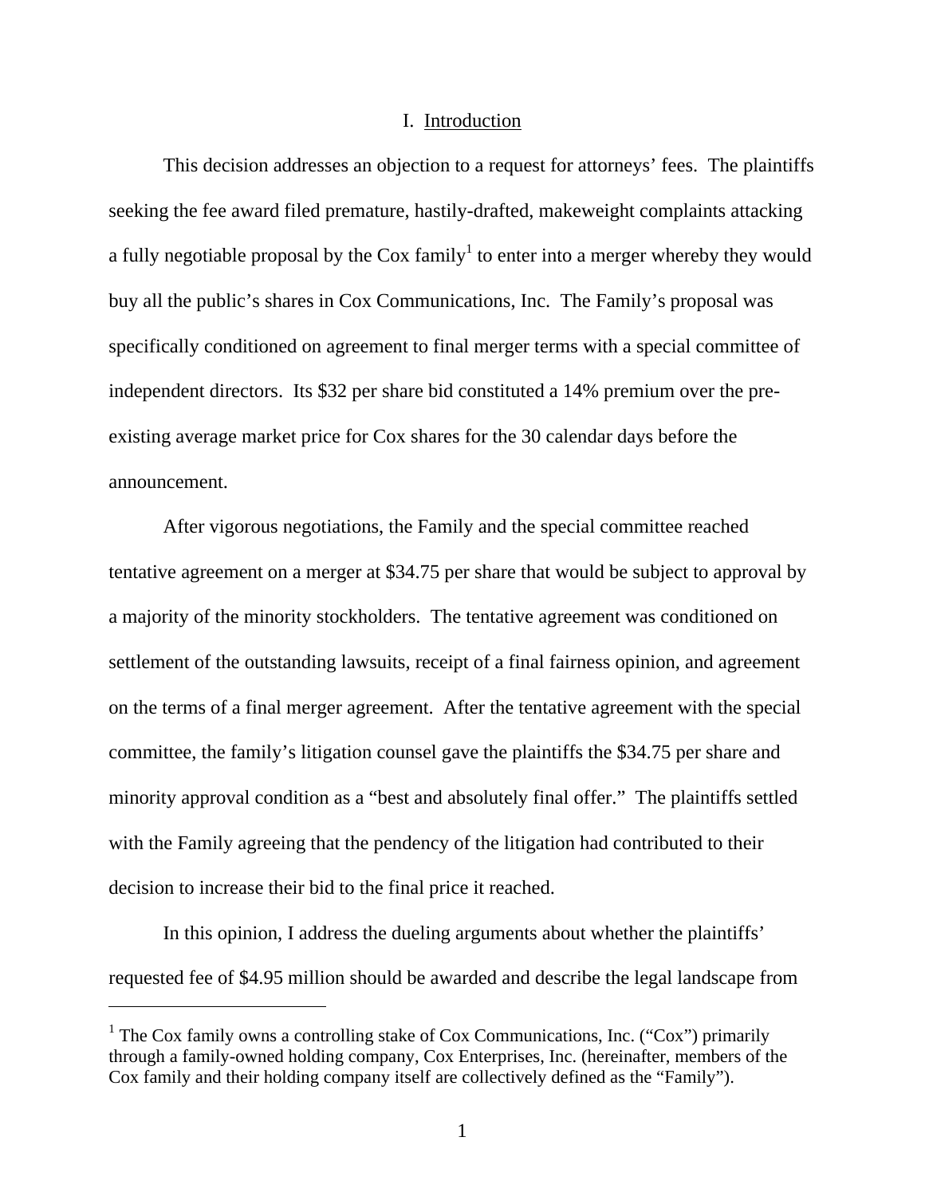## I. Introduction

This decision addresses an objection to a request for attorneys' fees. The plaintiffs seeking the fee award filed premature, hastily-drafted, makeweight complaints attacking a fully negotiable proposal by the Cox family[1] to enter into a merger whereby they would buy all the public's shares in Cox Communications, Inc. The Family's proposal was specifically conditioned on agreement to final merger terms with a special committee of independent directors. Its $32 per share bid constituted a 14% premium over the pre-existing average market price for Cox shares for the 30 calendar days before the announcement.

After vigorous negotiations, the Family and the special committee reached tentative agreement on a merger at $34.75 per share that would be subject to approval by a majority of the minority stockholders. The tentative agreement was conditioned on settlement of the outstanding lawsuits, receipt of a final fairness opinion, and agreement on the terms of a final merger agreement. After the tentative agreement with the special committee, the family's litigation counsel gave the plaintiffs the $34.75 per share and minority approval condition as a "best and absolutely final offer." The plaintiffs settled with the Family agreeing that the pendency of the litigation had contributed to their decision to increase their bid to the final price it reached.

In this opinion, I address the dueling arguments about whether the plaintiffs' requested fee of $4.95 million should be awarded and describe the legal landscape from

[1] The Cox family owns a controlling stake of Cox Communications, Inc. ("Cox") primarily through a family-owned holding company, Cox Enterprises, Inc. (hereinafter, members of the Cox family and their holding company itself are collectively defined as the "Family").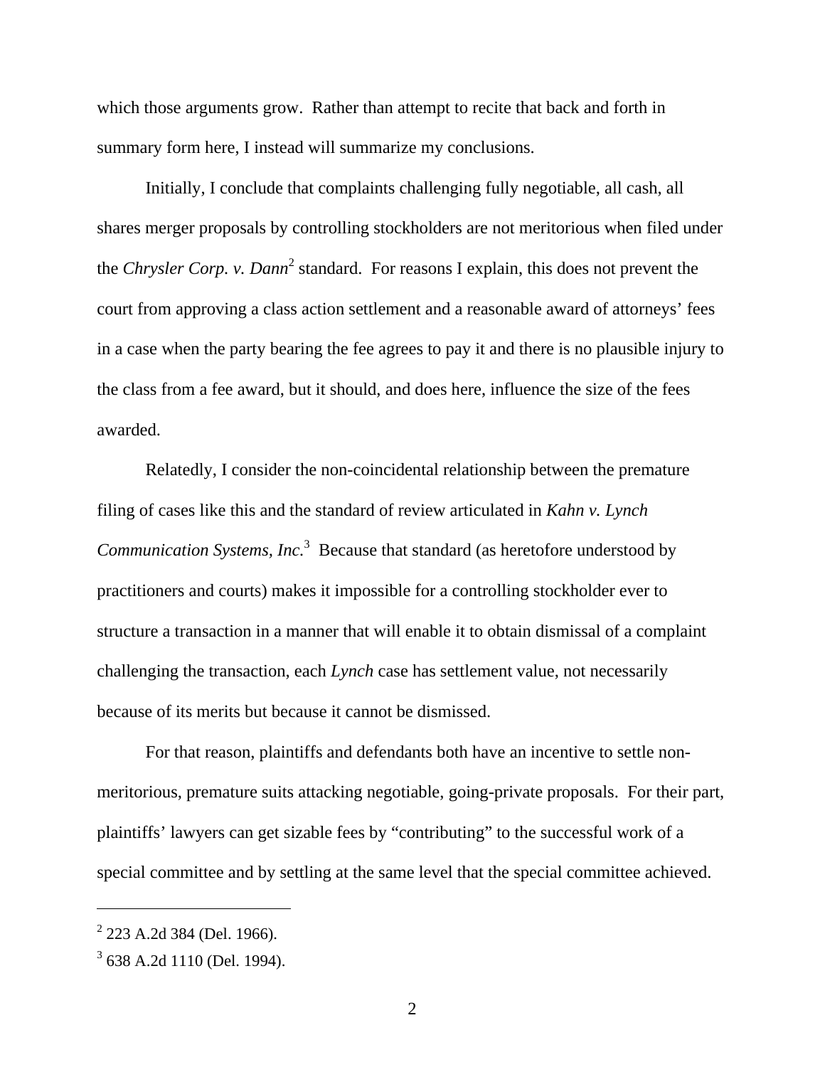which those arguments grow. Rather than attempt to recite that back and forth in summary form here, I instead will summarize my conclusions.

Initially, I conclude that complaints challenging fully negotiable, all cash, all shares merger proposals by controlling stockholders are not meritorious when filed under the *Chrysler Corp. v. Dann*[2] standard. For reasons I explain, this does not prevent the court from approving a class action settlement and a reasonable award of attorneys' fees in a case when the party bearing the fee agrees to pay it and there is no plausible injury to the class from a fee award, but it should, and does here, influence the size of the fees awarded.

Relatedly, I consider the non-coincidental relationship between the premature filing of cases like this and the standard of review articulated in *Kahn v. Lynch Communication Systems, Inc.*[3] Because that standard (as heretofore understood by practitioners and courts) makes it impossible for a controlling stockholder ever to structure a transaction in a manner that will enable it to obtain dismissal of a complaint challenging the transaction, each *Lynch* case has settlement value, not necessarily because of its merits but because it cannot be dismissed.

For that reason, plaintiffs and defendants both have an incentive to settle non-meritorious, premature suits attacking negotiable, going-private proposals. For their part, plaintiffs' lawyers can get sizable fees by "contributing" to the successful work of a special committee and by settling at the same level that the special committee achieved.

---

[2] 223 A.2d 384 (Del. 1966).

[3] 638 A.2d 1110 (Del. 1994).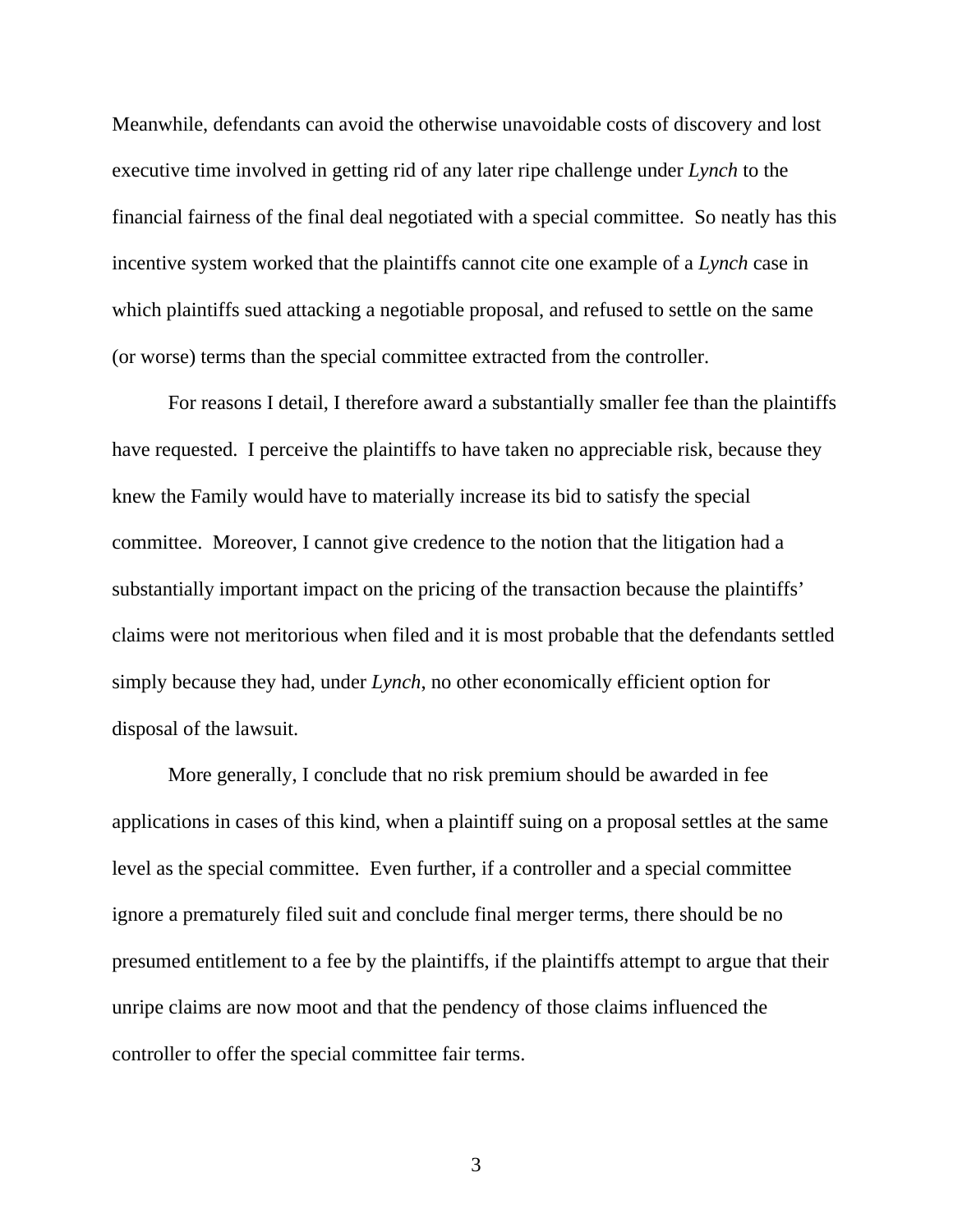Meanwhile, defendants can avoid the otherwise unavoidable costs of discovery and lost executive time involved in getting rid of any later ripe challenge under *Lynch* to the financial fairness of the final deal negotiated with a special committee. So neatly has this incentive system worked that the plaintiffs cannot cite one example of a *Lynch* case in which plaintiffs sued attacking a negotiable proposal, and refused to settle on the same (or worse) terms than the special committee extracted from the controller.

For reasons I detail, I therefore award a substantially smaller fee than the plaintiffs have requested. I perceive the plaintiffs to have taken no appreciable risk, because they knew the Family would have to materially increase its bid to satisfy the special committee. Moreover, I cannot give credence to the notion that the litigation had a substantially important impact on the pricing of the transaction because the plaintiffs' claims were not meritorious when filed and it is most probable that the defendants settled simply because they had, under *Lynch*, no other economically efficient option for disposal of the lawsuit.

More generally, I conclude that no risk premium should be awarded in fee applications in cases of this kind, when a plaintiff suing on a proposal settles at the same level as the special committee. Even further, if a controller and a special committee ignore a prematurely filed suit and conclude final merger terms, there should be no presumed entitlement to a fee by the plaintiffs, if the plaintiffs attempt to argue that their unripe claims are now moot and that the pendency of those claims influenced the controller to offer the special committee fair terms.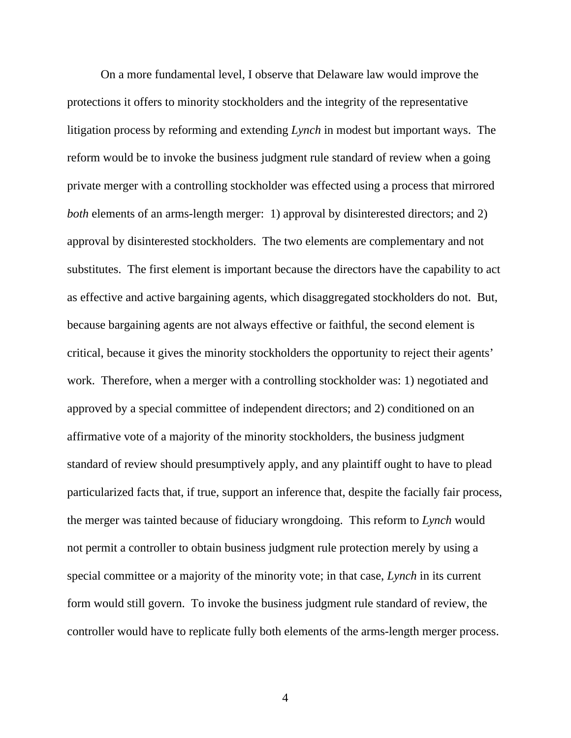On a more fundamental level, I observe that Delaware law would improve the protections it offers to minority stockholders and the integrity of the representative litigation process by reforming and extending *Lynch* in modest but important ways. The reform would be to invoke the business judgment rule standard of review when a going private merger with a controlling stockholder was effected using a process that mirrored *both* elements of an arms-length merger: 1) approval by disinterested directors; and 2) approval by disinterested stockholders. The two elements are complementary and not substitutes. The first element is important because the directors have the capability to act as effective and active bargaining agents, which disaggregated stockholders do not. But, because bargaining agents are not always effective or faithful, the second element is critical, because it gives the minority stockholders the opportunity to reject their agents' work. Therefore, when a merger with a controlling stockholder was: 1) negotiated and approved by a special committee of independent directors; and 2) conditioned on an affirmative vote of a majority of the minority stockholders, the business judgment standard of review should presumptively apply, and any plaintiff ought to have to plead particularized facts that, if true, support an inference that, despite the facially fair process, the merger was tainted because of fiduciary wrongdoing. This reform to *Lynch* would not permit a controller to obtain business judgment rule protection merely by using a special committee or a majority of the minority vote; in that case, *Lynch* in its current form would still govern. To invoke the business judgment rule standard of review, the controller would have to replicate fully both elements of the arms-length merger process.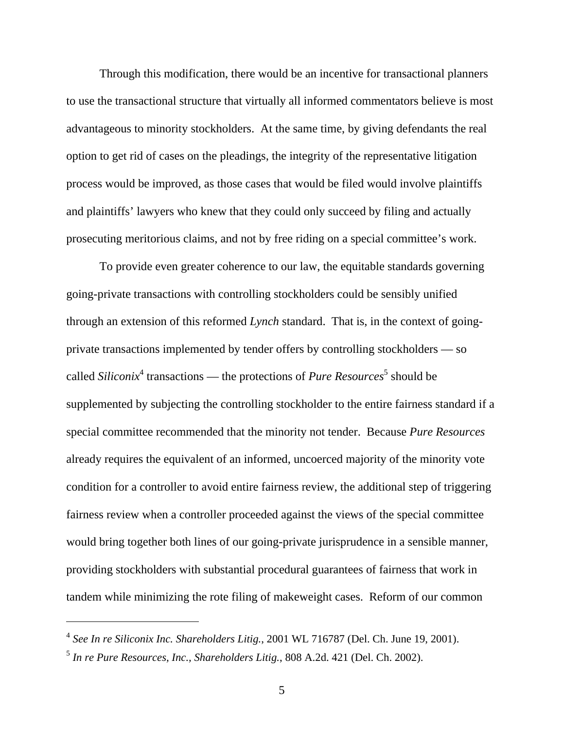Through this modification, there would be an incentive for transactional planners to use the transactional structure that virtually all informed commentators believe is most advantageous to minority stockholders. At the same time, by giving defendants the real option to get rid of cases on the pleadings, the integrity of the representative litigation process would be improved, as those cases that would be filed would involve plaintiffs and plaintiffs' lawyers who knew that they could only succeed by filing and actually prosecuting meritorious claims, and not by free riding on a special committee's work.

To provide even greater coherence to our law, the equitable standards governing going-private transactions with controlling stockholders could be sensibly unified through an extension of this reformed *Lynch* standard. That is, in the context of going-private transactions implemented by tender offers by controlling stockholders — so called *Siliconix*[4] transactions — the protections of *Pure Resources*[5] should be supplemented by subjecting the controlling stockholder to the entire fairness standard if a special committee recommended that the minority not tender. Because *Pure Resources* already requires the equivalent of an informed, uncoerced majority of the minority vote condition for a controller to avoid entire fairness review, the additional step of triggering fairness review when a controller proceeded against the views of the special committee would bring together both lines of our going-private jurisprudence in a sensible manner, providing stockholders with substantial procedural guarantees of fairness that work in tandem while minimizing the rote filing of makeweight cases. Reform of our common

---

[4] *See In re Siliconix Inc. Shareholders Litig.*, 2001 WL 716787 (Del. Ch. June 19, 2001).

[5] *In re Pure Resources, Inc., Shareholders Litig.*, 808 A.2d. 421 (Del. Ch. 2002).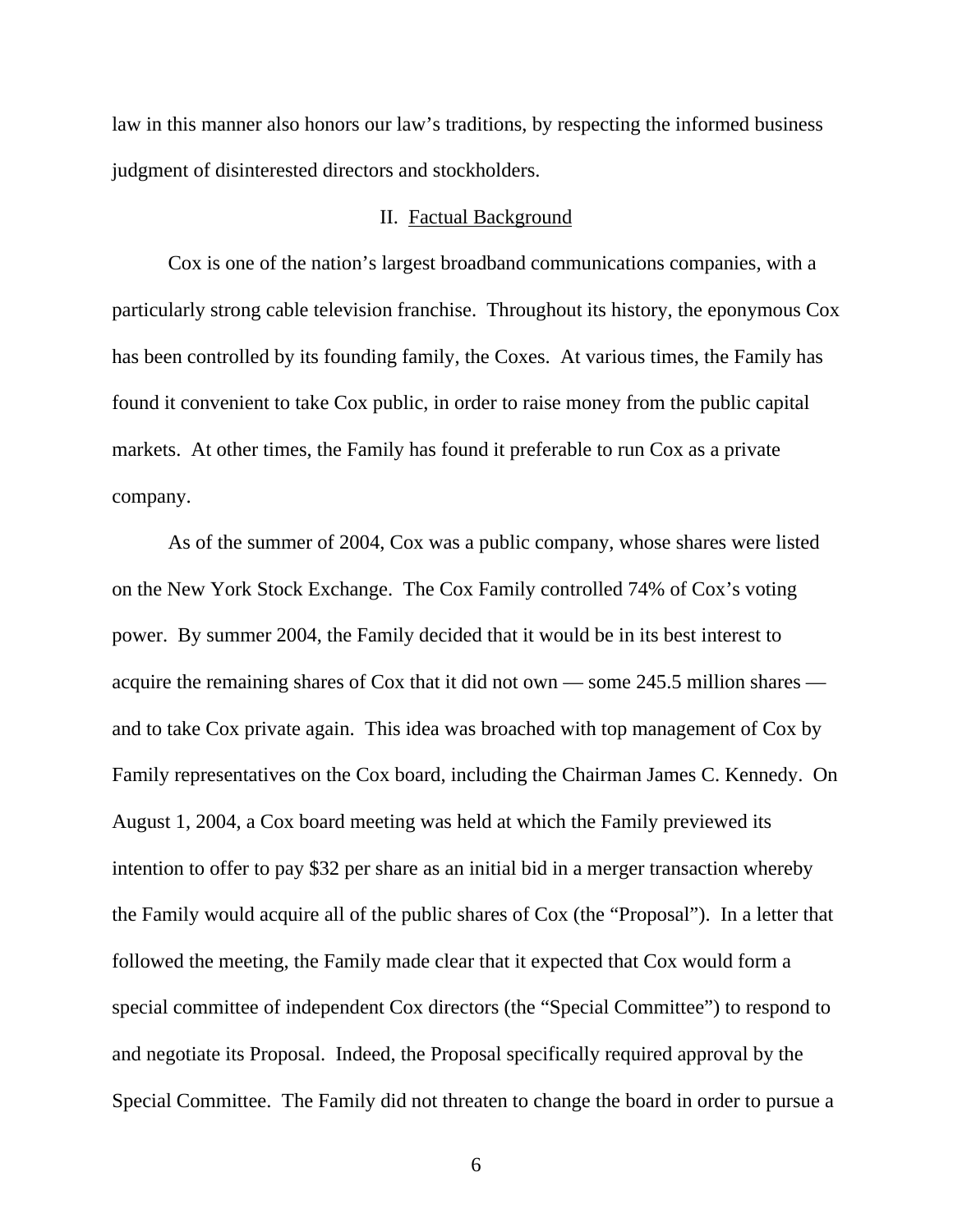law in this manner also honors our law's traditions, by respecting the informed business judgment of disinterested directors and stockholders.

## II. Factual Background

Cox is one of the nation's largest broadband communications companies, with a particularly strong cable television franchise. Throughout its history, the eponymous Cox has been controlled by its founding family, the Coxes. At various times, the Family has found it convenient to take Cox public, in order to raise money from the public capital markets. At other times, the Family has found it preferable to run Cox as a private company.

As of the summer of 2004, Cox was a public company, whose shares were listed on the New York Stock Exchange. The Cox Family controlled 74% of Cox's voting power. By summer 2004, the Family decided that it would be in its best interest to acquire the remaining shares of Cox that it did not own — some 245.5 million shares — and to take Cox private again. This idea was broached with top management of Cox by Family representatives on the Cox board, including the Chairman James C. Kennedy. On August 1, 2004, a Cox board meeting was held at which the Family previewed its intention to offer to pay $32 per share as an initial bid in a merger transaction whereby the Family would acquire all of the public shares of Cox (the "Proposal"). In a letter that followed the meeting, the Family made clear that it expected that Cox would form a special committee of independent Cox directors (the "Special Committee") to respond to and negotiate its Proposal. Indeed, the Proposal specifically required approval by the Special Committee. The Family did not threaten to change the board in order to pursue a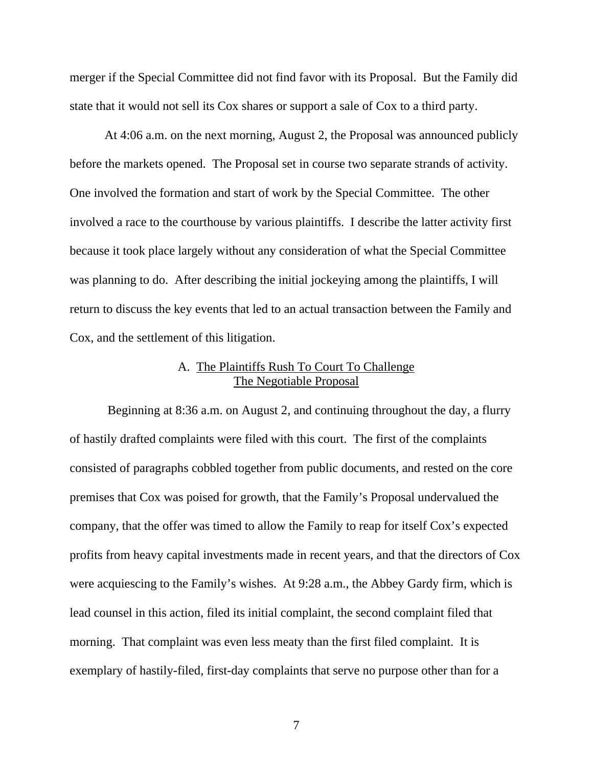merger if the Special Committee did not find favor with its Proposal. But the Family did state that it would not sell its Cox shares or support a sale of Cox to a third party.

At 4:06 a.m. on the next morning, August 2, the Proposal was announced publicly before the markets opened. The Proposal set in course two separate strands of activity. One involved the formation and start of work by the Special Committee. The other involved a race to the courthouse by various plaintiffs. I describe the latter activity first because it took place largely without any consideration of what the Special Committee was planning to do. After describing the initial jockeying among the plaintiffs, I will return to discuss the key events that led to an actual transaction between the Family and Cox, and the settlement of this litigation.

### A. The Plaintiffs Rush To Court To Challenge The Negotiable Proposal

Beginning at 8:36 a.m. on August 2, and continuing throughout the day, a flurry of hastily drafted complaints were filed with this court. The first of the complaints consisted of paragraphs cobbled together from public documents, and rested on the core premises that Cox was poised for growth, that the Family's Proposal undervalued the company, that the offer was timed to allow the Family to reap for itself Cox's expected profits from heavy capital investments made in recent years, and that the directors of Cox were acquiescing to the Family's wishes. At 9:28 a.m., the Abbey Gardy firm, which is lead counsel in this action, filed its initial complaint, the second complaint filed that morning. That complaint was even less meaty than the first filed complaint. It is exemplary of hastily-filed, first-day complaints that serve no purpose other than for a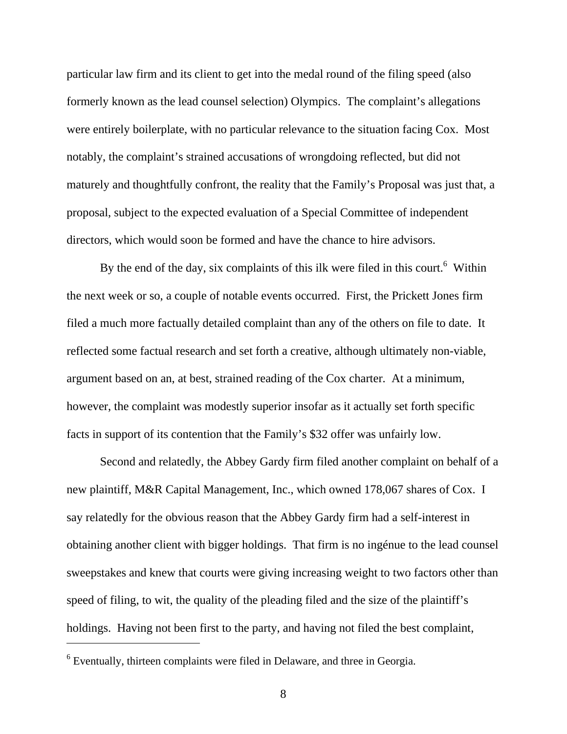particular law firm and its client to get into the medal round of the filing speed (also formerly known as the lead counsel selection) Olympics. The complaint's allegations were entirely boilerplate, with no particular relevance to the situation facing Cox. Most notably, the complaint's strained accusations of wrongdoing reflected, but did not maturely and thoughtfully confront, the reality that the Family's Proposal was just that, a proposal, subject to the expected evaluation of a Special Committee of independent directors, which would soon be formed and have the chance to hire advisors.

By the end of the day, six complaints of this ilk were filed in this court.[6] Within the next week or so, a couple of notable events occurred. First, the Prickett Jones firm filed a much more factually detailed complaint than any of the others on file to date. It reflected some factual research and set forth a creative, although ultimately non-viable, argument based on an, at best, strained reading of the Cox charter. At a minimum, however, the complaint was modestly superior insofar as it actually set forth specific facts in support of its contention that the Family's $32 offer was unfairly low.

Second and relatedly, the Abbey Gardy firm filed another complaint on behalf of a new plaintiff, M&R Capital Management, Inc., which owned 178,067 shares of Cox. I say relatedly for the obvious reason that the Abbey Gardy firm had a self-interest in obtaining another client with bigger holdings. That firm is no ingénue to the lead counsel sweepstakes and knew that courts were giving increasing weight to two factors other than speed of filing, to wit, the quality of the pleading filed and the size of the plaintiff's holdings. Having not been first to the party, and having not filed the best complaint,

[6] Eventually, thirteen complaints were filed in Delaware, and three in Georgia.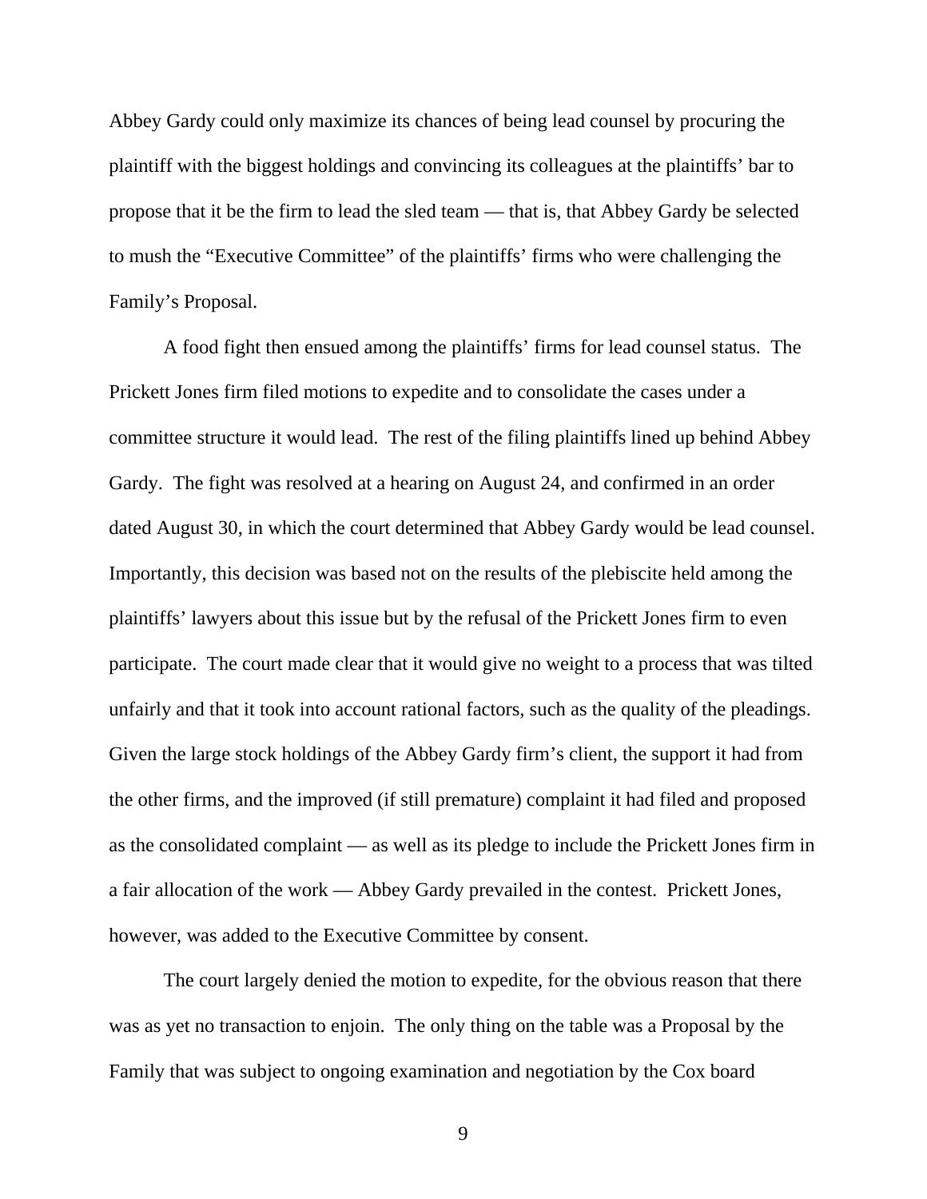Abbey Gardy could only maximize its chances of being lead counsel by procuring the plaintiff with the biggest holdings and convincing its colleagues at the plaintiffs' bar to propose that it be the firm to lead the sled team — that is, that Abbey Gardy be selected to mush the "Executive Committee" of the plaintiffs' firms who were challenging the Family's Proposal.

A food fight then ensued among the plaintiffs' firms for lead counsel status. The Prickett Jones firm filed motions to expedite and to consolidate the cases under a committee structure it would lead. The rest of the filing plaintiffs lined up behind Abbey Gardy. The fight was resolved at a hearing on August 24, and confirmed in an order dated August 30, in which the court determined that Abbey Gardy would be lead counsel. Importantly, this decision was based not on the results of the plebiscite held among the plaintiffs' lawyers about this issue but by the refusal of the Prickett Jones firm to even participate. The court made clear that it would give no weight to a process that was tilted unfairly and that it took into account rational factors, such as the quality of the pleadings. Given the large stock holdings of the Abbey Gardy firm's client, the support it had from the other firms, and the improved (if still premature) complaint it had filed and proposed as the consolidated complaint — as well as its pledge to include the Prickett Jones firm in a fair allocation of the work — Abbey Gardy prevailed in the contest. Prickett Jones, however, was added to the Executive Committee by consent.

The court largely denied the motion to expedite, for the obvious reason that there was as yet no transaction to enjoin. The only thing on the table was a Proposal by the Family that was subject to ongoing examination and negotiation by the Cox board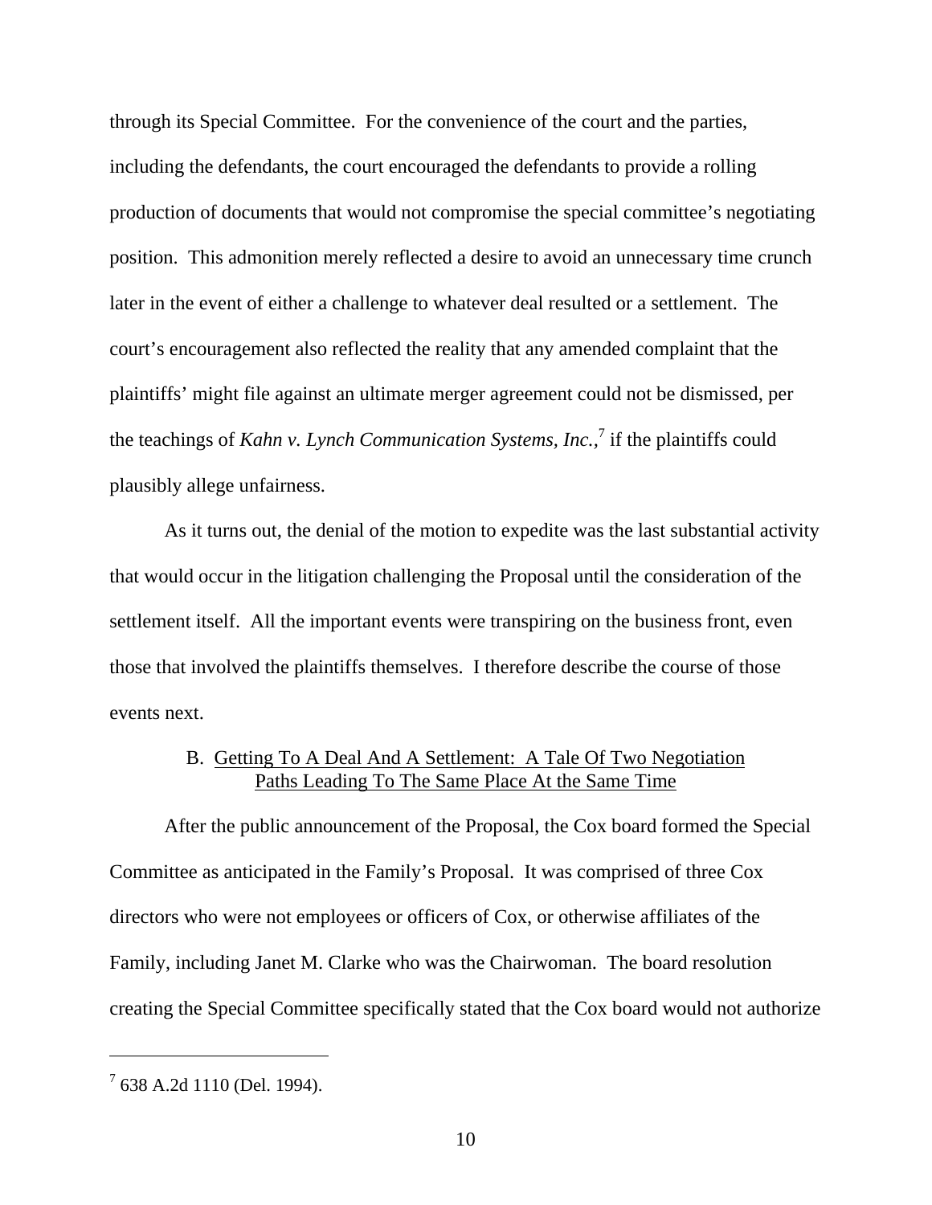through its Special Committee. For the convenience of the court and the parties, including the defendants, the court encouraged the defendants to provide a rolling production of documents that would not compromise the special committee's negotiating position. This admonition merely reflected a desire to avoid an unnecessary time crunch later in the event of either a challenge to whatever deal resulted or a settlement. The court's encouragement also reflected the reality that any amended complaint that the plaintiffs' might file against an ultimate merger agreement could not be dismissed, per the teachings of *Kahn v. Lynch Communication Systems, Inc.*,[7] if the plaintiffs could plausibly allege unfairness.

As it turns out, the denial of the motion to expedite was the last substantial activity that would occur in the litigation challenging the Proposal until the consideration of the settlement itself. All the important events were transpiring on the business front, even those that involved the plaintiffs themselves. I therefore describe the course of those events next.

### B. Getting To A Deal And A Settlement: A Tale Of Two Negotiation Paths Leading To The Same Place At the Same Time

After the public announcement of the Proposal, the Cox board formed the Special Committee as anticipated in the Family's Proposal. It was comprised of three Cox directors who were not employees or officers of Cox, or otherwise affiliates of the Family, including Janet M. Clarke who was the Chairwoman. The board resolution creating the Special Committee specifically stated that the Cox board would not authorize

[7] 638 A.2d 1110 (Del. 1994).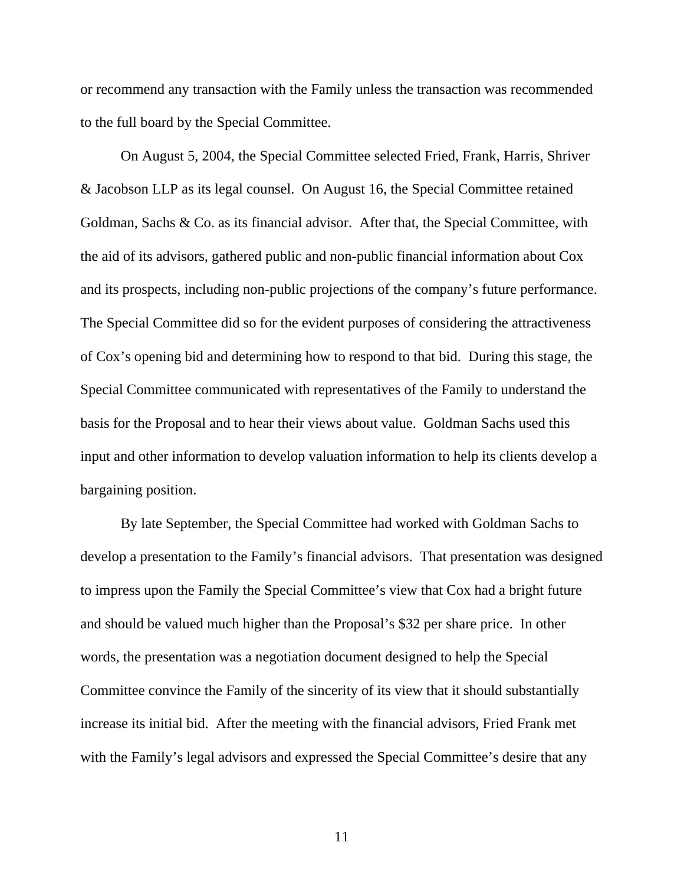or recommend any transaction with the Family unless the transaction was recommended to the full board by the Special Committee.

On August 5, 2004, the Special Committee selected Fried, Frank, Harris, Shriver & Jacobson LLP as its legal counsel. On August 16, the Special Committee retained Goldman, Sachs & Co. as its financial advisor. After that, the Special Committee, with the aid of its advisors, gathered public and non-public financial information about Cox and its prospects, including non-public projections of the company's future performance. The Special Committee did so for the evident purposes of considering the attractiveness of Cox's opening bid and determining how to respond to that bid. During this stage, the Special Committee communicated with representatives of the Family to understand the basis for the Proposal and to hear their views about value. Goldman Sachs used this input and other information to develop valuation information to help its clients develop a bargaining position.

By late September, the Special Committee had worked with Goldman Sachs to develop a presentation to the Family's financial advisors. That presentation was designed to impress upon the Family the Special Committee's view that Cox had a bright future and should be valued much higher than the Proposal's $32 per share price. In other words, the presentation was a negotiation document designed to help the Special Committee convince the Family of the sincerity of its view that it should substantially increase its initial bid. After the meeting with the financial advisors, Fried Frank met with the Family's legal advisors and expressed the Special Committee's desire that any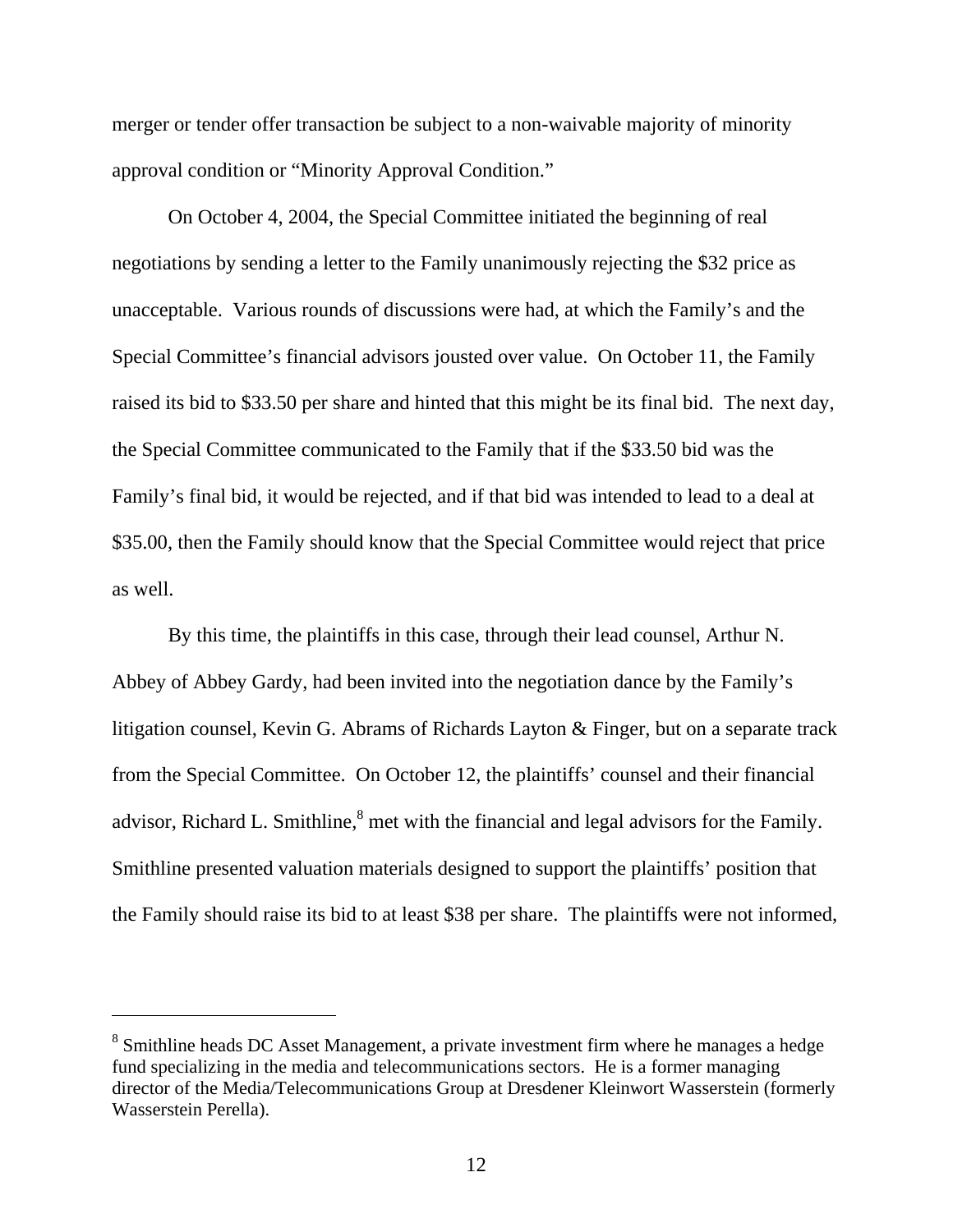merger or tender offer transaction be subject to a non-waivable majority of minority approval condition or "Minority Approval Condition."

On October 4, 2004, the Special Committee initiated the beginning of real negotiations by sending a letter to the Family unanimously rejecting the $32 price as unacceptable. Various rounds of discussions were had, at which the Family's and the Special Committee's financial advisors jousted over value. On October 11, the Family raised its bid to $33.50 per share and hinted that this might be its final bid. The next day, the Special Committee communicated to the Family that if the $33.50 bid was the Family's final bid, it would be rejected, and if that bid was intended to lead to a deal at $35.00, then the Family should know that the Special Committee would reject that price as well.

By this time, the plaintiffs in this case, through their lead counsel, Arthur N. Abbey of Abbey Gardy, had been invited into the negotiation dance by the Family's litigation counsel, Kevin G. Abrams of Richards Layton & Finger, but on a separate track from the Special Committee. On October 12, the plaintiffs' counsel and their financial advisor, Richard L. Smithline,[8] met with the financial and legal advisors for the Family. Smithline presented valuation materials designed to support the plaintiffs' position that the Family should raise its bid to at least $38 per share. The plaintiffs were not informed,

---

[8] Smithline heads DC Asset Management, a private investment firm where he manages a hedge fund specializing in the media and telecommunications sectors. He is a former managing director of the Media/Telecommunications Group at Dresdener Kleinwort Wasserstein (formerly Wasserstein Perella).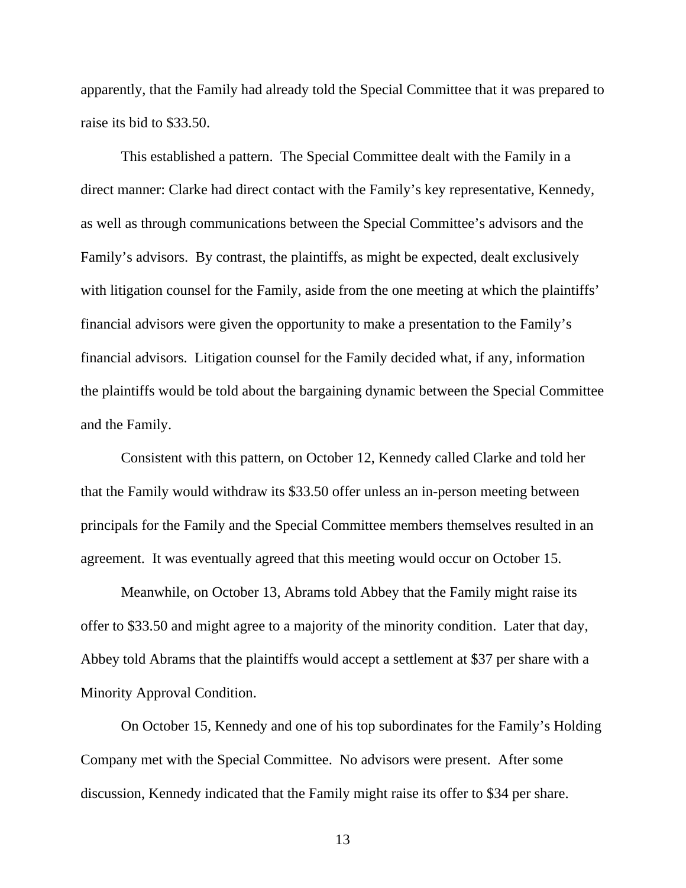apparently, that the Family had already told the Special Committee that it was prepared to raise its bid to $33.50.

This established a pattern. The Special Committee dealt with the Family in a direct manner: Clarke had direct contact with the Family's key representative, Kennedy, as well as through communications between the Special Committee's advisors and the Family's advisors. By contrast, the plaintiffs, as might be expected, dealt exclusively with litigation counsel for the Family, aside from the one meeting at which the plaintiffs' financial advisors were given the opportunity to make a presentation to the Family's financial advisors. Litigation counsel for the Family decided what, if any, information the plaintiffs would be told about the bargaining dynamic between the Special Committee and the Family.

Consistent with this pattern, on October 12, Kennedy called Clarke and told her that the Family would withdraw its $33.50 offer unless an in-person meeting between principals for the Family and the Special Committee members themselves resulted in an agreement. It was eventually agreed that this meeting would occur on October 15.

Meanwhile, on October 13, Abrams told Abbey that the Family might raise its offer to $33.50 and might agree to a majority of the minority condition. Later that day, Abbey told Abrams that the plaintiffs would accept a settlement at $37 per share with a Minority Approval Condition.

On October 15, Kennedy and one of his top subordinates for the Family's Holding Company met with the Special Committee. No advisors were present. After some discussion, Kennedy indicated that the Family might raise its offer to $34 per share.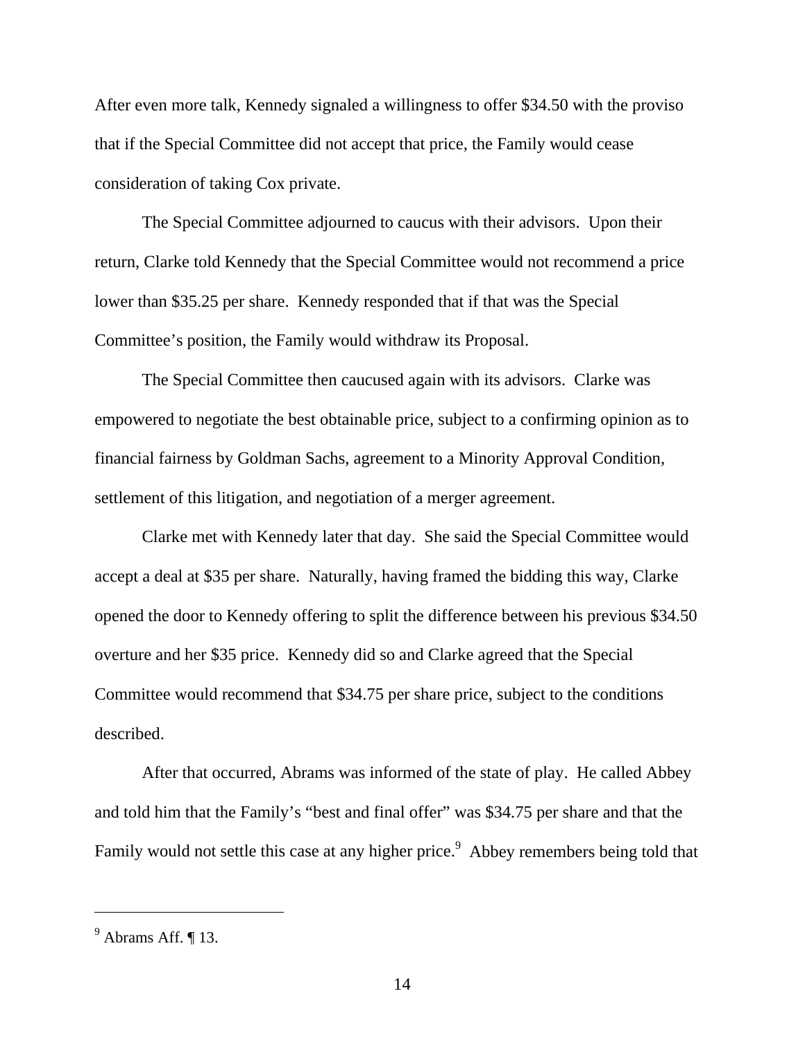After even more talk, Kennedy signaled a willingness to offer $34.50 with the proviso that if the Special Committee did not accept that price, the Family would cease consideration of taking Cox private.

The Special Committee adjourned to caucus with their advisors. Upon their return, Clarke told Kennedy that the Special Committee would not recommend a price lower than $35.25 per share. Kennedy responded that if that was the Special Committee's position, the Family would withdraw its Proposal.

The Special Committee then caucused again with its advisors. Clarke was empowered to negotiate the best obtainable price, subject to a confirming opinion as to financial fairness by Goldman Sachs, agreement to a Minority Approval Condition, settlement of this litigation, and negotiation of a merger agreement.

Clarke met with Kennedy later that day. She said the Special Committee would accept a deal at $35 per share. Naturally, having framed the bidding this way, Clarke opened the door to Kennedy offering to split the difference between his previous $34.50 overture and her $35 price. Kennedy did so and Clarke agreed that the Special Committee would recommend that $34.75 per share price, subject to the conditions described.

After that occurred, Abrams was informed of the state of play. He called Abbey and told him that the Family's "best and final offer" was $34.75 per share and that the Family would not settle this case at any higher price.[9] Abbey remembers being told that

---

[9] Abrams Aff. ¶ 13.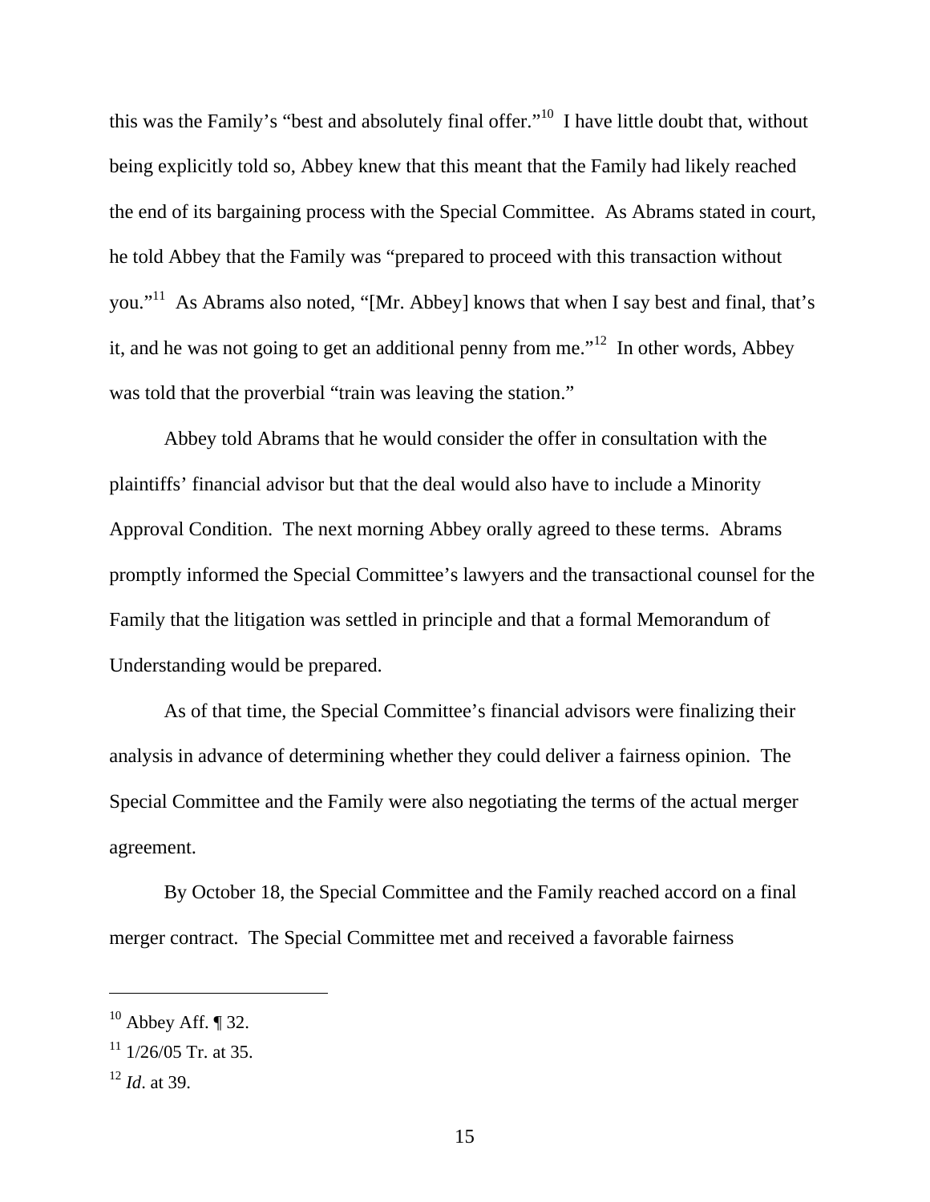this was the Family's "best and absolutely final offer."[10] I have little doubt that, without being explicitly told so, Abbey knew that this meant that the Family had likely reached the end of its bargaining process with the Special Committee. As Abrams stated in court, he told Abbey that the Family was "prepared to proceed with this transaction without you."[11] As Abrams also noted, "[Mr. Abbey] knows that when I say best and final, that's it, and he was not going to get an additional penny from me."[12] In other words, Abbey was told that the proverbial "train was leaving the station."

Abbey told Abrams that he would consider the offer in consultation with the plaintiffs' financial advisor but that the deal would also have to include a Minority Approval Condition. The next morning Abbey orally agreed to these terms. Abrams promptly informed the Special Committee's lawyers and the transactional counsel for the Family that the litigation was settled in principle and that a formal Memorandum of Understanding would be prepared.

As of that time, the Special Committee's financial advisors were finalizing their analysis in advance of determining whether they could deliver a fairness opinion. The Special Committee and the Family were also negotiating the terms of the actual merger agreement.

By October 18, the Special Committee and the Family reached accord on a final merger contract. The Special Committee met and received a favorable fairness

---

[10] Abbey Aff. ¶ 32.

[11] 1/26/05 Tr. at 35.

[12] *Id*. at 39.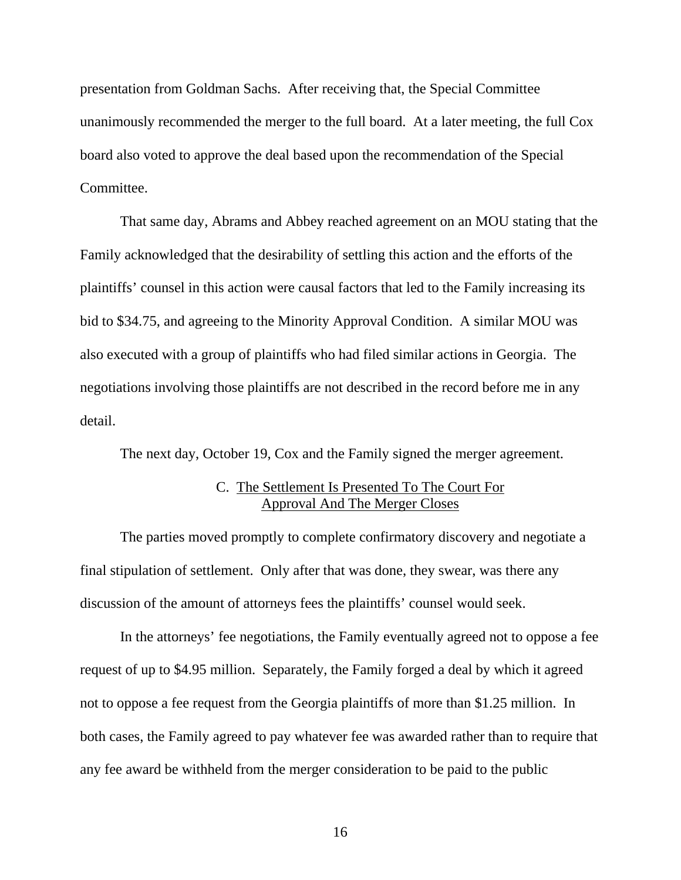presentation from Goldman Sachs. After receiving that, the Special Committee unanimously recommended the merger to the full board. At a later meeting, the full Cox board also voted to approve the deal based upon the recommendation of the Special Committee.

That same day, Abrams and Abbey reached agreement on an MOU stating that the Family acknowledged that the desirability of settling this action and the efforts of the plaintiffs' counsel in this action were causal factors that led to the Family increasing its bid to $34.75, and agreeing to the Minority Approval Condition. A similar MOU was also executed with a group of plaintiffs who had filed similar actions in Georgia. The negotiations involving those plaintiffs are not described in the record before me in any detail.

The next day, October 19, Cox and the Family signed the merger agreement.

### C. The Settlement Is Presented To The Court For Approval And The Merger Closes

The parties moved promptly to complete confirmatory discovery and negotiate a final stipulation of settlement. Only after that was done, they swear, was there any discussion of the amount of attorneys fees the plaintiffs' counsel would seek.

In the attorneys' fee negotiations, the Family eventually agreed not to oppose a fee request of up to $4.95 million. Separately, the Family forged a deal by which it agreed not to oppose a fee request from the Georgia plaintiffs of more than $1.25 million. In both cases, the Family agreed to pay whatever fee was awarded rather than to require that any fee award be withheld from the merger consideration to be paid to the public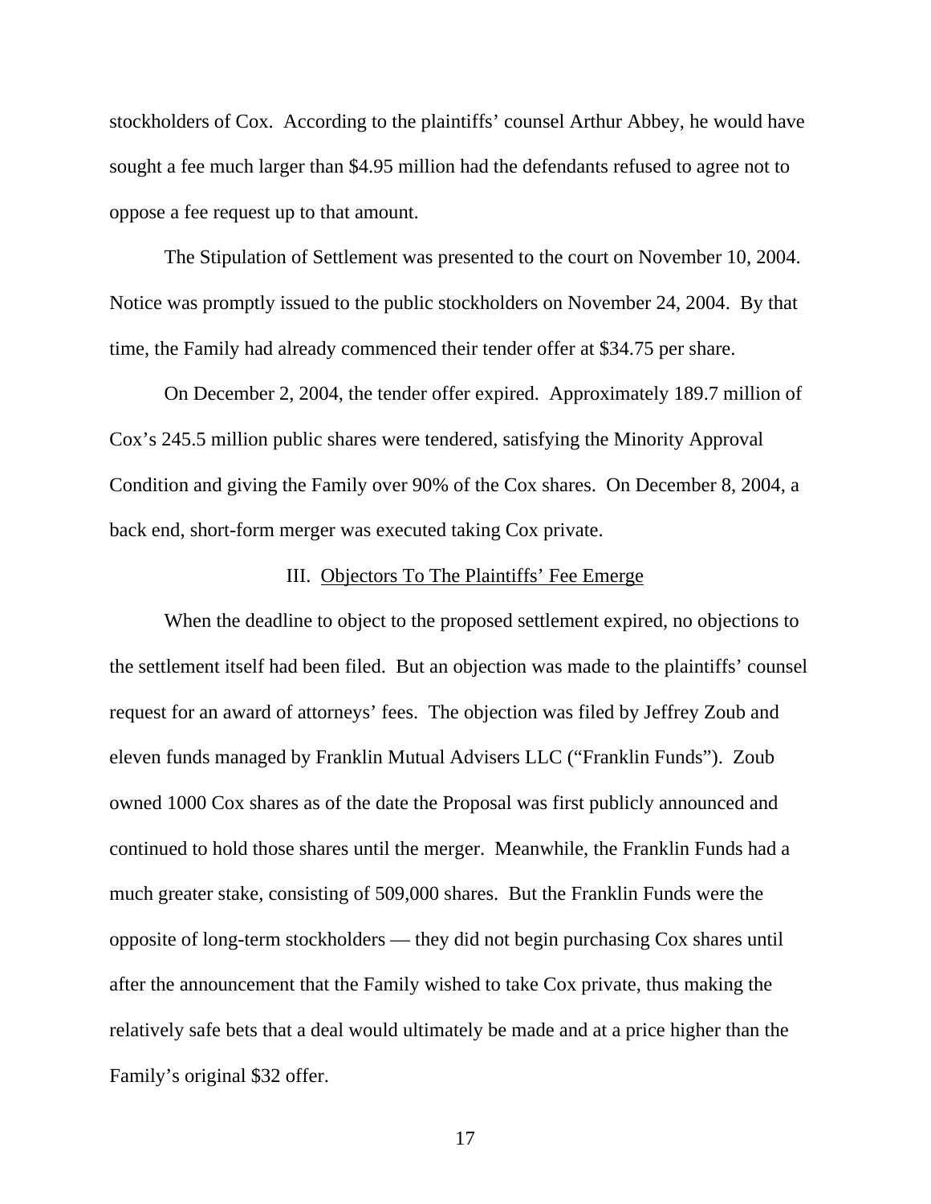stockholders of Cox. According to the plaintiffs' counsel Arthur Abbey, he would have sought a fee much larger than $4.95 million had the defendants refused to agree not to oppose a fee request up to that amount.

The Stipulation of Settlement was presented to the court on November 10, 2004. Notice was promptly issued to the public stockholders on November 24, 2004. By that time, the Family had already commenced their tender offer at $34.75 per share.

On December 2, 2004, the tender offer expired. Approximately 189.7 million of Cox's 245.5 million public shares were tendered, satisfying the Minority Approval Condition and giving the Family over 90% of the Cox shares. On December 8, 2004, a back end, short-form merger was executed taking Cox private.

## III. Objectors To The Plaintiffs' Fee Emerge

When the deadline to object to the proposed settlement expired, no objections to the settlement itself had been filed. But an objection was made to the plaintiffs' counsel request for an award of attorneys' fees. The objection was filed by Jeffrey Zoub and eleven funds managed by Franklin Mutual Advisers LLC ("Franklin Funds"). Zoub owned 1000 Cox shares as of the date the Proposal was first publicly announced and continued to hold those shares until the merger. Meanwhile, the Franklin Funds had a much greater stake, consisting of 509,000 shares. But the Franklin Funds were the opposite of long-term stockholders — they did not begin purchasing Cox shares until after the announcement that the Family wished to take Cox private, thus making the relatively safe bets that a deal would ultimately be made and at a price higher than the Family's original $32 offer.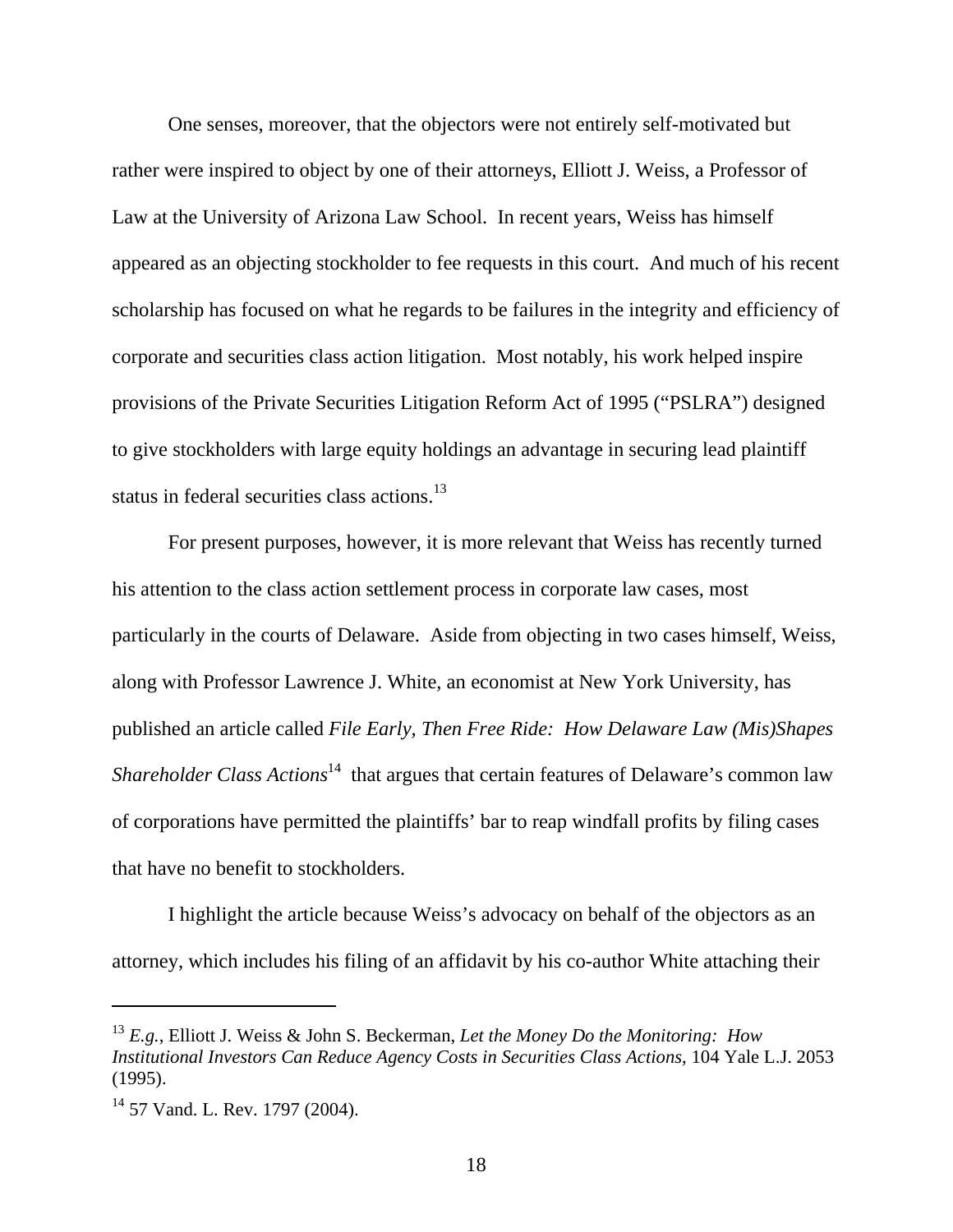One senses, moreover, that the objectors were not entirely self-motivated but rather were inspired to object by one of their attorneys, Elliott J. Weiss, a Professor of Law at the University of Arizona Law School. In recent years, Weiss has himself appeared as an objecting stockholder to fee requests in this court. And much of his recent scholarship has focused on what he regards to be failures in the integrity and efficiency of corporate and securities class action litigation. Most notably, his work helped inspire provisions of the Private Securities Litigation Reform Act of 1995 ("PSLRA") designed to give stockholders with large equity holdings an advantage in securing lead plaintiff status in federal securities class actions.[13]

For present purposes, however, it is more relevant that Weiss has recently turned his attention to the class action settlement process in corporate law cases, most particularly in the courts of Delaware. Aside from objecting in two cases himself, Weiss, along with Professor Lawrence J. White, an economist at New York University, has published an article called *File Early, Then Free Ride: How Delaware Law (Mis)Shapes Shareholder Class Actions*[14] that argues that certain features of Delaware's common law of corporations have permitted the plaintiffs' bar to reap windfall profits by filing cases that have no benefit to stockholders.

I highlight the article because Weiss's advocacy on behalf of the objectors as an attorney, which includes his filing of an affidavit by his co-author White attaching their

---

[13] *E.g.*, Elliott J. Weiss & John S. Beckerman, *Let the Money Do the Monitoring: How Institutional Investors Can Reduce Agency Costs in Securities Class Actions*, 104 Yale L.J. 2053 (1995).

[14] 57 Vand. L. Rev. 1797 (2004).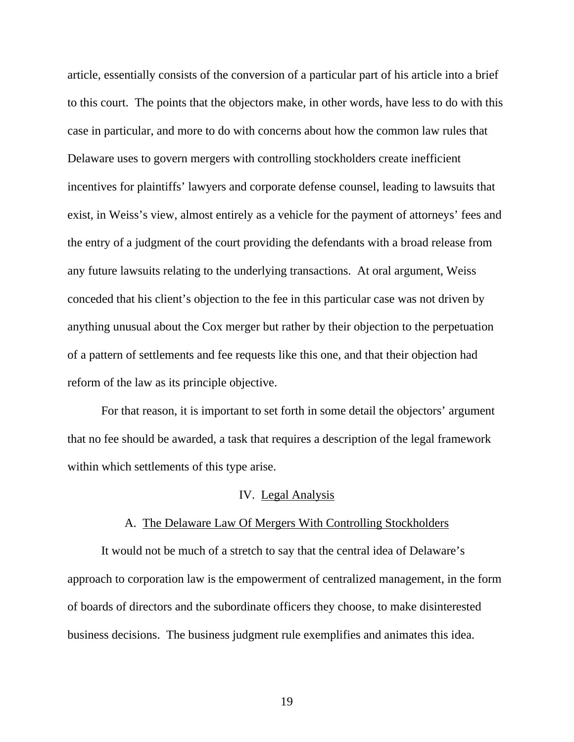article, essentially consists of the conversion of a particular part of his article into a brief to this court. The points that the objectors make, in other words, have less to do with this case in particular, and more to do with concerns about how the common law rules that Delaware uses to govern mergers with controlling stockholders create inefficient incentives for plaintiffs' lawyers and corporate defense counsel, leading to lawsuits that exist, in Weiss's view, almost entirely as a vehicle for the payment of attorneys' fees and the entry of a judgment of the court providing the defendants with a broad release from any future lawsuits relating to the underlying transactions. At oral argument, Weiss conceded that his client's objection to the fee in this particular case was not driven by anything unusual about the Cox merger but rather by their objection to the perpetuation of a pattern of settlements and fee requests like this one, and that their objection had reform of the law as its principle objective.

For that reason, it is important to set forth in some detail the objectors' argument that no fee should be awarded, a task that requires a description of the legal framework within which settlements of this type arise.

## IV. Legal Analysis

### A. The Delaware Law Of Mergers With Controlling Stockholders

It would not be much of a stretch to say that the central idea of Delaware's approach to corporation law is the empowerment of centralized management, in the form of boards of directors and the subordinate officers they choose, to make disinterested business decisions. The business judgment rule exemplifies and animates this idea.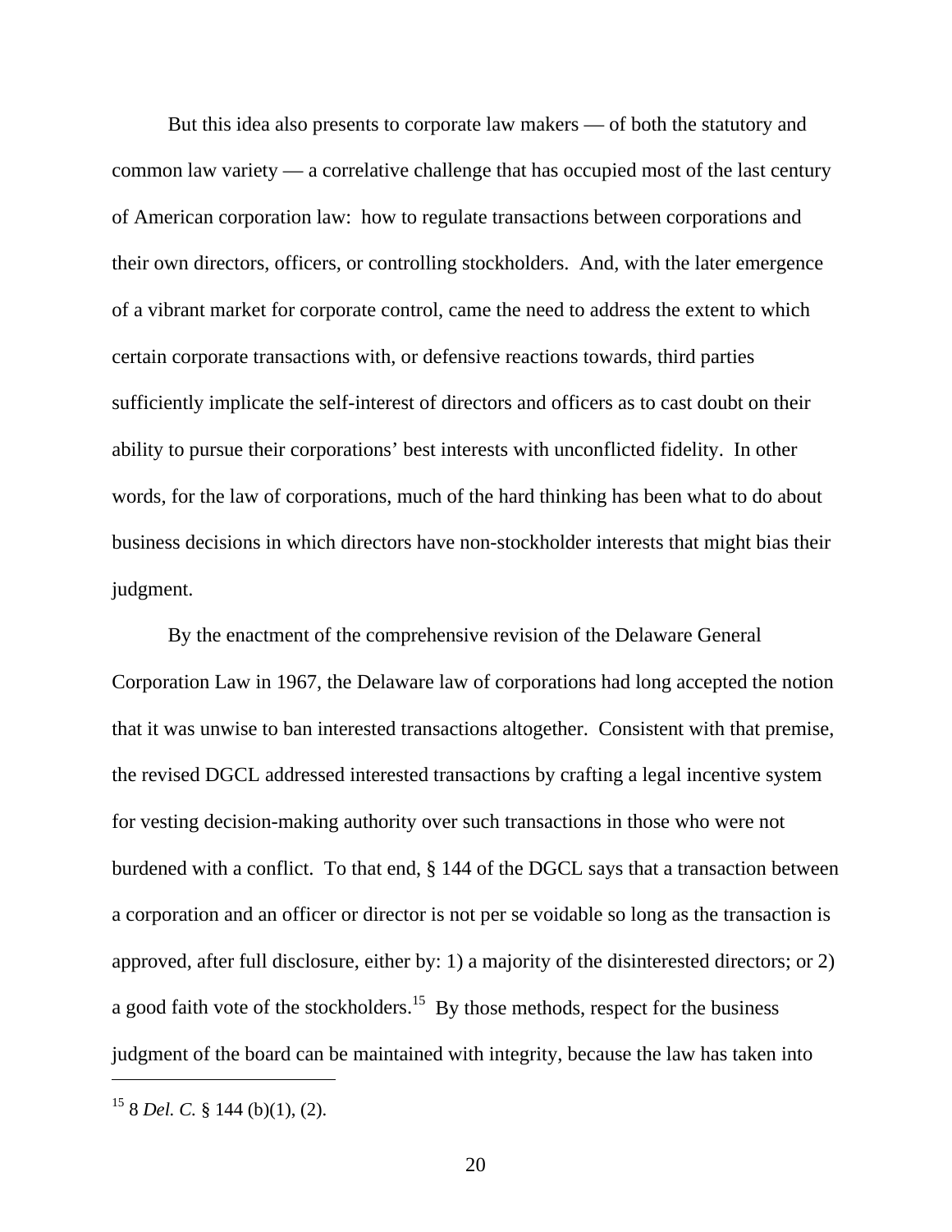But this idea also presents to corporate law makers — of both the statutory and common law variety — a correlative challenge that has occupied most of the last century of American corporation law: how to regulate transactions between corporations and their own directors, officers, or controlling stockholders. And, with the later emergence of a vibrant market for corporate control, came the need to address the extent to which certain corporate transactions with, or defensive reactions towards, third parties sufficiently implicate the self-interest of directors and officers as to cast doubt on their ability to pursue their corporations' best interests with unconflicted fidelity. In other words, for the law of corporations, much of the hard thinking has been what to do about business decisions in which directors have non-stockholder interests that might bias their judgment.

By the enactment of the comprehensive revision of the Delaware General Corporation Law in 1967, the Delaware law of corporations had long accepted the notion that it was unwise to ban interested transactions altogether. Consistent with that premise, the revised DGCL addressed interested transactions by crafting a legal incentive system for vesting decision-making authority over such transactions in those who were not burdened with a conflict. To that end, § 144 of the DGCL says that a transaction between a corporation and an officer or director is not per se voidable so long as the transaction is approved, after full disclosure, either by: 1) a majority of the disinterested directors; or 2) a good faith vote of the stockholders.[15] By those methods, respect for the business judgment of the board can be maintained with integrity, because the law has taken into

[15] 8 *Del. C.* § 144 (b)(1), (2).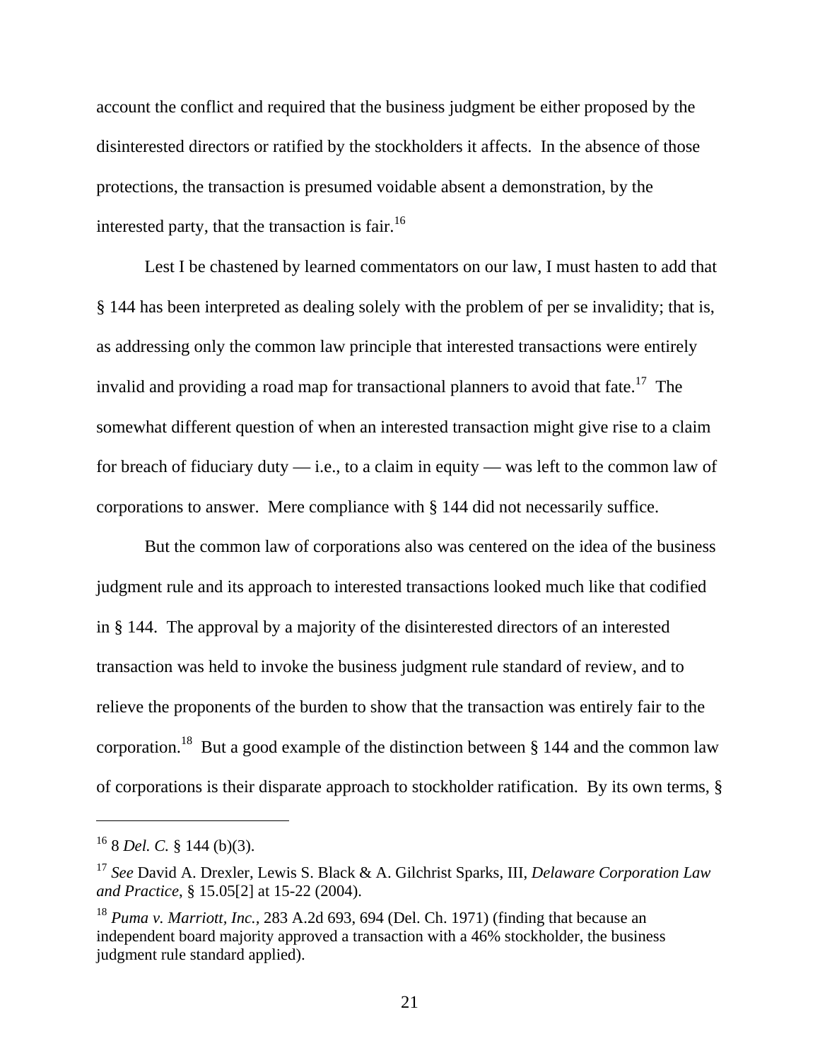account the conflict and required that the business judgment be either proposed by the disinterested directors or ratified by the stockholders it affects. In the absence of those protections, the transaction is presumed voidable absent a demonstration, by the interested party, that the transaction is fair.[16]

Lest I be chastened by learned commentators on our law, I must hasten to add that § 144 has been interpreted as dealing solely with the problem of per se invalidity; that is, as addressing only the common law principle that interested transactions were entirely invalid and providing a road map for transactional planners to avoid that fate.[17] The somewhat different question of when an interested transaction might give rise to a claim for breach of fiduciary duty — i.e., to a claim in equity — was left to the common law of corporations to answer. Mere compliance with § 144 did not necessarily suffice.

But the common law of corporations also was centered on the idea of the business judgment rule and its approach to interested transactions looked much like that codified in § 144. The approval by a majority of the disinterested directors of an interested transaction was held to invoke the business judgment rule standard of review, and to relieve the proponents of the burden to show that the transaction was entirely fair to the corporation.[18] But a good example of the distinction between § 144 and the common law of corporations is their disparate approach to stockholder ratification. By its own terms, §

---

[16] 8 *Del. C.* § 144 (b)(3).

[17] *See* David A. Drexler, Lewis S. Black & A. Gilchrist Sparks, III, *Delaware Corporation Law and Practice*, § 15.05[2] at 15-22 (2004).

[18] *Puma v. Marriott, Inc.*, 283 A.2d 693, 694 (Del. Ch. 1971) (finding that because an independent board majority approved a transaction with a 46% stockholder, the business judgment rule standard applied).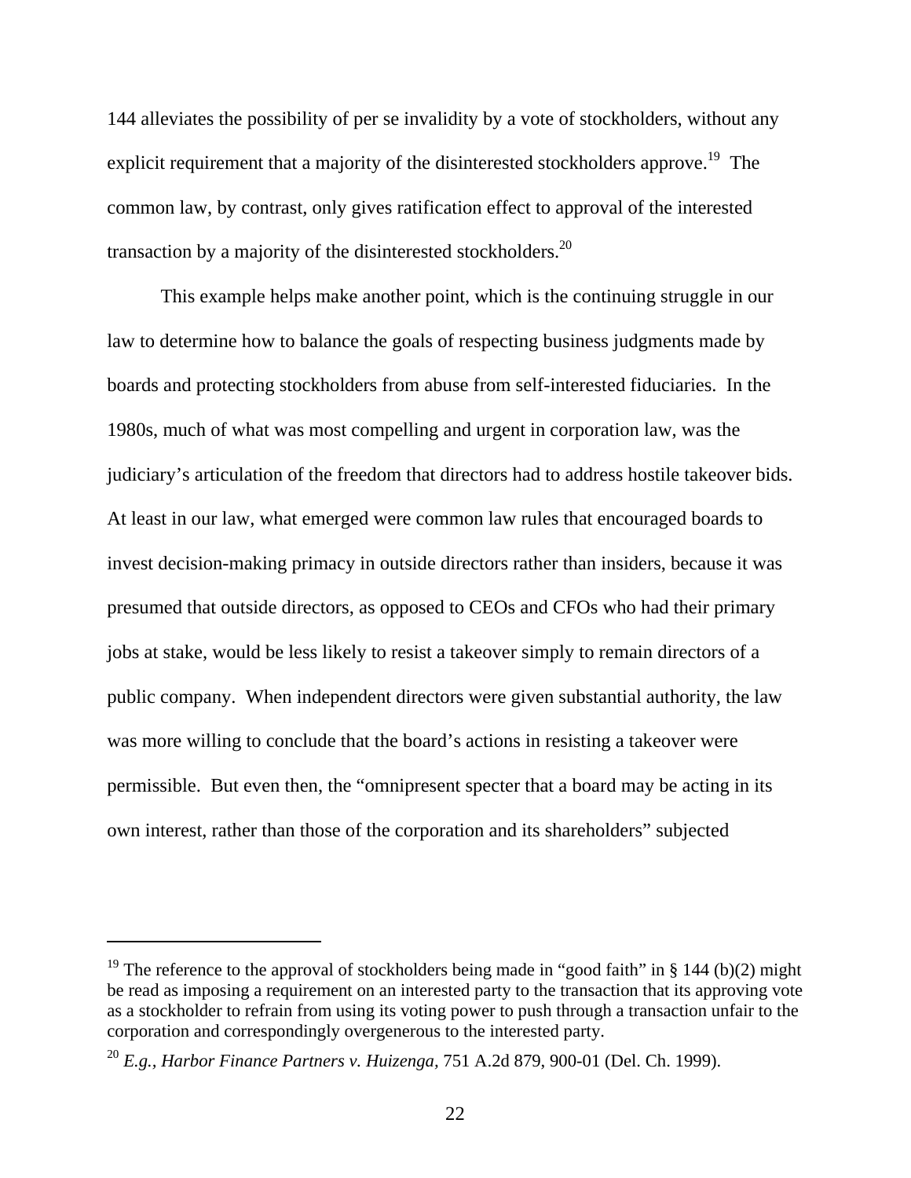144 alleviates the possibility of per se invalidity by a vote of stockholders, without any explicit requirement that a majority of the disinterested stockholders approve.[19] The common law, by contrast, only gives ratification effect to approval of the interested transaction by a majority of the disinterested stockholders.[20]

This example helps make another point, which is the continuing struggle in our law to determine how to balance the goals of respecting business judgments made by boards and protecting stockholders from abuse from self-interested fiduciaries. In the 1980s, much of what was most compelling and urgent in corporation law, was the judiciary's articulation of the freedom that directors had to address hostile takeover bids. At least in our law, what emerged were common law rules that encouraged boards to invest decision-making primacy in outside directors rather than insiders, because it was presumed that outside directors, as opposed to CEOs and CFOs who had their primary jobs at stake, would be less likely to resist a takeover simply to remain directors of a public company. When independent directors were given substantial authority, the law was more willing to conclude that the board's actions in resisting a takeover were permissible. But even then, the "omnipresent specter that a board may be acting in its own interest, rather than those of the corporation and its shareholders" subjected

---

[19] The reference to the approval of stockholders being made in "good faith" in § 144 (b)(2) might be read as imposing a requirement on an interested party to the transaction that its approving vote as a stockholder to refrain from using its voting power to push through a transaction unfair to the corporation and correspondingly overgenerous to the interested party.

[20] *E.g., Harbor Finance Partners v. Huizenga,* 751 A.2d 879, 900-01 (Del. Ch. 1999).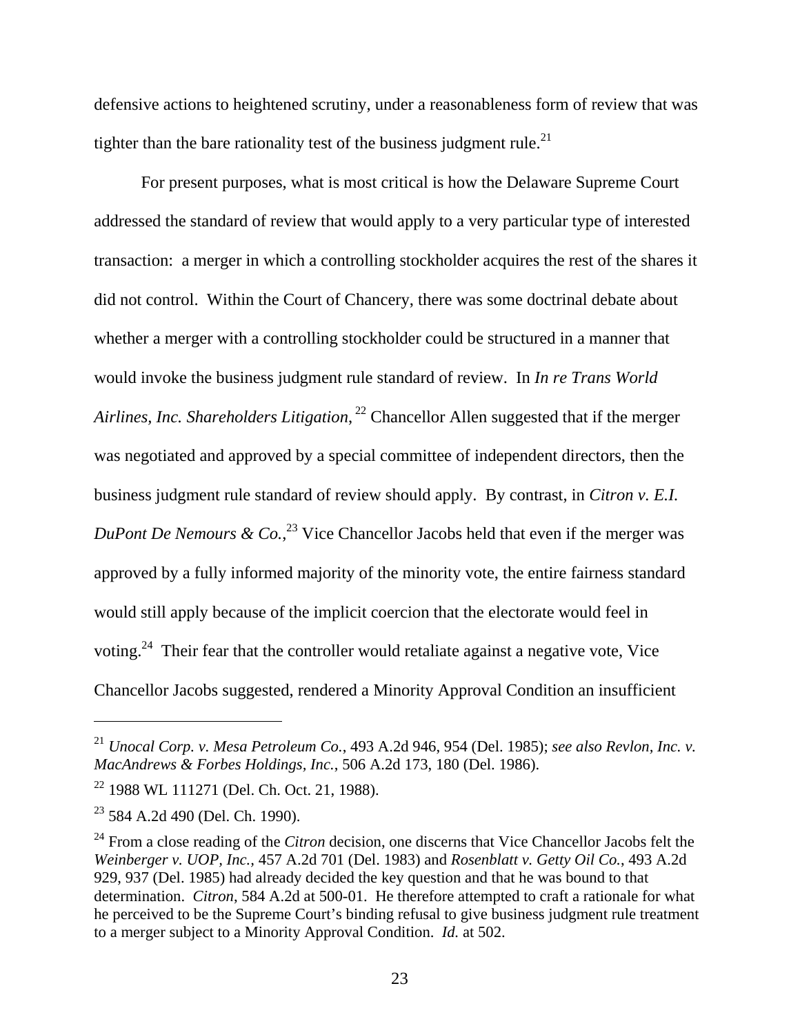defensive actions to heightened scrutiny, under a reasonableness form of review that was tighter than the bare rationality test of the business judgment rule.[21]

For present purposes, what is most critical is how the Delaware Supreme Court addressed the standard of review that would apply to a very particular type of interested transaction: a merger in which a controlling stockholder acquires the rest of the shares it did not control. Within the Court of Chancery, there was some doctrinal debate about whether a merger with a controlling stockholder could be structured in a manner that would invoke the business judgment rule standard of review. In *In re Trans World Airlines, Inc. Shareholders Litigation*,[22] Chancellor Allen suggested that if the merger was negotiated and approved by a special committee of independent directors, then the business judgment rule standard of review should apply. By contrast, in *Citron v. E.I. DuPont De Nemours & Co.*,[23] Vice Chancellor Jacobs held that even if the merger was approved by a fully informed majority of the minority vote, the entire fairness standard would still apply because of the implicit coercion that the electorate would feel in voting.[24] Their fear that the controller would retaliate against a negative vote, Vice Chancellor Jacobs suggested, rendered a Minority Approval Condition an insufficient

---

[21] *Unocal Corp. v. Mesa Petroleum Co.*, 493 A.2d 946, 954 (Del. 1985); *see also Revlon, Inc. v. MacAndrews & Forbes Holdings, Inc.*, 506 A.2d 173, 180 (Del. 1986).

[22] 1988 WL 111271 (Del. Ch. Oct. 21, 1988).

[23] 584 A.2d 490 (Del. Ch. 1990).

[24] From a close reading of the *Citron* decision, one discerns that Vice Chancellor Jacobs felt the *Weinberger v. UOP, Inc.*, 457 A.2d 701 (Del. 1983) and *Rosenblatt v. Getty Oil Co.*, 493 A.2d 929, 937 (Del. 1985) had already decided the key question and that he was bound to that determination. *Citron*, 584 A.2d at 500-01. He therefore attempted to craft a rationale for what he perceived to be the Supreme Court's binding refusal to give business judgment rule treatment to a merger subject to a Minority Approval Condition. *Id.* at 502.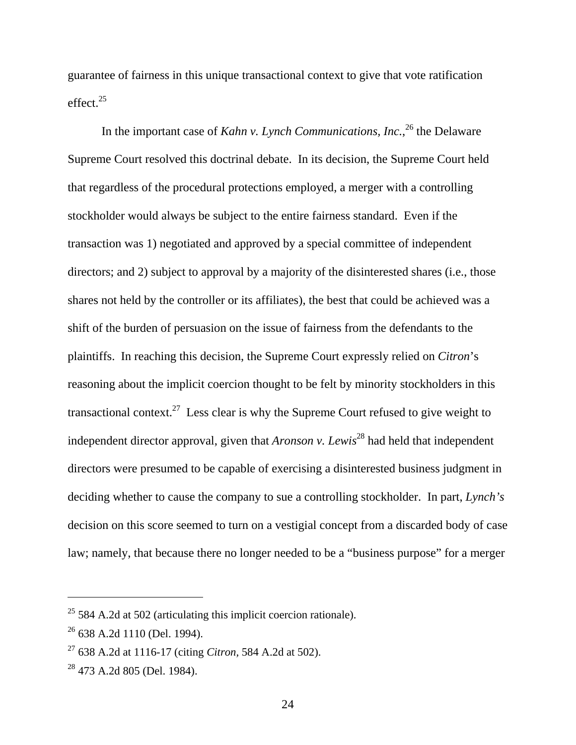guarantee of fairness in this unique transactional context to give that vote ratification effect.[25]

In the important case of *Kahn v. Lynch Communications, Inc.*,[26] the Delaware Supreme Court resolved this doctrinal debate. In its decision, the Supreme Court held that regardless of the procedural protections employed, a merger with a controlling stockholder would always be subject to the entire fairness standard. Even if the transaction was 1) negotiated and approved by a special committee of independent directors; and 2) subject to approval by a majority of the disinterested shares (i.e., those shares not held by the controller or its affiliates), the best that could be achieved was a shift of the burden of persuasion on the issue of fairness from the defendants to the plaintiffs. In reaching this decision, the Supreme Court expressly relied on *Citron*'s reasoning about the implicit coercion thought to be felt by minority stockholders in this transactional context.[27] Less clear is why the Supreme Court refused to give weight to independent director approval, given that *Aronson v. Lewis*[28] had held that independent directors were presumed to be capable of exercising a disinterested business judgment in deciding whether to cause the company to sue a controlling stockholder. In part, *Lynch's* decision on this score seemed to turn on a vestigial concept from a discarded body of case law; namely, that because there no longer needed to be a "business purpose" for a merger

---

[25] 584 A.2d at 502 (articulating this implicit coercion rationale).

[26] 638 A.2d 1110 (Del. 1994).

[27] 638 A.2d at 1116-17 (citing *Citron*, 584 A.2d at 502).

[28] 473 A.2d 805 (Del. 1984).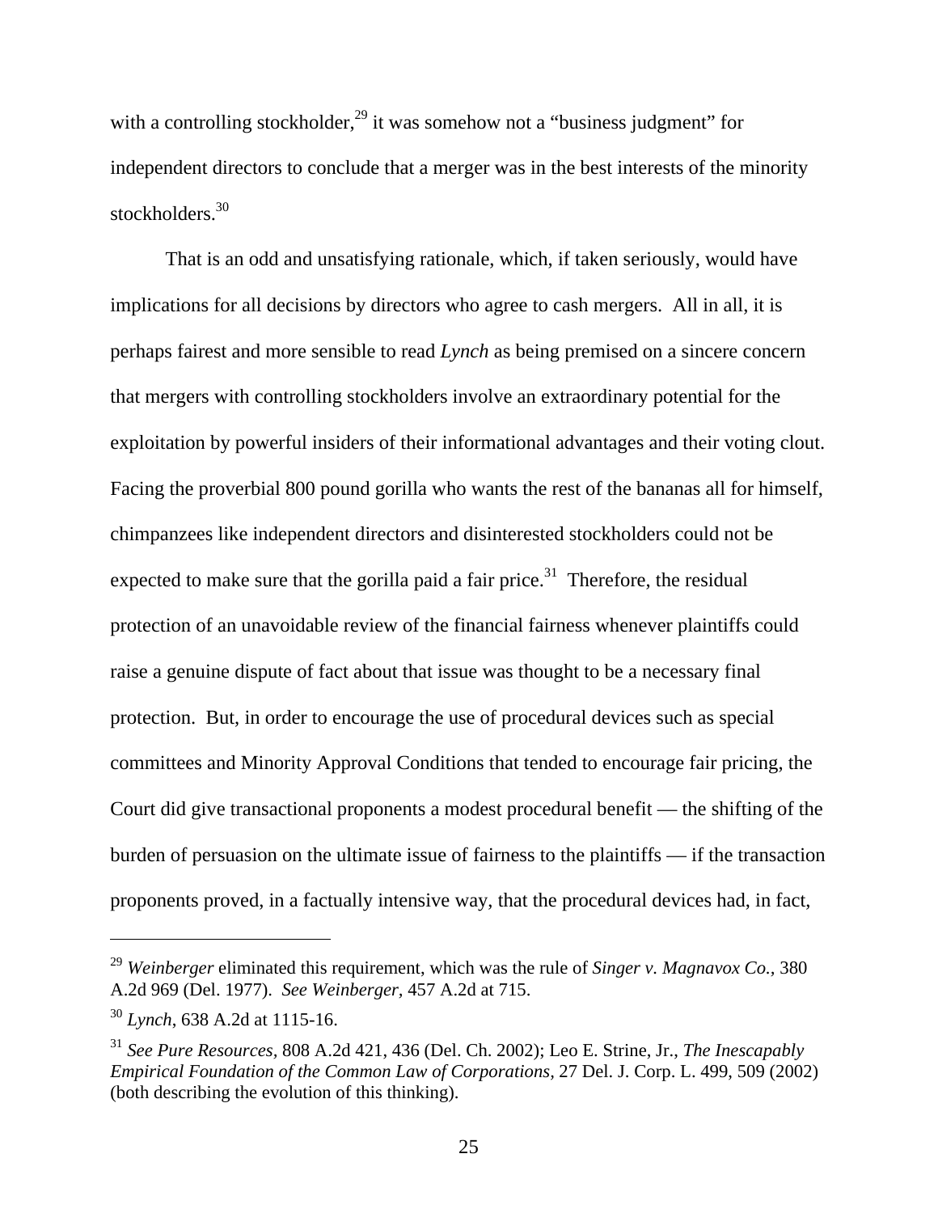with a controlling stockholder,[29] it was somehow not a "business judgment" for independent directors to conclude that a merger was in the best interests of the minority stockholders.[30]

That is an odd and unsatisfying rationale, which, if taken seriously, would have implications for all decisions by directors who agree to cash mergers. All in all, it is perhaps fairest and more sensible to read *Lynch* as being premised on a sincere concern that mergers with controlling stockholders involve an extraordinary potential for the exploitation by powerful insiders of their informational advantages and their voting clout. Facing the proverbial 800 pound gorilla who wants the rest of the bananas all for himself, chimpanzees like independent directors and disinterested stockholders could not be expected to make sure that the gorilla paid a fair price.[31] Therefore, the residual protection of an unavoidable review of the financial fairness whenever plaintiffs could raise a genuine dispute of fact about that issue was thought to be a necessary final protection. But, in order to encourage the use of procedural devices such as special committees and Minority Approval Conditions that tended to encourage fair pricing, the Court did give transactional proponents a modest procedural benefit — the shifting of the burden of persuasion on the ultimate issue of fairness to the plaintiffs — if the transaction proponents proved, in a factually intensive way, that the procedural devices had, in fact,

---

[29] *Weinberger* eliminated this requirement, which was the rule of *Singer v. Magnavox Co.*, 380 A.2d 969 (Del. 1977). *See Weinberger*, 457 A.2d at 715.

[30] *Lynch*, 638 A.2d at 1115-16.

[31] *See Pure Resources*, 808 A.2d 421, 436 (Del. Ch. 2002); Leo E. Strine, Jr., *The Inescapably Empirical Foundation of the Common Law of Corporations*, 27 Del. J. Corp. L. 499, 509 (2002) (both describing the evolution of this thinking).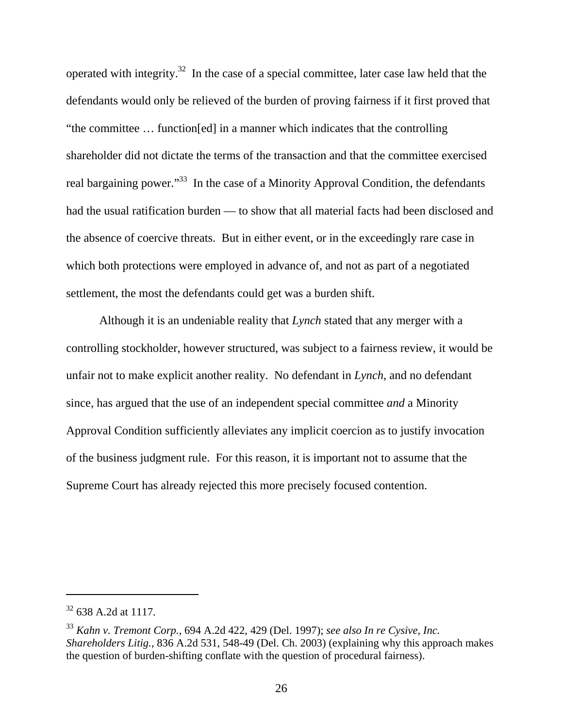operated with integrity.[32] In the case of a special committee, later case law held that the defendants would only be relieved of the burden of proving fairness if it first proved that "the committee … function[ed] in a manner which indicates that the controlling shareholder did not dictate the terms of the transaction and that the committee exercised real bargaining power."[33] In the case of a Minority Approval Condition, the defendants had the usual ratification burden — to show that all material facts had been disclosed and the absence of coercive threats. But in either event, or in the exceedingly rare case in which both protections were employed in advance of, and not as part of a negotiated settlement, the most the defendants could get was a burden shift.

Although it is an undeniable reality that *Lynch* stated that any merger with a controlling stockholder, however structured, was subject to a fairness review, it would be unfair not to make explicit another reality. No defendant in *Lynch*, and no defendant since, has argued that the use of an independent special committee *and* a Minority Approval Condition sufficiently alleviates any implicit coercion as to justify invocation of the business judgment rule. For this reason, it is important not to assume that the Supreme Court has already rejected this more precisely focused contention.

---

[32] 638 A.2d at 1117.

[33] *Kahn v. Tremont Corp.*, 694 A.2d 422, 429 (Del. 1997); *see also In re Cysive, Inc. Shareholders Litig.*, 836 A.2d 531, 548-49 (Del. Ch. 2003) (explaining why this approach makes the question of burden-shifting conflate with the question of procedural fairness).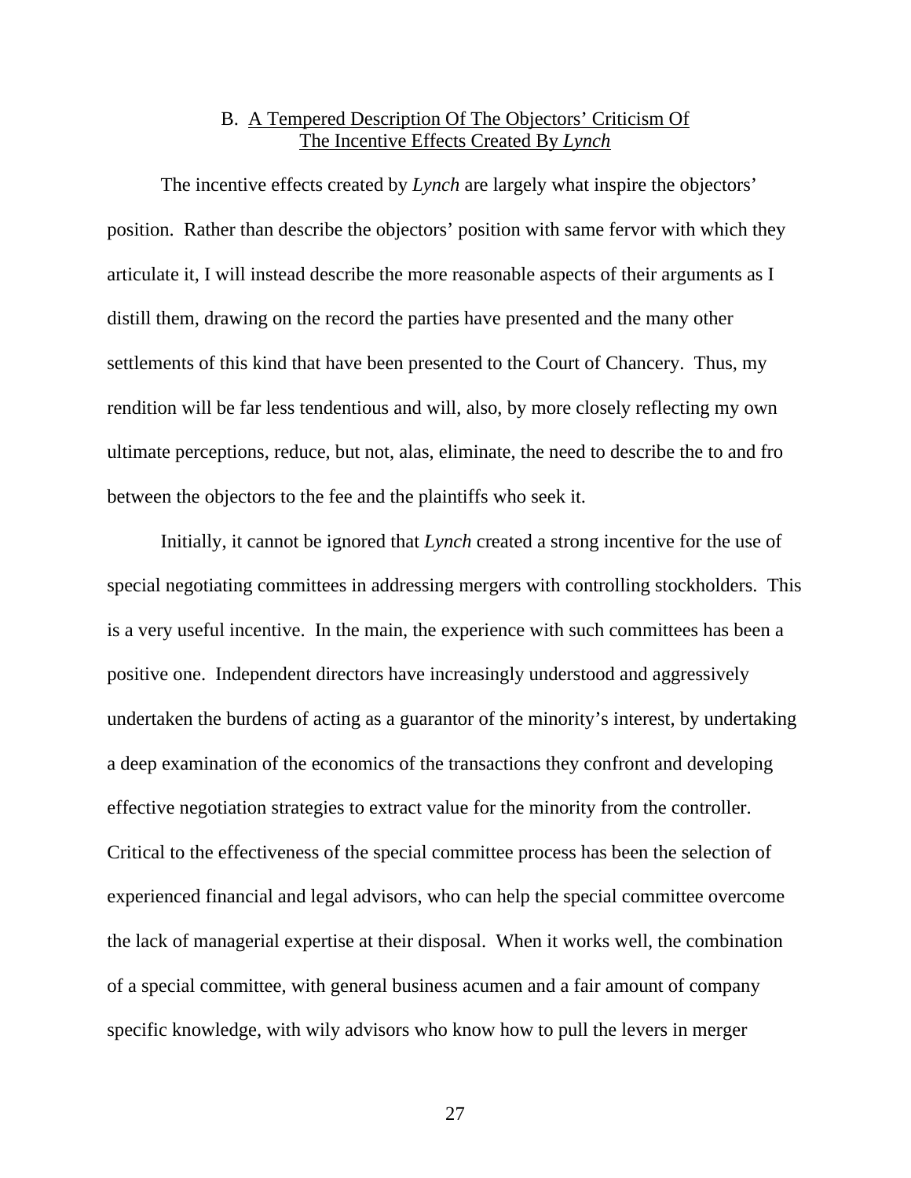### B. A Tempered Description Of The Objectors' Criticism Of The Incentive Effects Created By *Lynch*

The incentive effects created by *Lynch* are largely what inspire the objectors' position. Rather than describe the objectors' position with same fervor with which they articulate it, I will instead describe the more reasonable aspects of their arguments as I distill them, drawing on the record the parties have presented and the many other settlements of this kind that have been presented to the Court of Chancery. Thus, my rendition will be far less tendentious and will, also, by more closely reflecting my own ultimate perceptions, reduce, but not, alas, eliminate, the need to describe the to and fro between the objectors to the fee and the plaintiffs who seek it.

Initially, it cannot be ignored that *Lynch* created a strong incentive for the use of special negotiating committees in addressing mergers with controlling stockholders. This is a very useful incentive. In the main, the experience with such committees has been a positive one. Independent directors have increasingly understood and aggressively undertaken the burdens of acting as a guarantor of the minority's interest, by undertaking a deep examination of the economics of the transactions they confront and developing effective negotiation strategies to extract value for the minority from the controller. Critical to the effectiveness of the special committee process has been the selection of experienced financial and legal advisors, who can help the special committee overcome the lack of managerial expertise at their disposal. When it works well, the combination of a special committee, with general business acumen and a fair amount of company specific knowledge, with wily advisors who know how to pull the levers in merger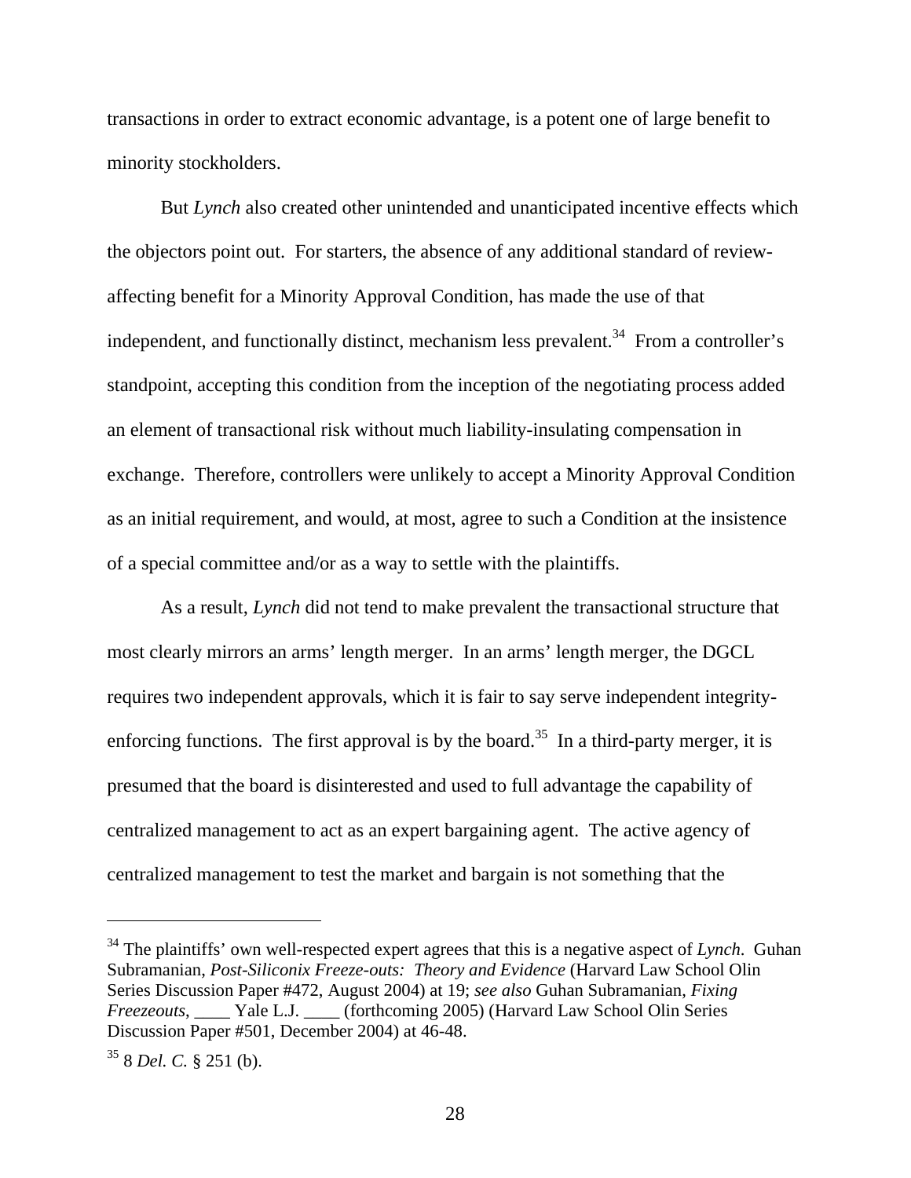transactions in order to extract economic advantage, is a potent one of large benefit to minority stockholders.

But *Lynch* also created other unintended and unanticipated incentive effects which the objectors point out. For starters, the absence of any additional standard of review-affecting benefit for a Minority Approval Condition, has made the use of that independent, and functionally distinct, mechanism less prevalent.[34] From a controller's standpoint, accepting this condition from the inception of the negotiating process added an element of transactional risk without much liability-insulating compensation in exchange. Therefore, controllers were unlikely to accept a Minority Approval Condition as an initial requirement, and would, at most, agree to such a Condition at the insistence of a special committee and/or as a way to settle with the plaintiffs.

As a result, *Lynch* did not tend to make prevalent the transactional structure that most clearly mirrors an arms' length merger. In an arms' length merger, the DGCL requires two independent approvals, which it is fair to say serve independent integrity-enforcing functions. The first approval is by the board.[35] In a third-party merger, it is presumed that the board is disinterested and used to full advantage the capability of centralized management to act as an expert bargaining agent. The active agency of centralized management to test the market and bargain is not something that the

---

[34] The plaintiffs' own well-respected expert agrees that this is a negative aspect of *Lynch*. Guhan Subramanian, *Post-Siliconix Freeze-outs: Theory and Evidence* (Harvard Law School Olin Series Discussion Paper #472, August 2004) at 19; *see also* Guhan Subramanian, *Fixing Freezeouts*, ____ Yale L.J. ____ (forthcoming 2005) (Harvard Law School Olin Series Discussion Paper #501, December 2004) at 46-48.

[35] 8 *Del. C.* § 251 (b).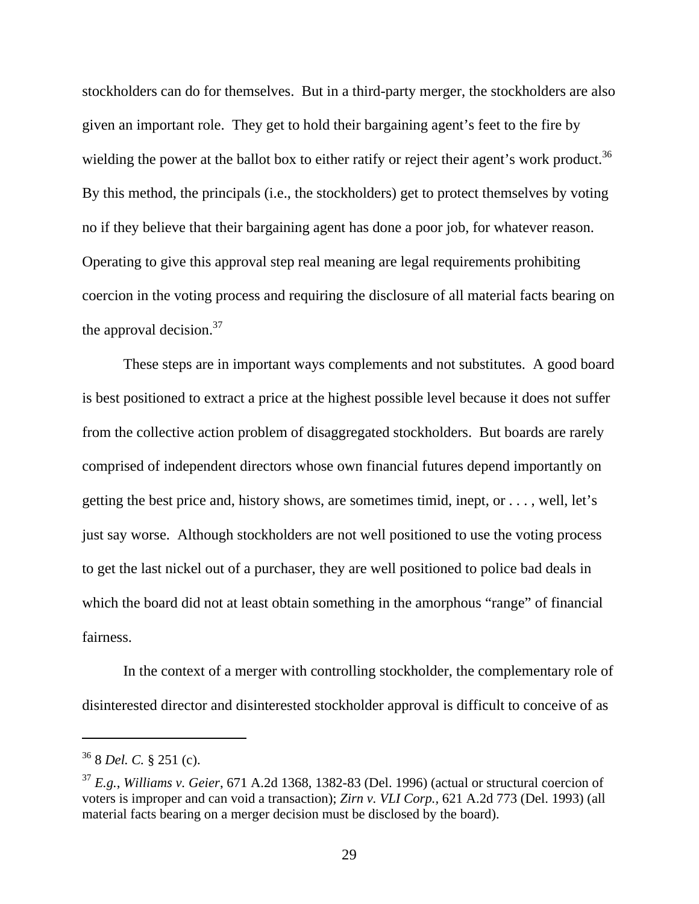stockholders can do for themselves. But in a third-party merger, the stockholders are also given an important role. They get to hold their bargaining agent's feet to the fire by wielding the power at the ballot box to either ratify or reject their agent's work product.[36] By this method, the principals (i.e., the stockholders) get to protect themselves by voting no if they believe that their bargaining agent has done a poor job, for whatever reason. Operating to give this approval step real meaning are legal requirements prohibiting coercion in the voting process and requiring the disclosure of all material facts bearing on the approval decision.[37]

These steps are in important ways complements and not substitutes. A good board is best positioned to extract a price at the highest possible level because it does not suffer from the collective action problem of disaggregated stockholders. But boards are rarely comprised of independent directors whose own financial futures depend importantly on getting the best price and, history shows, are sometimes timid, inept, or . . . , well, let's just say worse. Although stockholders are not well positioned to use the voting process to get the last nickel out of a purchaser, they are well positioned to police bad deals in which the board did not at least obtain something in the amorphous "range" of financial fairness.

In the context of a merger with controlling stockholder, the complementary role of disinterested director and disinterested stockholder approval is difficult to conceive of as

---

[36] 8 *Del. C.* § 251 (c).

[37] *E.g.*, *Williams v. Geier*, 671 A.2d 1368, 1382-83 (Del. 1996) (actual or structural coercion of voters is improper and can void a transaction); *Zirn v. VLI Corp.*, 621 A.2d 773 (Del. 1993) (all material facts bearing on a merger decision must be disclosed by the board).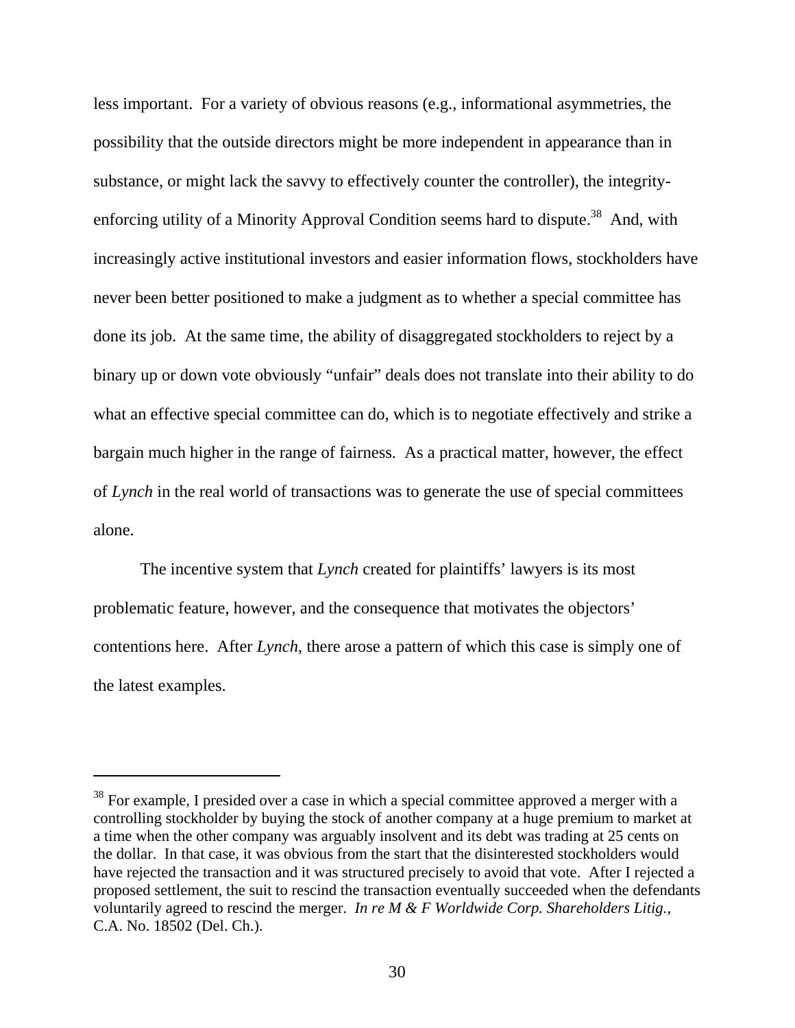less important. For a variety of obvious reasons (e.g., informational asymmetries, the possibility that the outside directors might be more independent in appearance than in substance, or might lack the savvy to effectively counter the controller), the integrity-enforcing utility of a Minority Approval Condition seems hard to dispute.[38] And, with increasingly active institutional investors and easier information flows, stockholders have never been better positioned to make a judgment as to whether a special committee has done its job. At the same time, the ability of disaggregated stockholders to reject by a binary up or down vote obviously "unfair" deals does not translate into their ability to do what an effective special committee can do, which is to negotiate effectively and strike a bargain much higher in the range of fairness. As a practical matter, however, the effect of *Lynch* in the real world of transactions was to generate the use of special committees alone.

The incentive system that *Lynch* created for plaintiffs' lawyers is its most problematic feature, however, and the consequence that motivates the objectors' contentions here. After *Lynch*, there arose a pattern of which this case is simply one of the latest examples.

---

[38] For example, I presided over a case in which a special committee approved a merger with a controlling stockholder by buying the stock of another company at a huge premium to market at a time when the other company was arguably insolvent and its debt was trading at 25 cents on the dollar. In that case, it was obvious from the start that the disinterested stockholders would have rejected the transaction and it was structured precisely to avoid that vote. After I rejected a proposed settlement, the suit to rescind the transaction eventually succeeded when the defendants voluntarily agreed to rescind the merger. *In re M & F Worldwide Corp. Shareholders Litig.*, C.A. No. 18502 (Del. Ch.).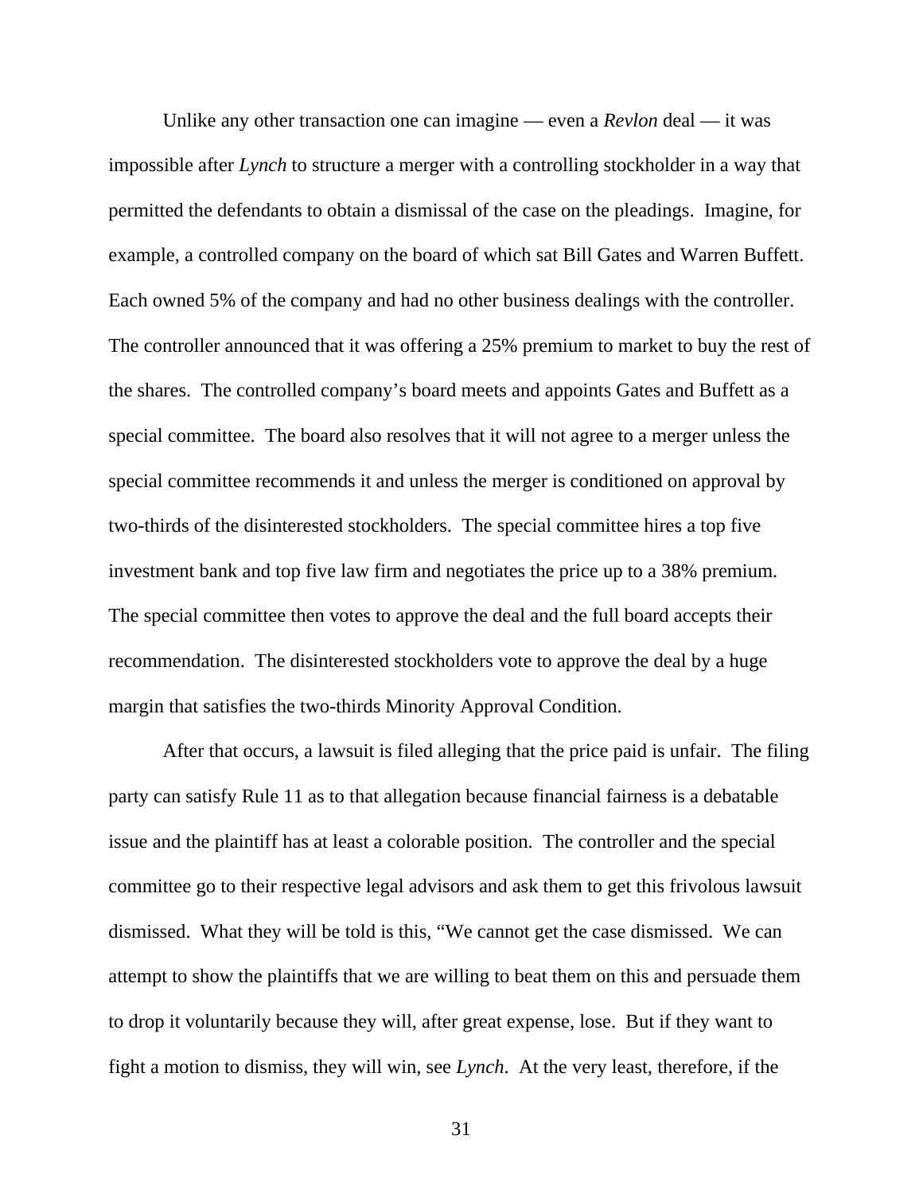Unlike any other transaction one can imagine — even a *Revlon* deal — it was impossible after *Lynch* to structure a merger with a controlling stockholder in a way that permitted the defendants to obtain a dismissal of the case on the pleadings. Imagine, for example, a controlled company on the board of which sat Bill Gates and Warren Buffett. Each owned 5% of the company and had no other business dealings with the controller. The controller announced that it was offering a 25% premium to market to buy the rest of the shares. The controlled company's board meets and appoints Gates and Buffett as a special committee. The board also resolves that it will not agree to a merger unless the special committee recommends it and unless the merger is conditioned on approval by two-thirds of the disinterested stockholders. The special committee hires a top five investment bank and top five law firm and negotiates the price up to a 38% premium. The special committee then votes to approve the deal and the full board accepts their recommendation. The disinterested stockholders vote to approve the deal by a huge margin that satisfies the two-thirds Minority Approval Condition.

After that occurs, a lawsuit is filed alleging that the price paid is unfair. The filing party can satisfy Rule 11 as to that allegation because financial fairness is a debatable issue and the plaintiff has at least a colorable position. The controller and the special committee go to their respective legal advisors and ask them to get this frivolous lawsuit dismissed. What they will be told is this, "We cannot get the case dismissed. We can attempt to show the plaintiffs that we are willing to beat them on this and persuade them to drop it voluntarily because they will, after great expense, lose. But if they want to fight a motion to dismiss, they will win, see *Lynch*. At the very least, therefore, if the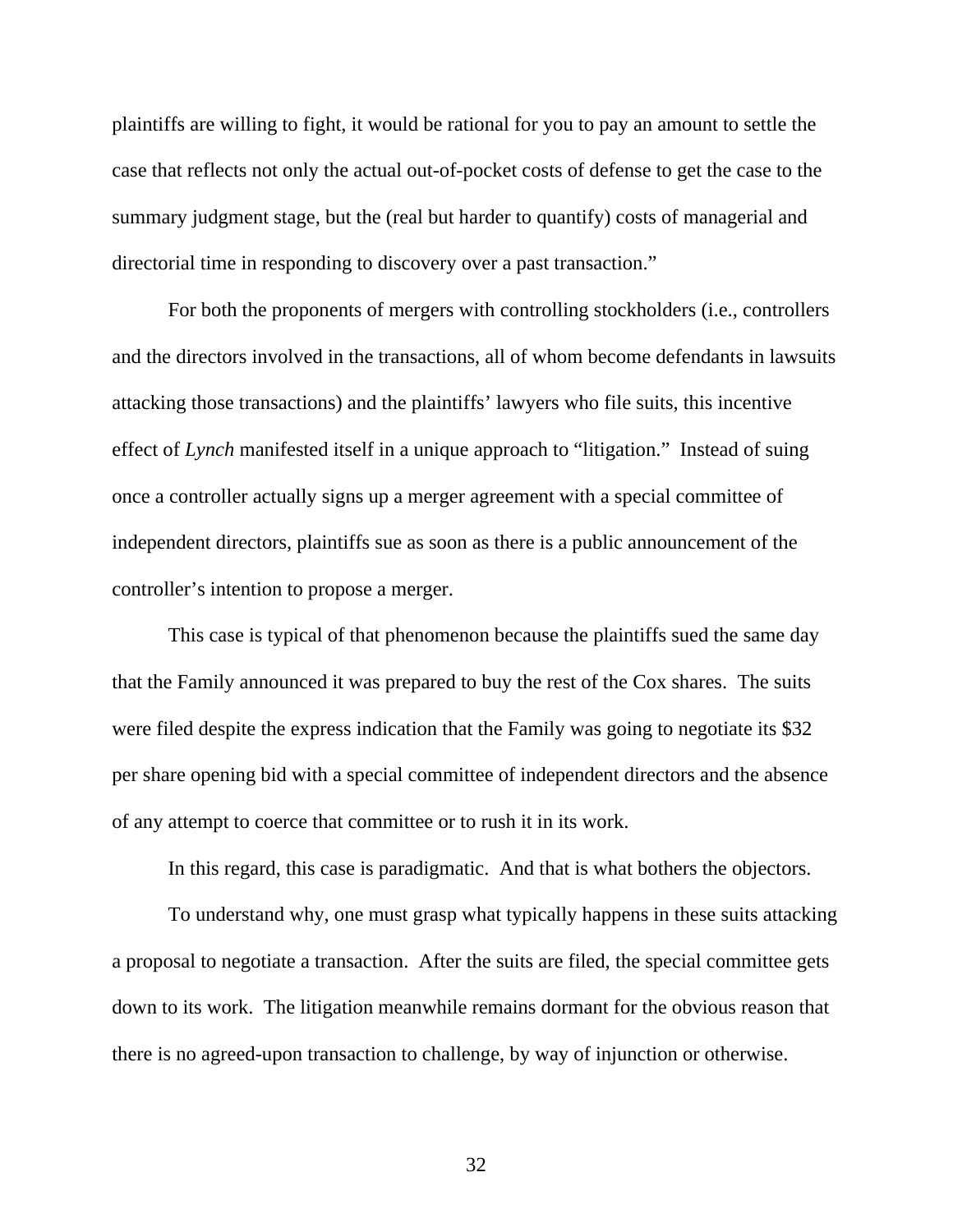plaintiffs are willing to fight, it would be rational for you to pay an amount to settle the case that reflects not only the actual out-of-pocket costs of defense to get the case to the summary judgment stage, but the (real but harder to quantify) costs of managerial and directorial time in responding to discovery over a past transaction."

For both the proponents of mergers with controlling stockholders (i.e., controllers and the directors involved in the transactions, all of whom become defendants in lawsuits attacking those transactions) and the plaintiffs' lawyers who file suits, this incentive effect of *Lynch* manifested itself in a unique approach to "litigation." Instead of suing once a controller actually signs up a merger agreement with a special committee of independent directors, plaintiffs sue as soon as there is a public announcement of the controller's intention to propose a merger.

This case is typical of that phenomenon because the plaintiffs sued the same day that the Family announced it was prepared to buy the rest of the Cox shares. The suits were filed despite the express indication that the Family was going to negotiate its $32 per share opening bid with a special committee of independent directors and the absence of any attempt to coerce that committee or to rush it in its work.

In this regard, this case is paradigmatic. And that is what bothers the objectors.

To understand why, one must grasp what typically happens in these suits attacking a proposal to negotiate a transaction. After the suits are filed, the special committee gets down to its work. The litigation meanwhile remains dormant for the obvious reason that there is no agreed-upon transaction to challenge, by way of injunction or otherwise.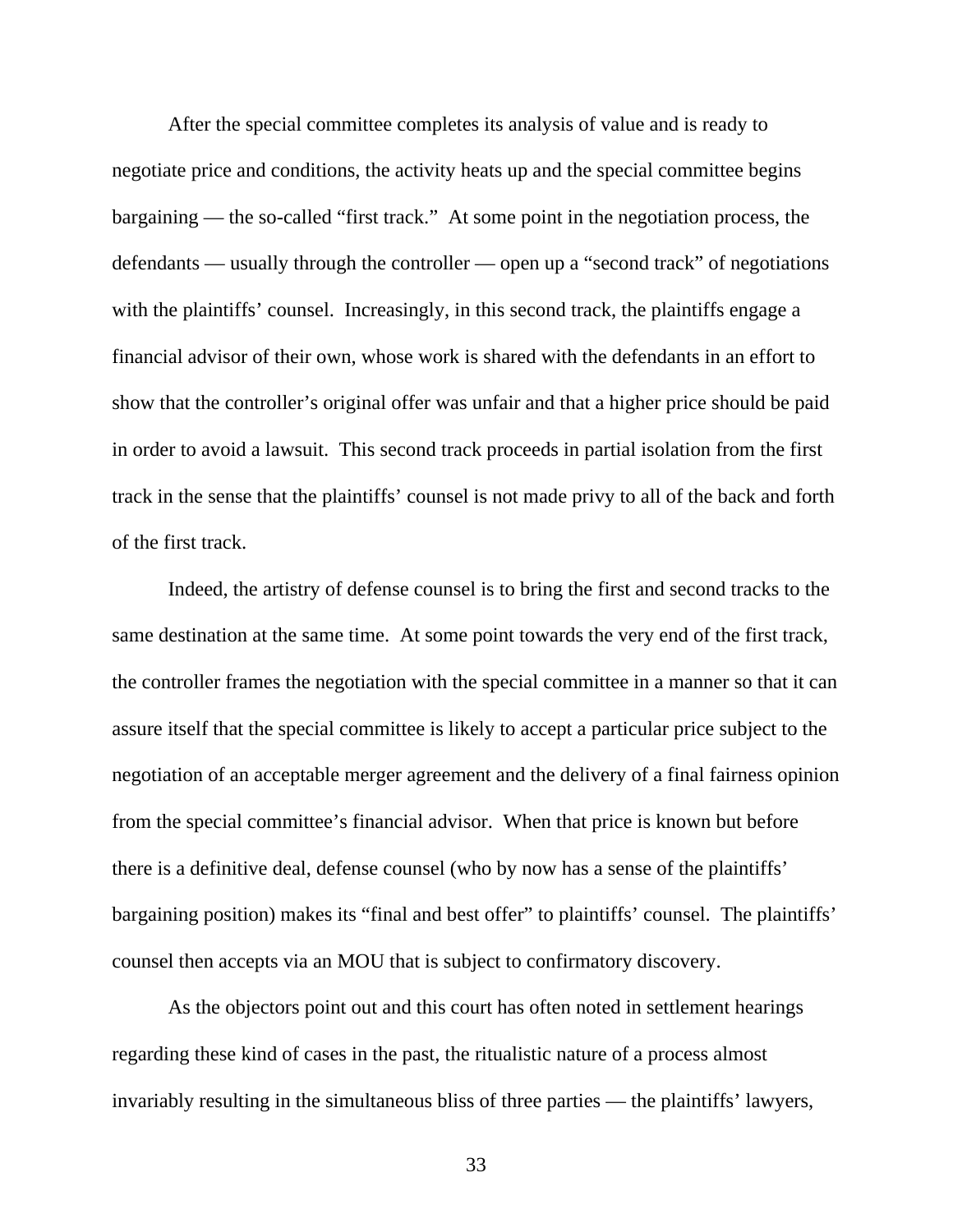After the special committee completes its analysis of value and is ready to negotiate price and conditions, the activity heats up and the special committee begins bargaining — the so-called "first track." At some point in the negotiation process, the defendants — usually through the controller — open up a "second track" of negotiations with the plaintiffs' counsel. Increasingly, in this second track, the plaintiffs engage a financial advisor of their own, whose work is shared with the defendants in an effort to show that the controller's original offer was unfair and that a higher price should be paid in order to avoid a lawsuit. This second track proceeds in partial isolation from the first track in the sense that the plaintiffs' counsel is not made privy to all of the back and forth of the first track.

Indeed, the artistry of defense counsel is to bring the first and second tracks to the same destination at the same time. At some point towards the very end of the first track, the controller frames the negotiation with the special committee in a manner so that it can assure itself that the special committee is likely to accept a particular price subject to the negotiation of an acceptable merger agreement and the delivery of a final fairness opinion from the special committee's financial advisor. When that price is known but before there is a definitive deal, defense counsel (who by now has a sense of the plaintiffs' bargaining position) makes its "final and best offer" to plaintiffs' counsel. The plaintiffs' counsel then accepts via an MOU that is subject to confirmatory discovery.

As the objectors point out and this court has often noted in settlement hearings regarding these kind of cases in the past, the ritualistic nature of a process almost invariably resulting in the simultaneous bliss of three parties — the plaintiffs' lawyers,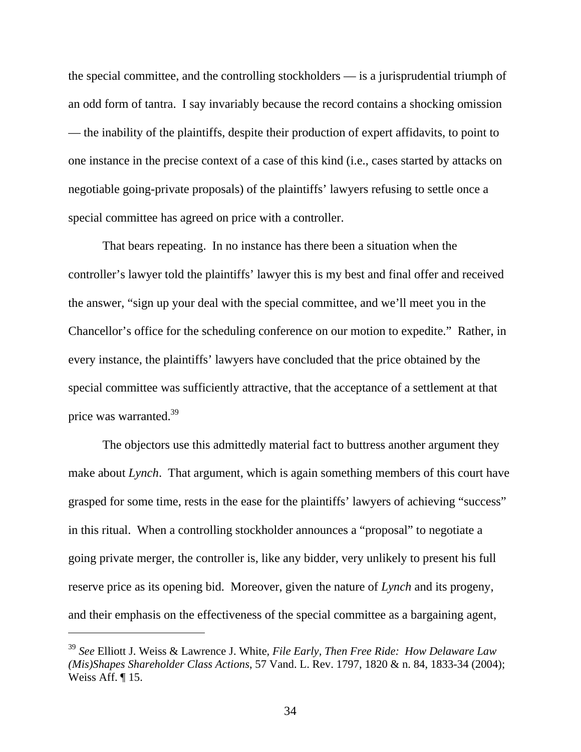the special committee, and the controlling stockholders — is a jurisprudential triumph of an odd form of tantra. I say invariably because the record contains a shocking omission — the inability of the plaintiffs, despite their production of expert affidavits, to point to one instance in the precise context of a case of this kind (i.e., cases started by attacks on negotiable going-private proposals) of the plaintiffs' lawyers refusing to settle once a special committee has agreed on price with a controller.

That bears repeating. In no instance has there been a situation when the controller's lawyer told the plaintiffs' lawyer this is my best and final offer and received the answer, "sign up your deal with the special committee, and we'll meet you in the Chancellor's office for the scheduling conference on our motion to expedite." Rather, in every instance, the plaintiffs' lawyers have concluded that the price obtained by the special committee was sufficiently attractive, that the acceptance of a settlement at that price was warranted.[39]

The objectors use this admittedly material fact to buttress another argument they make about *Lynch*. That argument, which is again something members of this court have grasped for some time, rests in the ease for the plaintiffs' lawyers of achieving "success" in this ritual. When a controlling stockholder announces a "proposal" to negotiate a going private merger, the controller is, like any bidder, very unlikely to present his full reserve price as its opening bid. Moreover, given the nature of *Lynch* and its progeny, and their emphasis on the effectiveness of the special committee as a bargaining agent,

---

[39] *See* Elliott J. Weiss & Lawrence J. White, *File Early, Then Free Ride: How Delaware Law (Mis)Shapes Shareholder Class Actions*, 57 Vand. L. Rev. 1797, 1820 & n. 84, 1833-34 (2004); Weiss Aff. ¶ 15.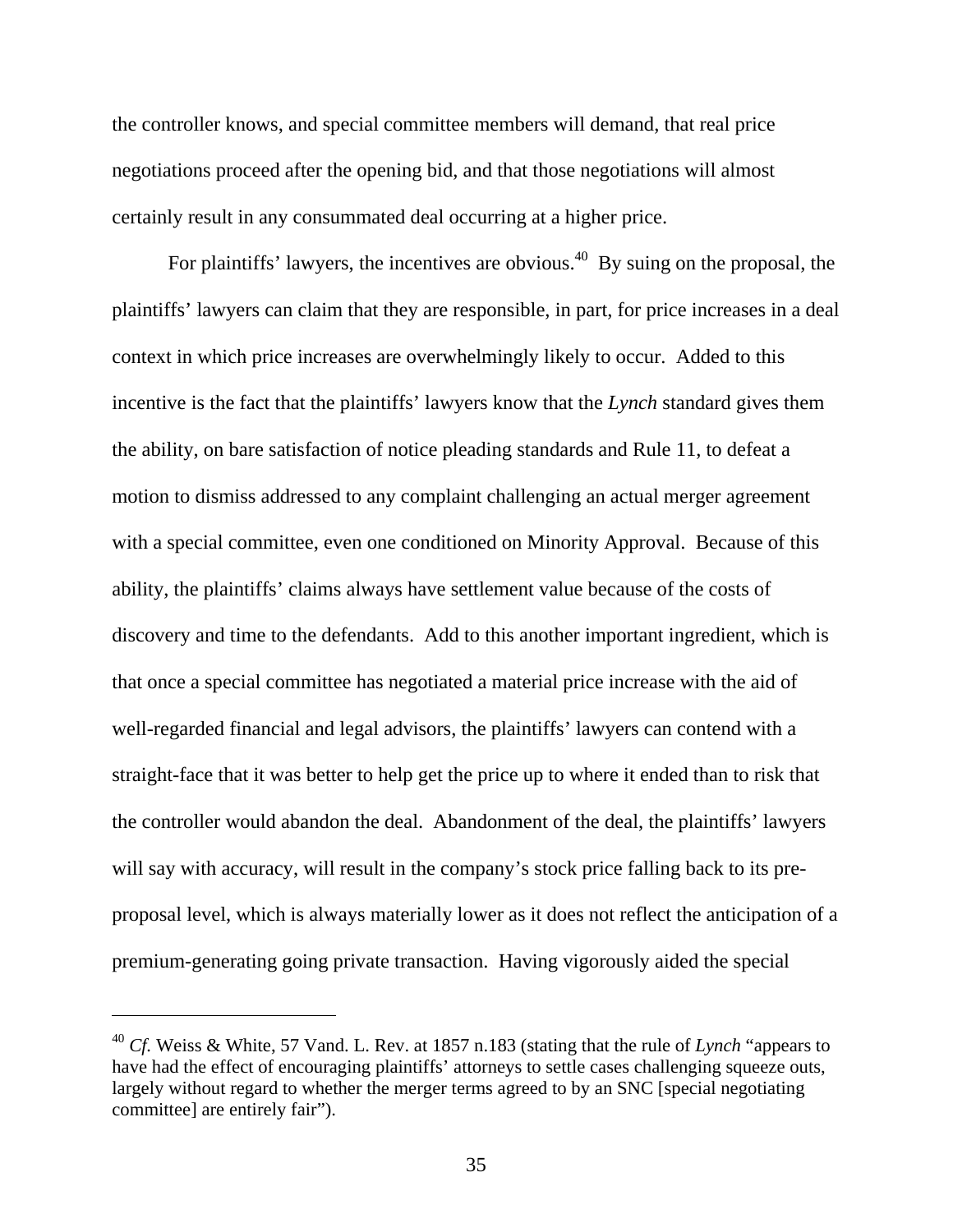the controller knows, and special committee members will demand, that real price negotiations proceed after the opening bid, and that those negotiations will almost certainly result in any consummated deal occurring at a higher price.

For plaintiffs' lawyers, the incentives are obvious.[40] By suing on the proposal, the plaintiffs' lawyers can claim that they are responsible, in part, for price increases in a deal context in which price increases are overwhelmingly likely to occur. Added to this incentive is the fact that the plaintiffs' lawyers know that the *Lynch* standard gives them the ability, on bare satisfaction of notice pleading standards and Rule 11, to defeat a motion to dismiss addressed to any complaint challenging an actual merger agreement with a special committee, even one conditioned on Minority Approval. Because of this ability, the plaintiffs' claims always have settlement value because of the costs of discovery and time to the defendants. Add to this another important ingredient, which is that once a special committee has negotiated a material price increase with the aid of well-regarded financial and legal advisors, the plaintiffs' lawyers can contend with a straight-face that it was better to help get the price up to where it ended than to risk that the controller would abandon the deal. Abandonment of the deal, the plaintiffs' lawyers will say with accuracy, will result in the company's stock price falling back to its pre-proposal level, which is always materially lower as it does not reflect the anticipation of a premium-generating going private transaction. Having vigorously aided the special

[40] *Cf.* Weiss & White, 57 Vand. L. Rev. at 1857 n.183 (stating that the rule of *Lynch* "appears to have had the effect of encouraging plaintiffs' attorneys to settle cases challenging squeeze outs, largely without regard to whether the merger terms agreed to by an SNC [special negotiating committee] are entirely fair").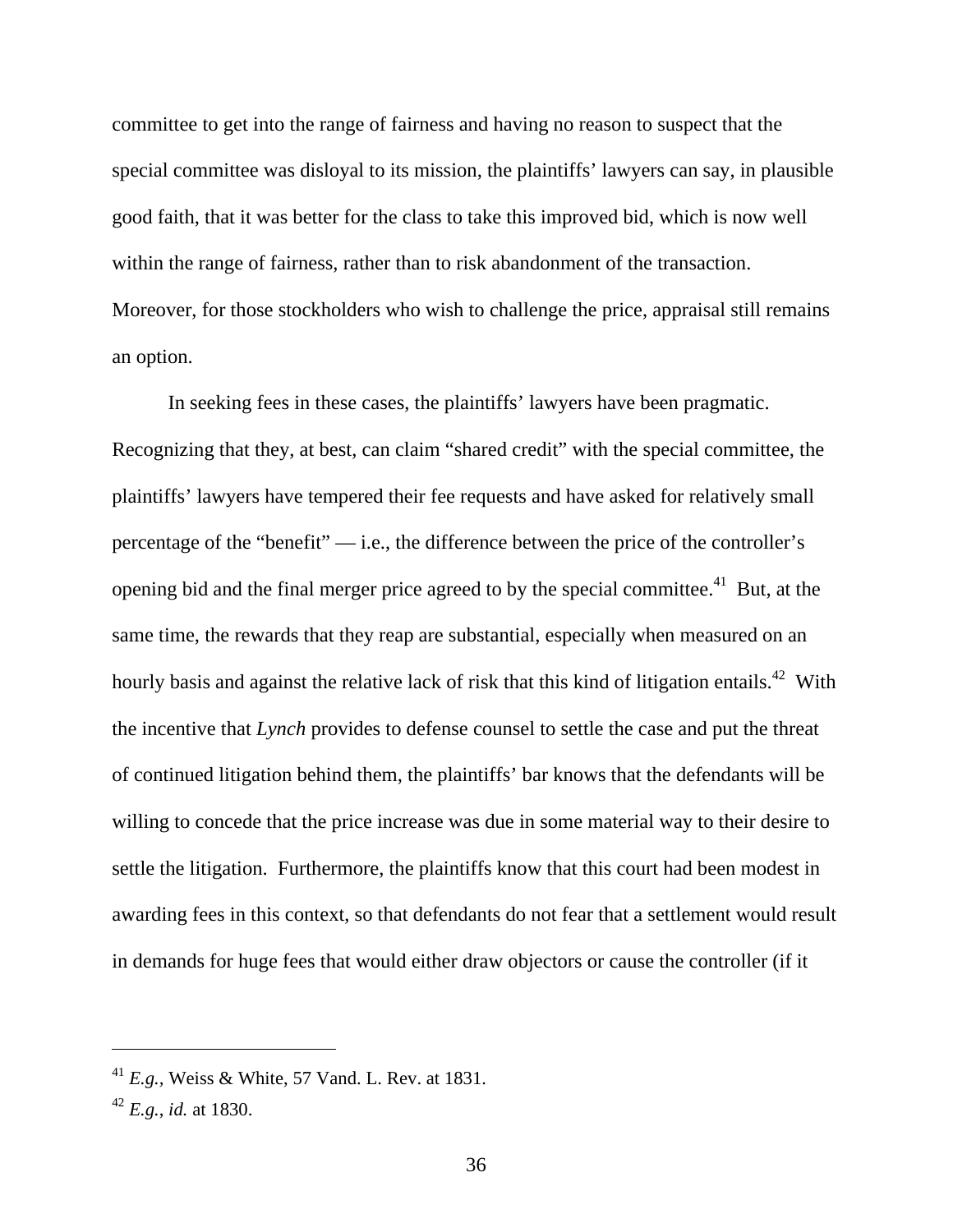committee to get into the range of fairness and having no reason to suspect that the special committee was disloyal to its mission, the plaintiffs' lawyers can say, in plausible good faith, that it was better for the class to take this improved bid, which is now well within the range of fairness, rather than to risk abandonment of the transaction. Moreover, for those stockholders who wish to challenge the price, appraisal still remains an option.

In seeking fees in these cases, the plaintiffs' lawyers have been pragmatic. Recognizing that they, at best, can claim "shared credit" with the special committee, the plaintiffs' lawyers have tempered their fee requests and have asked for relatively small percentage of the "benefit" — i.e., the difference between the price of the controller's opening bid and the final merger price agreed to by the special committee.[41] But, at the same time, the rewards that they reap are substantial, especially when measured on an hourly basis and against the relative lack of risk that this kind of litigation entails.[42] With the incentive that *Lynch* provides to defense counsel to settle the case and put the threat of continued litigation behind them, the plaintiffs' bar knows that the defendants will be willing to concede that the price increase was due in some material way to their desire to settle the litigation. Furthermore, the plaintiffs know that this court had been modest in awarding fees in this context, so that defendants do not fear that a settlement would result in demands for huge fees that would either draw objectors or cause the controller (if it

---

[41] *E.g.*, Weiss & White, 57 Vand. L. Rev. at 1831.

[42] *E.g.*, *id.* at 1830.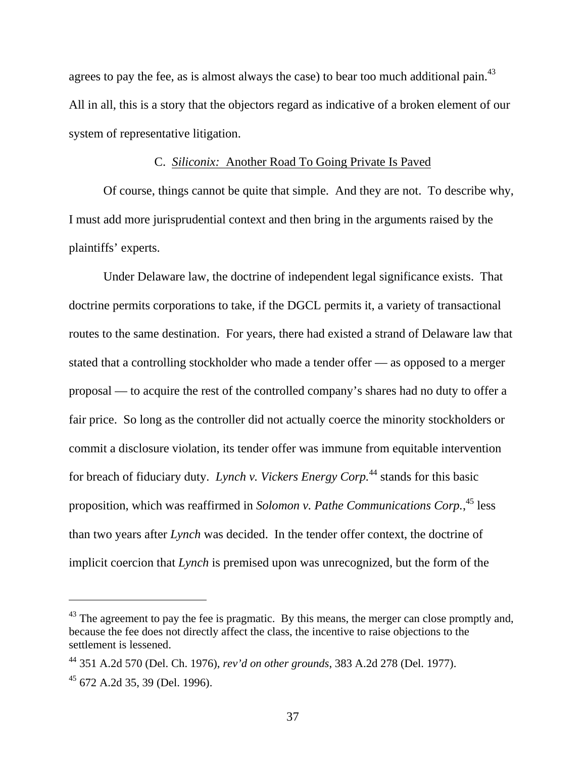agrees to pay the fee, as is almost always the case) to bear too much additional pain.[43] All in all, this is a story that the objectors regard as indicative of a broken element of our system of representative litigation.

### C. *Siliconix:* Another Road To Going Private Is Paved

Of course, things cannot be quite that simple. And they are not. To describe why, I must add more jurisprudential context and then bring in the arguments raised by the plaintiffs' experts.

Under Delaware law, the doctrine of independent legal significance exists. That doctrine permits corporations to take, if the DGCL permits it, a variety of transactional routes to the same destination. For years, there had existed a strand of Delaware law that stated that a controlling stockholder who made a tender offer — as opposed to a merger proposal — to acquire the rest of the controlled company's shares had no duty to offer a fair price. So long as the controller did not actually coerce the minority stockholders or commit a disclosure violation, its tender offer was immune from equitable intervention for breach of fiduciary duty. *Lynch v. Vickers Energy Corp.*[44] stands for this basic proposition, which was reaffirmed in *Solomon v. Pathe Communications Corp.*,[45] less than two years after *Lynch* was decided. In the tender offer context, the doctrine of implicit coercion that *Lynch* is premised upon was unrecognized, but the form of the

---

[43] The agreement to pay the fee is pragmatic. By this means, the merger can close promptly and, because the fee does not directly affect the class, the incentive to raise objections to the settlement is lessened.

[44] 351 A.2d 570 (Del. Ch. 1976), *rev'd on other grounds*, 383 A.2d 278 (Del. 1977).

[45] 672 A.2d 35, 39 (Del. 1996).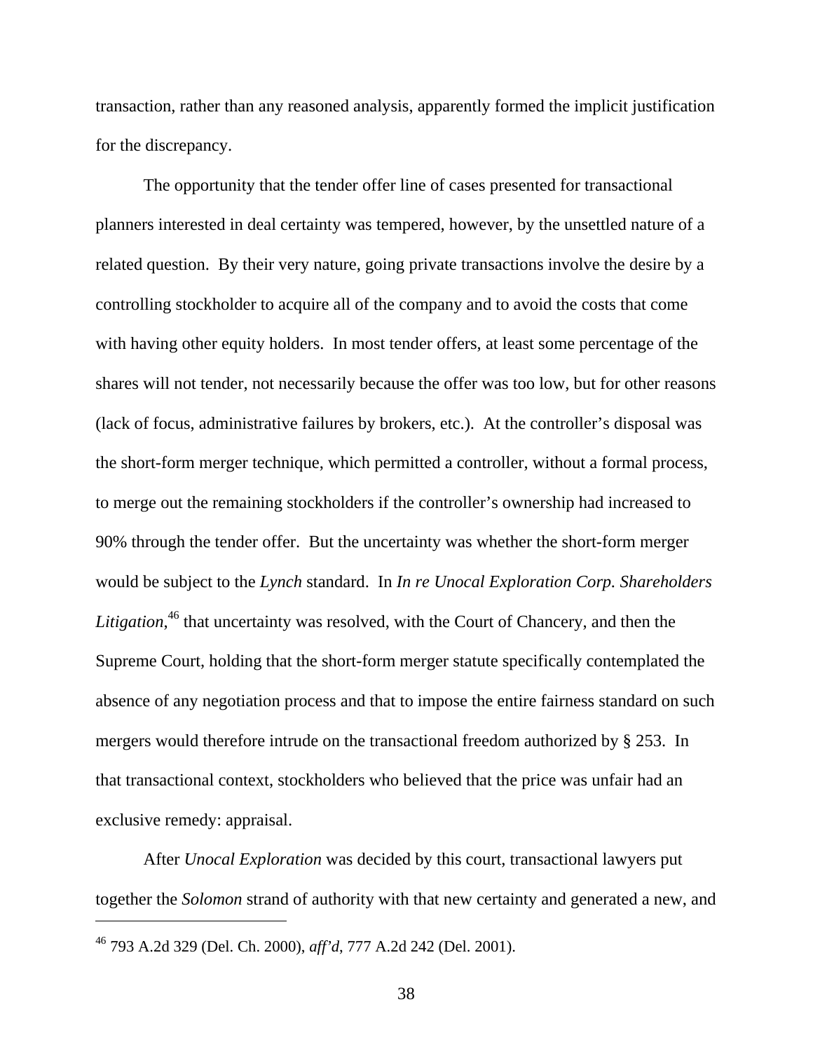transaction, rather than any reasoned analysis, apparently formed the implicit justification for the discrepancy.

The opportunity that the tender offer line of cases presented for transactional planners interested in deal certainty was tempered, however, by the unsettled nature of a related question. By their very nature, going private transactions involve the desire by a controlling stockholder to acquire all of the company and to avoid the costs that come with having other equity holders. In most tender offers, at least some percentage of the shares will not tender, not necessarily because the offer was too low, but for other reasons (lack of focus, administrative failures by brokers, etc.). At the controller's disposal was the short-form merger technique, which permitted a controller, without a formal process, to merge out the remaining stockholders if the controller's ownership had increased to 90% through the tender offer. But the uncertainty was whether the short-form merger would be subject to the *Lynch* standard. In *In re Unocal Exploration Corp. Shareholders Litigation*,[46] that uncertainty was resolved, with the Court of Chancery, and then the Supreme Court, holding that the short-form merger statute specifically contemplated the absence of any negotiation process and that to impose the entire fairness standard on such mergers would therefore intrude on the transactional freedom authorized by § 253. In that transactional context, stockholders who believed that the price was unfair had an exclusive remedy: appraisal.

After *Unocal Exploration* was decided by this court, transactional lawyers put together the *Solomon* strand of authority with that new certainty and generated a new, and

---

[46] 793 A.2d 329 (Del. Ch. 2000), *aff'd*, 777 A.2d 242 (Del. 2001).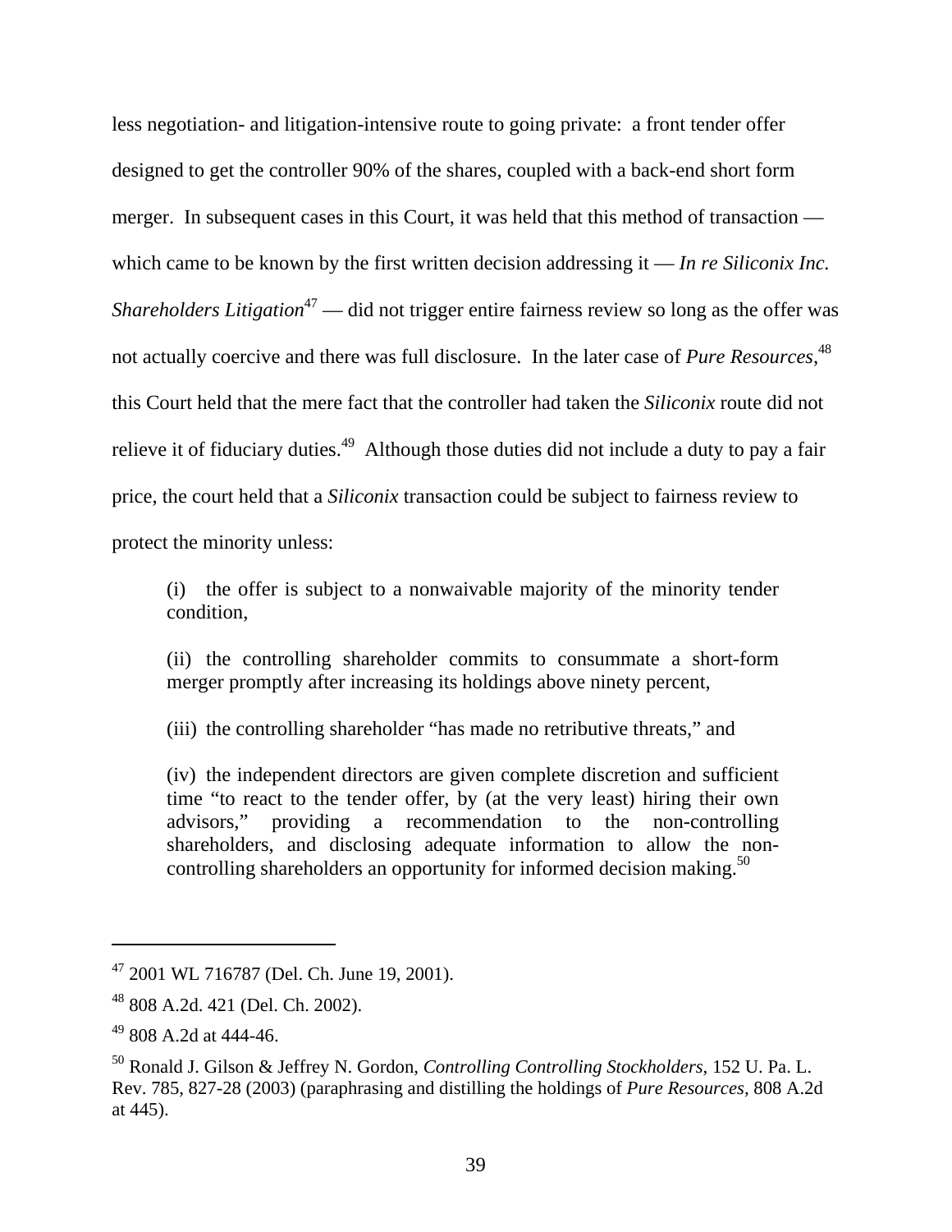less negotiation- and litigation-intensive route to going private: a front tender offer designed to get the controller 90% of the shares, coupled with a back-end short form merger. In subsequent cases in this Court, it was held that this method of transaction — which came to be known by the first written decision addressing it — *In re Siliconix Inc. Shareholders Litigation*[47] — did not trigger entire fairness review so long as the offer was not actually coercive and there was full disclosure. In the later case of *Pure Resources*,[48] this Court held that the mere fact that the controller had taken the *Siliconix* route did not relieve it of fiduciary duties.[49] Although those duties did not include a duty to pay a fair price, the court held that a *Siliconix* transaction could be subject to fairness review to protect the minority unless:

> (i) the offer is subject to a nonwaivable majority of the minority tender condition,
>
> (ii) the controlling shareholder commits to consummate a short-form merger promptly after increasing its holdings above ninety percent,
>
> (iii) the controlling shareholder "has made no retributive threats," and
>
> (iv) the independent directors are given complete discretion and sufficient time "to react to the tender offer, by (at the very least) hiring their own advisors," providing a recommendation to the non-controlling shareholders, and disclosing adequate information to allow the non-controlling shareholders an opportunity for informed decision making.[50]

---

[47] 2001 WL 716787 (Del. Ch. June 19, 2001).

[48] 808 A.2d. 421 (Del. Ch. 2002).

[49] 808 A.2d at 444-46.

[50] Ronald J. Gilson & Jeffrey N. Gordon, *Controlling Controlling Stockholders*, 152 U. Pa. L. Rev. 785, 827-28 (2003) (paraphrasing and distilling the holdings of *Pure Resources*, 808 A.2d at 445).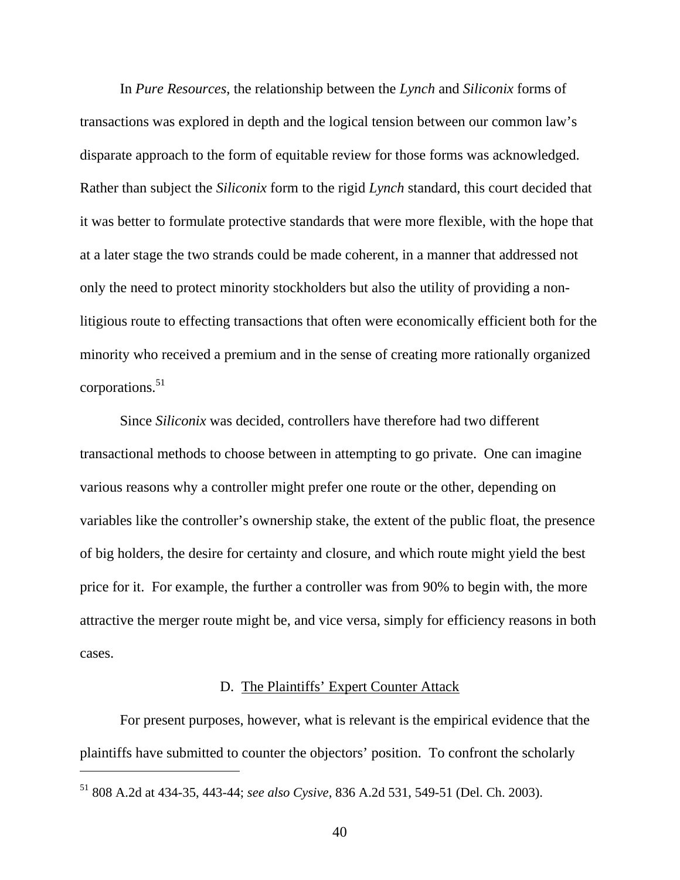In *Pure Resources,* the relationship between the *Lynch* and *Siliconix* forms of transactions was explored in depth and the logical tension between our common law's disparate approach to the form of equitable review for those forms was acknowledged. Rather than subject the *Siliconix* form to the rigid *Lynch* standard, this court decided that it was better to formulate protective standards that were more flexible, with the hope that at a later stage the two strands could be made coherent, in a manner that addressed not only the need to protect minority stockholders but also the utility of providing a non-litigious route to effecting transactions that often were economically efficient both for the minority who received a premium and in the sense of creating more rationally organized corporations.[51]

Since *Siliconix* was decided, controllers have therefore had two different transactional methods to choose between in attempting to go private. One can imagine various reasons why a controller might prefer one route or the other, depending on variables like the controller's ownership stake, the extent of the public float, the presence of big holders, the desire for certainty and closure, and which route might yield the best price for it. For example, the further a controller was from 90% to begin with, the more attractive the merger route might be, and vice versa, simply for efficiency reasons in both cases.

### D. The Plaintiffs' Expert Counter Attack

For present purposes, however, what is relevant is the empirical evidence that the plaintiffs have submitted to counter the objectors' position. To confront the scholarly

---

[51] 808 A.2d at 434-35, 443-44; *see also Cysive*, 836 A.2d 531, 549-51 (Del. Ch. 2003).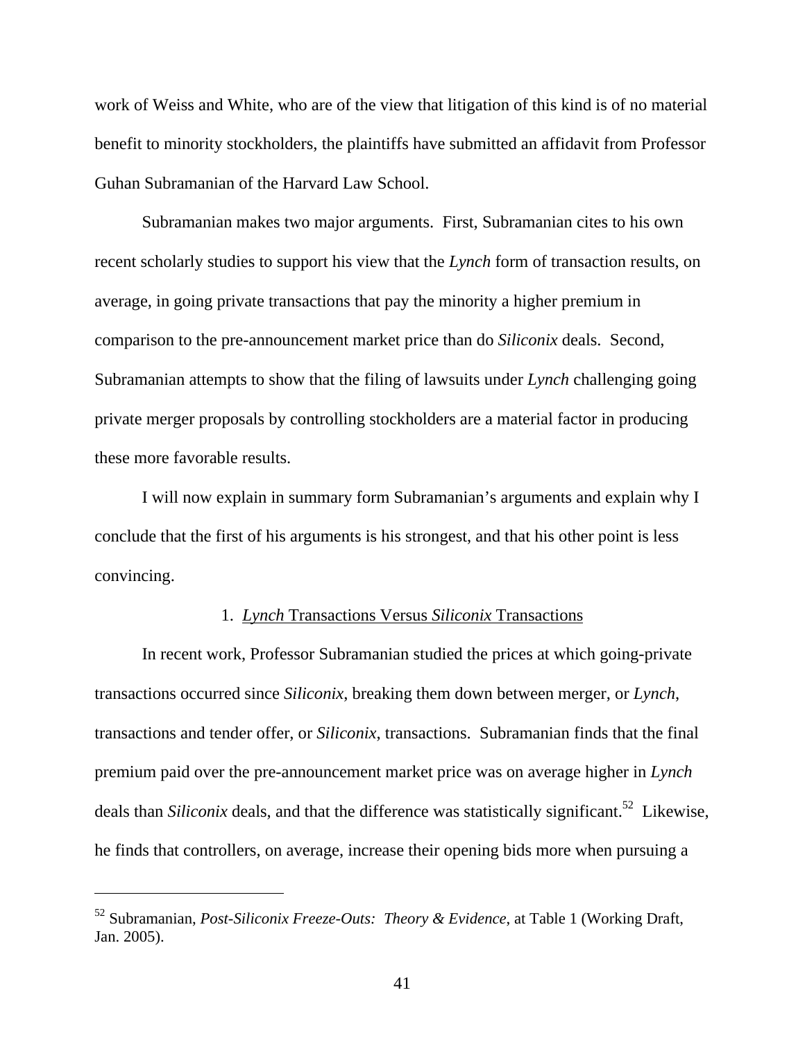work of Weiss and White, who are of the view that litigation of this kind is of no material benefit to minority stockholders, the plaintiffs have submitted an affidavit from Professor Guhan Subramanian of the Harvard Law School.

Subramanian makes two major arguments. First, Subramanian cites to his own recent scholarly studies to support his view that the *Lynch* form of transaction results, on average, in going private transactions that pay the minority a higher premium in comparison to the pre-announcement market price than do *Siliconix* deals. Second, Subramanian attempts to show that the filing of lawsuits under *Lynch* challenging going private merger proposals by controlling stockholders are a material factor in producing these more favorable results.

I will now explain in summary form Subramanian's arguments and explain why I conclude that the first of his arguments is his strongest, and that his other point is less convincing.

1. *Lynch* Transactions Versus *Siliconix* Transactions

In recent work, Professor Subramanian studied the prices at which going-private transactions occurred since *Siliconix*, breaking them down between merger, or *Lynch*, transactions and tender offer, or *Siliconix*, transactions. Subramanian finds that the final premium paid over the pre-announcement market price was on average higher in *Lynch* deals than *Siliconix* deals, and that the difference was statistically significant.[52] Likewise, he finds that controllers, on average, increase their opening bids more when pursuing a

---

[52] Subramanian, *Post-Siliconix Freeze-Outs: Theory & Evidence*, at Table 1 (Working Draft, Jan. 2005).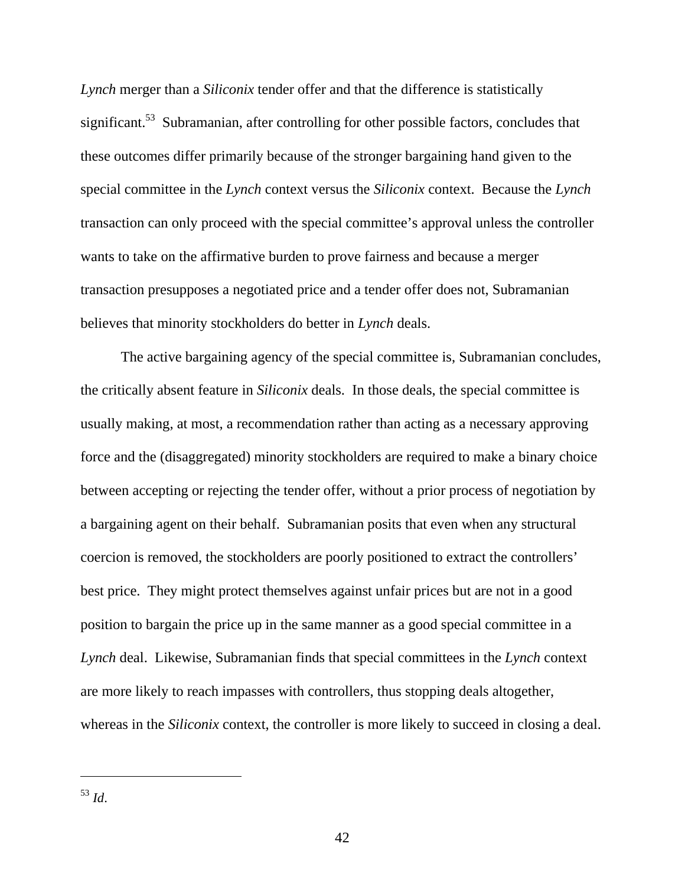*Lynch* merger than a *Siliconix* tender offer and that the difference is statistically significant.[53] Subramanian, after controlling for other possible factors, concludes that these outcomes differ primarily because of the stronger bargaining hand given to the special committee in the *Lynch* context versus the *Siliconix* context. Because the *Lynch* transaction can only proceed with the special committee's approval unless the controller wants to take on the affirmative burden to prove fairness and because a merger transaction presupposes a negotiated price and a tender offer does not, Subramanian believes that minority stockholders do better in *Lynch* deals.

The active bargaining agency of the special committee is, Subramanian concludes, the critically absent feature in *Siliconix* deals. In those deals, the special committee is usually making, at most, a recommendation rather than acting as a necessary approving force and the (disaggregated) minority stockholders are required to make a binary choice between accepting or rejecting the tender offer, without a prior process of negotiation by a bargaining agent on their behalf. Subramanian posits that even when any structural coercion is removed, the stockholders are poorly positioned to extract the controllers' best price. They might protect themselves against unfair prices but are not in a good position to bargain the price up in the same manner as a good special committee in a *Lynch* deal. Likewise, Subramanian finds that special committees in the *Lynch* context are more likely to reach impasses with controllers, thus stopping deals altogether, whereas in the *Siliconix* context, the controller is more likely to succeed in closing a deal.

---

[53] *Id*.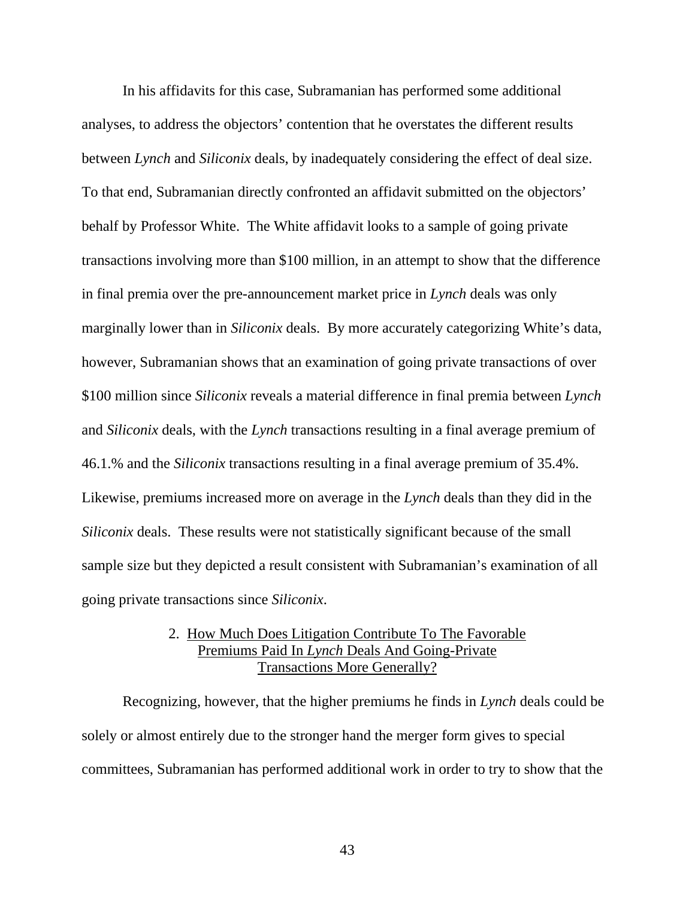In his affidavits for this case, Subramanian has performed some additional analyses, to address the objectors' contention that he overstates the different results between *Lynch* and *Siliconix* deals, by inadequately considering the effect of deal size. To that end, Subramanian directly confronted an affidavit submitted on the objectors' behalf by Professor White. The White affidavit looks to a sample of going private transactions involving more than $100 million, in an attempt to show that the difference in final premia over the pre-announcement market price in *Lynch* deals was only marginally lower than in *Siliconix* deals. By more accurately categorizing White's data, however, Subramanian shows that an examination of going private transactions of over $100 million since *Siliconix* reveals a material difference in final premia between *Lynch* and *Siliconix* deals, with the *Lynch* transactions resulting in a final average premium of 46.1.% and the *Siliconix* transactions resulting in a final average premium of 35.4%. Likewise, premiums increased more on average in the *Lynch* deals than they did in the *Siliconix* deals. These results were not statistically significant because of the small sample size but they depicted a result consistent with Subramanian's examination of all going private transactions since *Siliconix*.

### 2. How Much Does Litigation Contribute To The Favorable Premiums Paid In *Lynch* Deals And Going-Private Transactions More Generally?

Recognizing, however, that the higher premiums he finds in *Lynch* deals could be solely or almost entirely due to the stronger hand the merger form gives to special committees, Subramanian has performed additional work in order to try to show that the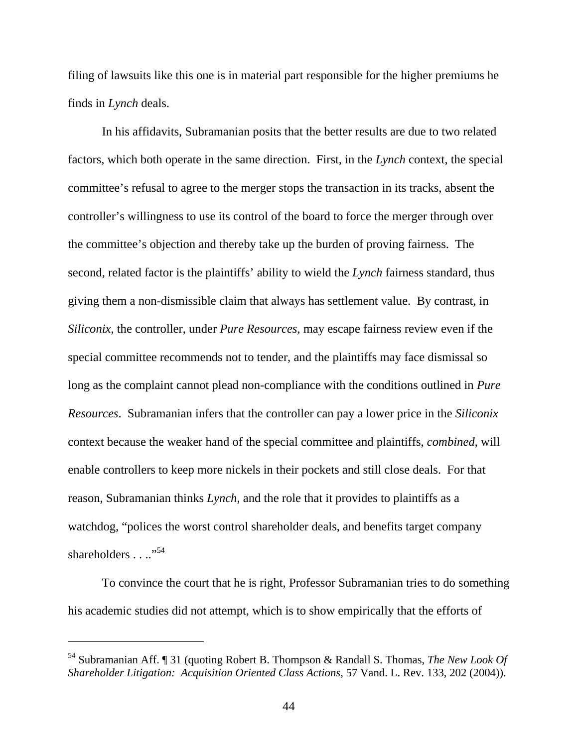filing of lawsuits like this one is in material part responsible for the higher premiums he finds in *Lynch* deals.

In his affidavits, Subramanian posits that the better results are due to two related factors, which both operate in the same direction. First, in the *Lynch* context, the special committee's refusal to agree to the merger stops the transaction in its tracks, absent the controller's willingness to use its control of the board to force the merger through over the committee's objection and thereby take up the burden of proving fairness. The second, related factor is the plaintiffs' ability to wield the *Lynch* fairness standard, thus giving them a non-dismissible claim that always has settlement value. By contrast, in *Siliconix*, the controller, under *Pure Resources*, may escape fairness review even if the special committee recommends not to tender, and the plaintiffs may face dismissal so long as the complaint cannot plead non-compliance with the conditions outlined in *Pure Resources*. Subramanian infers that the controller can pay a lower price in the *Siliconix* context because the weaker hand of the special committee and plaintiffs, *combined*, will enable controllers to keep more nickels in their pockets and still close deals. For that reason, Subramanian thinks *Lynch*, and the role that it provides to plaintiffs as a watchdog, "polices the worst control shareholder deals, and benefits target company shareholders . . . ."[54]

To convince the court that he is right, Professor Subramanian tries to do something his academic studies did not attempt, which is to show empirically that the efforts of

---

[54] Subramanian Aff. ¶ 31 (quoting Robert B. Thompson & Randall S. Thomas, *The New Look Of Shareholder Litigation: Acquisition Oriented Class Actions*, 57 Vand. L. Rev. 133, 202 (2004)).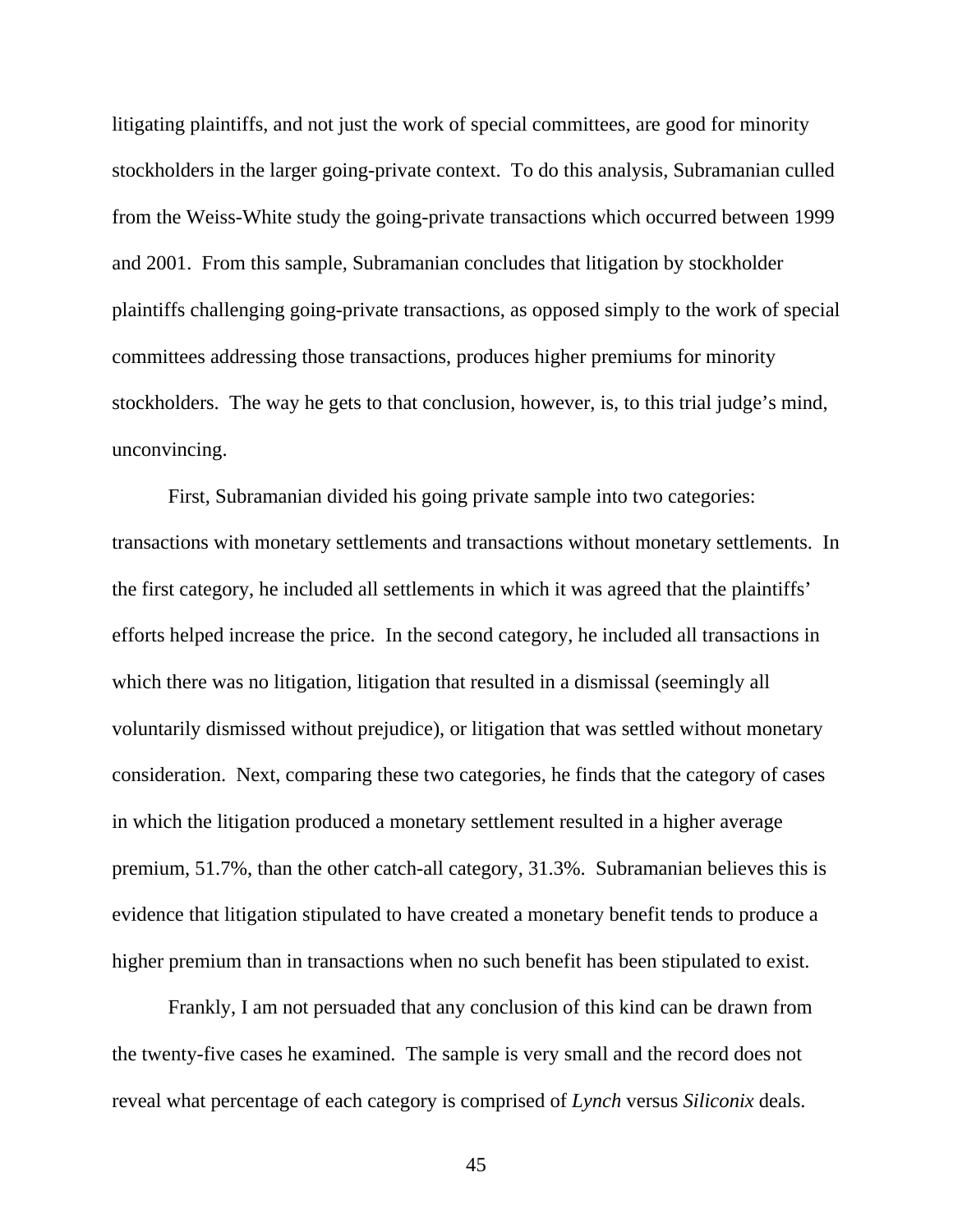litigating plaintiffs, and not just the work of special committees, are good for minority stockholders in the larger going-private context. To do this analysis, Subramanian culled from the Weiss-White study the going-private transactions which occurred between 1999 and 2001. From this sample, Subramanian concludes that litigation by stockholder plaintiffs challenging going-private transactions, as opposed simply to the work of special committees addressing those transactions, produces higher premiums for minority stockholders. The way he gets to that conclusion, however, is, to this trial judge's mind, unconvincing.

First, Subramanian divided his going private sample into two categories: transactions with monetary settlements and transactions without monetary settlements. In the first category, he included all settlements in which it was agreed that the plaintiffs' efforts helped increase the price. In the second category, he included all transactions in which there was no litigation, litigation that resulted in a dismissal (seemingly all voluntarily dismissed without prejudice), or litigation that was settled without monetary consideration. Next, comparing these two categories, he finds that the category of cases in which the litigation produced a monetary settlement resulted in a higher average premium, 51.7%, than the other catch-all category, 31.3%. Subramanian believes this is evidence that litigation stipulated to have created a monetary benefit tends to produce a higher premium than in transactions when no such benefit has been stipulated to exist.

Frankly, I am not persuaded that any conclusion of this kind can be drawn from the twenty-five cases he examined. The sample is very small and the record does not reveal what percentage of each category is comprised of *Lynch* versus *Siliconix* deals.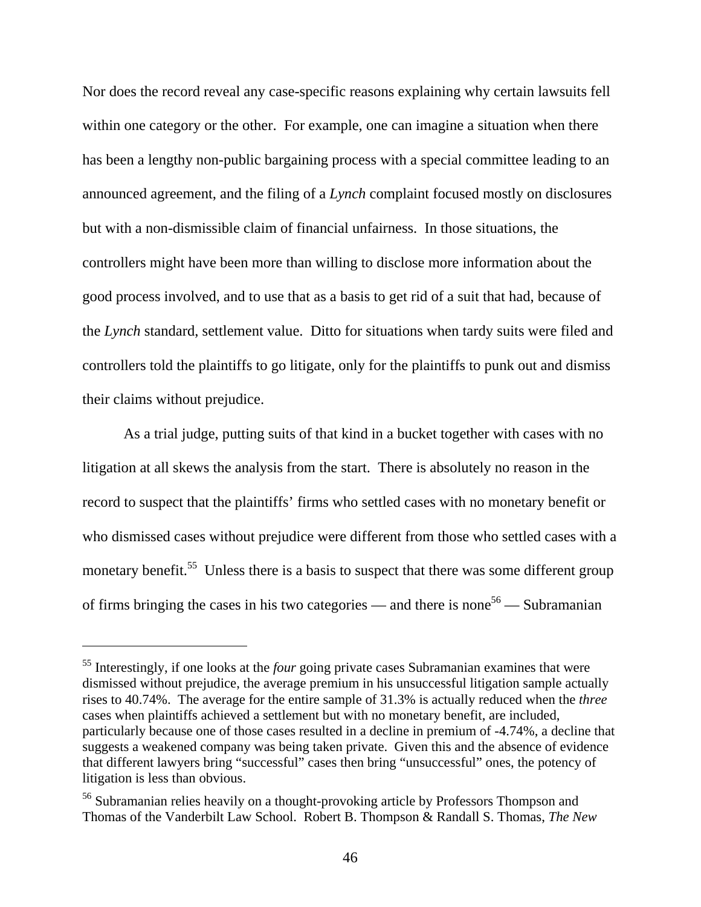Nor does the record reveal any case-specific reasons explaining why certain lawsuits fell within one category or the other. For example, one can imagine a situation when there has been a lengthy non-public bargaining process with a special committee leading to an announced agreement, and the filing of a *Lynch* complaint focused mostly on disclosures but with a non-dismissible claim of financial unfairness. In those situations, the controllers might have been more than willing to disclose more information about the good process involved, and to use that as a basis to get rid of a suit that had, because of the *Lynch* standard, settlement value. Ditto for situations when tardy suits were filed and controllers told the plaintiffs to go litigate, only for the plaintiffs to punk out and dismiss their claims without prejudice.

As a trial judge, putting suits of that kind in a bucket together with cases with no litigation at all skews the analysis from the start. There is absolutely no reason in the record to suspect that the plaintiffs' firms who settled cases with no monetary benefit or who dismissed cases without prejudice were different from those who settled cases with a monetary benefit.[55] Unless there is a basis to suspect that there was some different group of firms bringing the cases in his two categories — and there is none[56] — Subramanian

---

[55] Interestingly, if one looks at the *four* going private cases Subramanian examines that were dismissed without prejudice, the average premium in his unsuccessful litigation sample actually rises to 40.74%. The average for the entire sample of 31.3% is actually reduced when the *three* cases when plaintiffs achieved a settlement but with no monetary benefit, are included, particularly because one of those cases resulted in a decline in premium of -4.74%, a decline that suggests a weakened company was being taken private. Given this and the absence of evidence that different lawyers bring "successful" cases then bring "unsuccessful" ones, the potency of litigation is less than obvious.

[56] Subramanian relies heavily on a thought-provoking article by Professors Thompson and Thomas of the Vanderbilt Law School. Robert B. Thompson & Randall S. Thomas, *The New*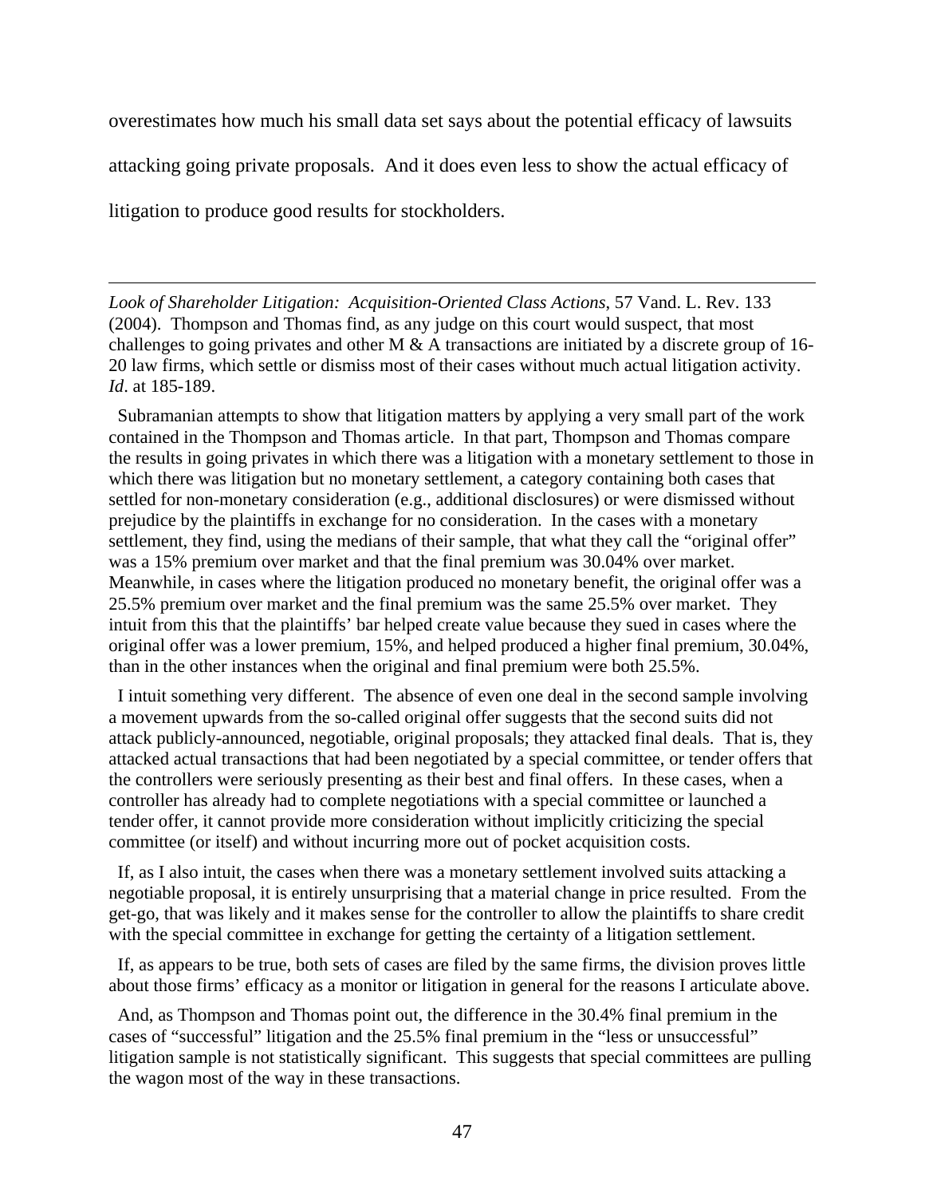overestimates how much his small data set says about the potential efficacy of lawsuits attacking going private proposals. And it does even less to show the actual efficacy of litigation to produce good results for stockholders.

---

*Look of Shareholder Litigation: Acquisition-Oriented Class Actions*, 57 Vand. L. Rev. 133 (2004). Thompson and Thomas find, as any judge on this court would suspect, that most challenges to going privates and other M & A transactions are initiated by a discrete group of 16-20 law firms, which settle or dismiss most of their cases without much actual litigation activity. *Id*. at 185-189.

Subramanian attempts to show that litigation matters by applying a very small part of the work contained in the Thompson and Thomas article. In that part, Thompson and Thomas compare the results in going privates in which there was a litigation with a monetary settlement to those in which there was litigation but no monetary settlement, a category containing both cases that settled for non-monetary consideration (e.g., additional disclosures) or were dismissed without prejudice by the plaintiffs in exchange for no consideration. In the cases with a monetary settlement, they find, using the medians of their sample, that what they call the "original offer" was a 15% premium over market and that the final premium was 30.04% over market. Meanwhile, in cases where the litigation produced no monetary benefit, the original offer was a 25.5% premium over market and the final premium was the same 25.5% over market. They intuit from this that the plaintiffs' bar helped create value because they sued in cases where the original offer was a lower premium, 15%, and helped produced a higher final premium, 30.04%, than in the other instances when the original and final premium were both 25.5%.

I intuit something very different. The absence of even one deal in the second sample involving a movement upwards from the so-called original offer suggests that the second suits did not attack publicly-announced, negotiable, original proposals; they attacked final deals. That is, they attacked actual transactions that had been negotiated by a special committee, or tender offers that the controllers were seriously presenting as their best and final offers. In these cases, when a controller has already had to complete negotiations with a special committee or launched a tender offer, it cannot provide more consideration without implicitly criticizing the special committee (or itself) and without incurring more out of pocket acquisition costs.

If, as I also intuit, the cases when there was a monetary settlement involved suits attacking a negotiable proposal, it is entirely unsurprising that a material change in price resulted. From the get-go, that was likely and it makes sense for the controller to allow the plaintiffs to share credit with the special committee in exchange for getting the certainty of a litigation settlement.

If, as appears to be true, both sets of cases are filed by the same firms, the division proves little about those firms' efficacy as a monitor or litigation in general for the reasons I articulate above.

And, as Thompson and Thomas point out, the difference in the 30.4% final premium in the cases of "successful" litigation and the 25.5% final premium in the "less or unsuccessful" litigation sample is not statistically significant. This suggests that special committees are pulling the wagon most of the way in these transactions.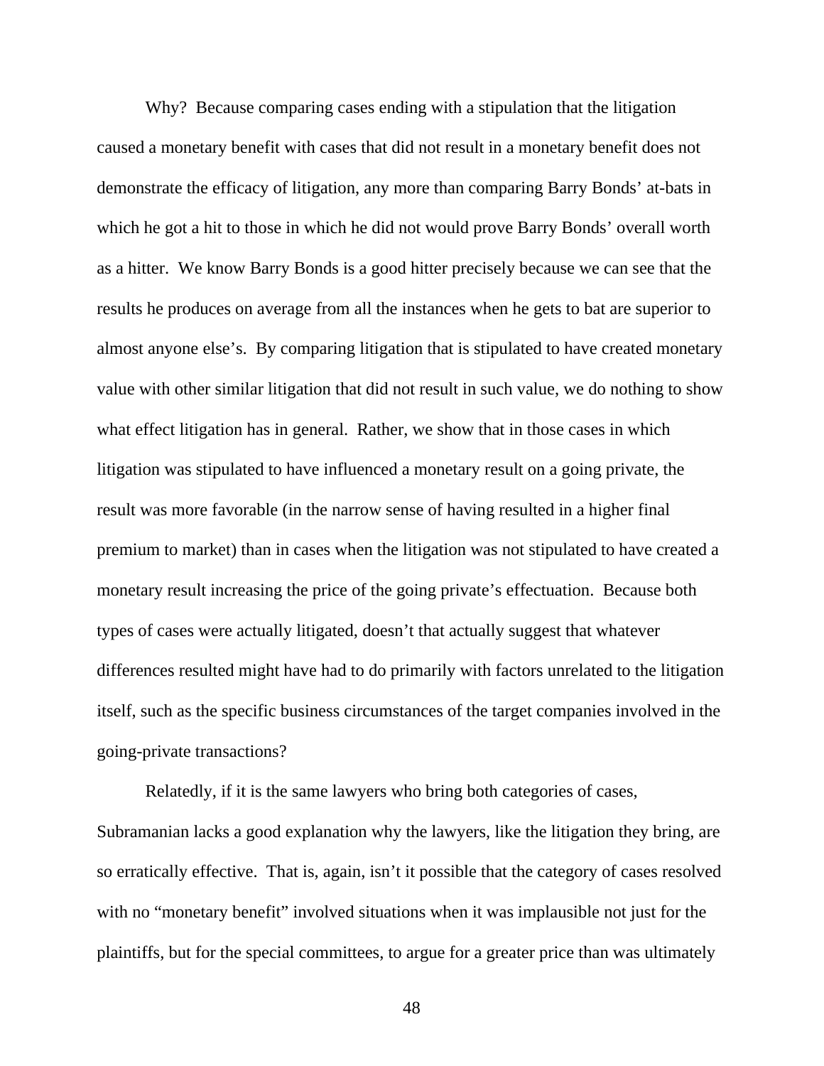Why? Because comparing cases ending with a stipulation that the litigation caused a monetary benefit with cases that did not result in a monetary benefit does not demonstrate the efficacy of litigation, any more than comparing Barry Bonds' at-bats in which he got a hit to those in which he did not would prove Barry Bonds' overall worth as a hitter. We know Barry Bonds is a good hitter precisely because we can see that the results he produces on average from all the instances when he gets to bat are superior to almost anyone else's. By comparing litigation that is stipulated to have created monetary value with other similar litigation that did not result in such value, we do nothing to show what effect litigation has in general. Rather, we show that in those cases in which litigation was stipulated to have influenced a monetary result on a going private, the result was more favorable (in the narrow sense of having resulted in a higher final premium to market) than in cases when the litigation was not stipulated to have created a monetary result increasing the price of the going private's effectuation. Because both types of cases were actually litigated, doesn't that actually suggest that whatever differences resulted might have had to do primarily with factors unrelated to the litigation itself, such as the specific business circumstances of the target companies involved in the going-private transactions?

Relatedly, if it is the same lawyers who bring both categories of cases, Subramanian lacks a good explanation why the lawyers, like the litigation they bring, are so erratically effective. That is, again, isn't it possible that the category of cases resolved with no "monetary benefit" involved situations when it was implausible not just for the plaintiffs, but for the special committees, to argue for a greater price than was ultimately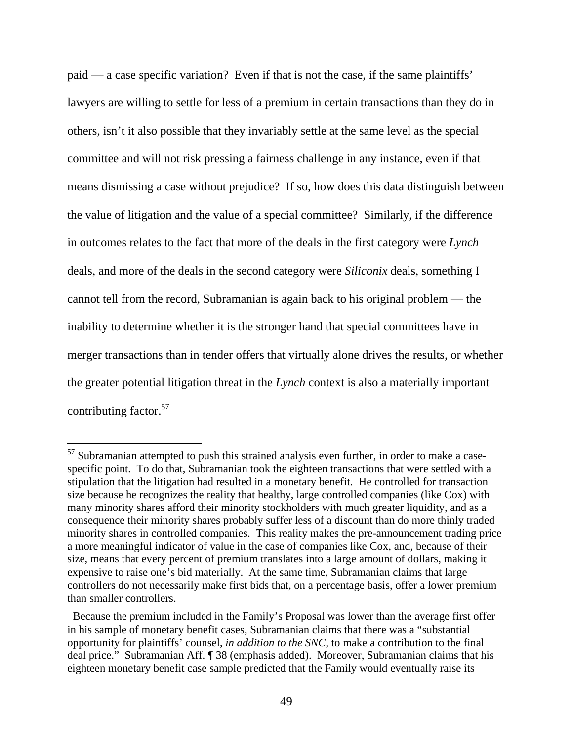paid — a case specific variation? Even if that is not the case, if the same plaintiffs' lawyers are willing to settle for less of a premium in certain transactions than they do in others, isn't it also possible that they invariably settle at the same level as the special committee and will not risk pressing a fairness challenge in any instance, even if that means dismissing a case without prejudice? If so, how does this data distinguish between the value of litigation and the value of a special committee? Similarly, if the difference in outcomes relates to the fact that more of the deals in the first category were *Lynch* deals, and more of the deals in the second category were *Siliconix* deals, something I cannot tell from the record, Subramanian is again back to his original problem — the inability to determine whether it is the stronger hand that special committees have in merger transactions than in tender offers that virtually alone drives the results, or whether the greater potential litigation threat in the *Lynch* context is also a materially important contributing factor.[57]

---

[57] Subramanian attempted to push this strained analysis even further, in order to make a case-specific point. To do that, Subramanian took the eighteen transactions that were settled with a stipulation that the litigation had resulted in a monetary benefit. He controlled for transaction size because he recognizes the reality that healthy, large controlled companies (like Cox) with many minority shares afford their minority stockholders with much greater liquidity, and as a consequence their minority shares probably suffer less of a discount than do more thinly traded minority shares in controlled companies. This reality makes the pre-announcement trading price a more meaningful indicator of value in the case of companies like Cox, and, because of their size, means that every percent of premium translates into a large amount of dollars, making it expensive to raise one's bid materially. At the same time, Subramanian claims that large controllers do not necessarily make first bids that, on a percentage basis, offer a lower premium than smaller controllers.

Because the premium included in the Family's Proposal was lower than the average first offer in his sample of monetary benefit cases, Subramanian claims that there was a "substantial opportunity for plaintiffs' counsel, *in addition to the SNC*, to make a contribution to the final deal price." Subramanian Aff. ¶ 38 (emphasis added). Moreover, Subramanian claims that his eighteen monetary benefit case sample predicted that the Family would eventually raise its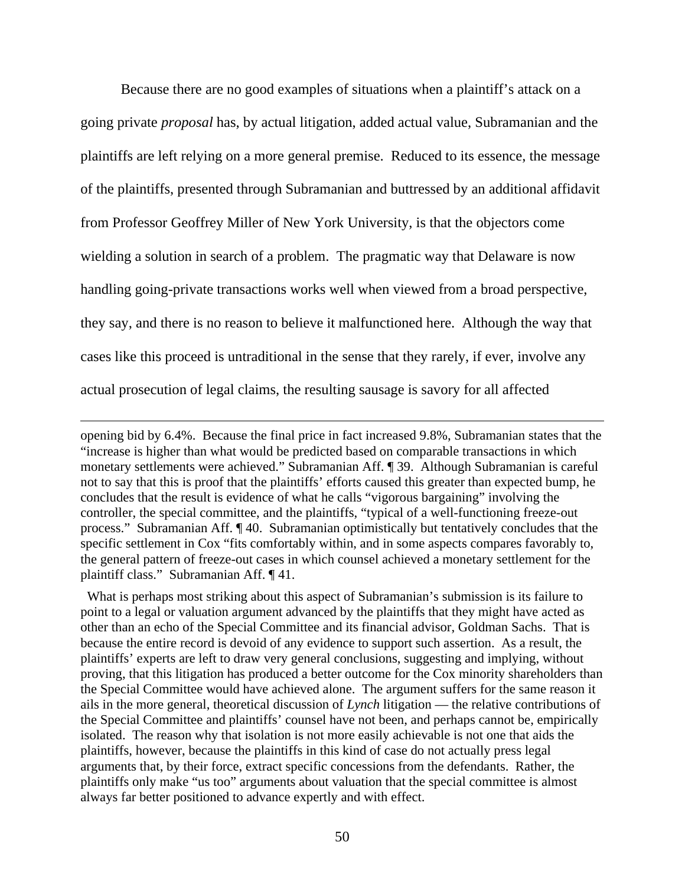Because there are no good examples of situations when a plaintiff's attack on a going private *proposal* has, by actual litigation, added actual value, Subramanian and the plaintiffs are left relying on a more general premise. Reduced to its essence, the message of the plaintiffs, presented through Subramanian and buttressed by an additional affidavit from Professor Geoffrey Miller of New York University, is that the objectors come wielding a solution in search of a problem. The pragmatic way that Delaware is now handling going-private transactions works well when viewed from a broad perspective, they say, and there is no reason to believe it malfunctioned here. Although the way that cases like this proceed is untraditional in the sense that they rarely, if ever, involve any actual prosecution of legal claims, the resulting sausage is savory for all affected

---

opening bid by 6.4%. Because the final price in fact increased 9.8%, Subramanian states that the "increase is higher than what would be predicted based on comparable transactions in which monetary settlements were achieved." Subramanian Aff. ¶ 39. Although Subramanian is careful not to say that this is proof that the plaintiffs' efforts caused this greater than expected bump, he concludes that the result is evidence of what he calls "vigorous bargaining" involving the controller, the special committee, and the plaintiffs, "typical of a well-functioning freeze-out process." Subramanian Aff. ¶ 40. Subramanian optimistically but tentatively concludes that the specific settlement in Cox "fits comfortably within, and in some aspects compares favorably to, the general pattern of freeze-out cases in which counsel achieved a monetary settlement for the plaintiff class." Subramanian Aff. ¶ 41.

What is perhaps most striking about this aspect of Subramanian's submission is its failure to point to a legal or valuation argument advanced by the plaintiffs that they might have acted as other than an echo of the Special Committee and its financial advisor, Goldman Sachs. That is because the entire record is devoid of any evidence to support such assertion. As a result, the plaintiffs' experts are left to draw very general conclusions, suggesting and implying, without proving, that this litigation has produced a better outcome for the Cox minority shareholders than the Special Committee would have achieved alone. The argument suffers for the same reason it ails in the more general, theoretical discussion of *Lynch* litigation — the relative contributions of the Special Committee and plaintiffs' counsel have not been, and perhaps cannot be, empirically isolated. The reason why that isolation is not more easily achievable is not one that aids the plaintiffs, however, because the plaintiffs in this kind of case do not actually press legal arguments that, by their force, extract specific concessions from the defendants. Rather, the plaintiffs only make "us too" arguments about valuation that the special committee is almost always far better positioned to advance expertly and with effect.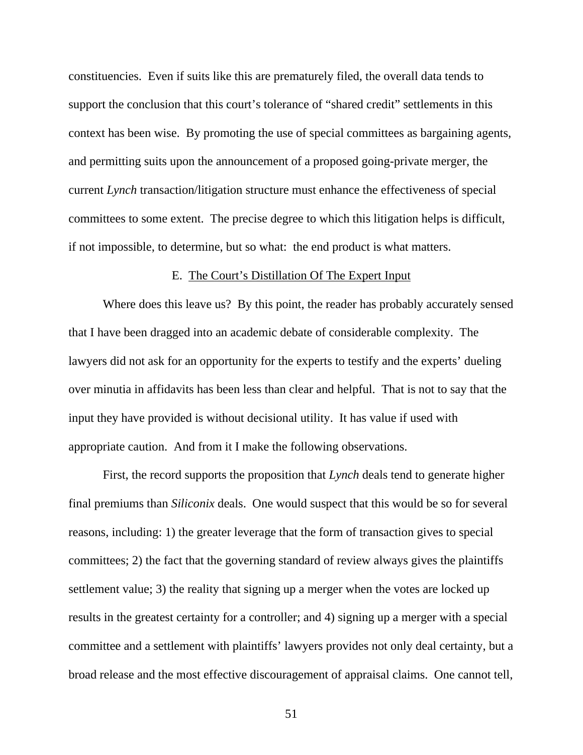constituencies. Even if suits like this are prematurely filed, the overall data tends to support the conclusion that this court's tolerance of "shared credit" settlements in this context has been wise. By promoting the use of special committees as bargaining agents, and permitting suits upon the announcement of a proposed going-private merger, the current *Lynch* transaction/litigation structure must enhance the effectiveness of special committees to some extent. The precise degree to which this litigation helps is difficult, if not impossible, to determine, but so what: the end product is what matters.

### E. The Court's Distillation Of The Expert Input

Where does this leave us? By this point, the reader has probably accurately sensed that I have been dragged into an academic debate of considerable complexity. The lawyers did not ask for an opportunity for the experts to testify and the experts' dueling over minutia in affidavits has been less than clear and helpful. That is not to say that the input they have provided is without decisional utility. It has value if used with appropriate caution. And from it I make the following observations.

First, the record supports the proposition that *Lynch* deals tend to generate higher final premiums than *Siliconix* deals. One would suspect that this would be so for several reasons, including: 1) the greater leverage that the form of transaction gives to special committees; 2) the fact that the governing standard of review always gives the plaintiffs settlement value; 3) the reality that signing up a merger when the votes are locked up results in the greatest certainty for a controller; and 4) signing up a merger with a special committee and a settlement with plaintiffs' lawyers provides not only deal certainty, but a broad release and the most effective discouragement of appraisal claims. One cannot tell,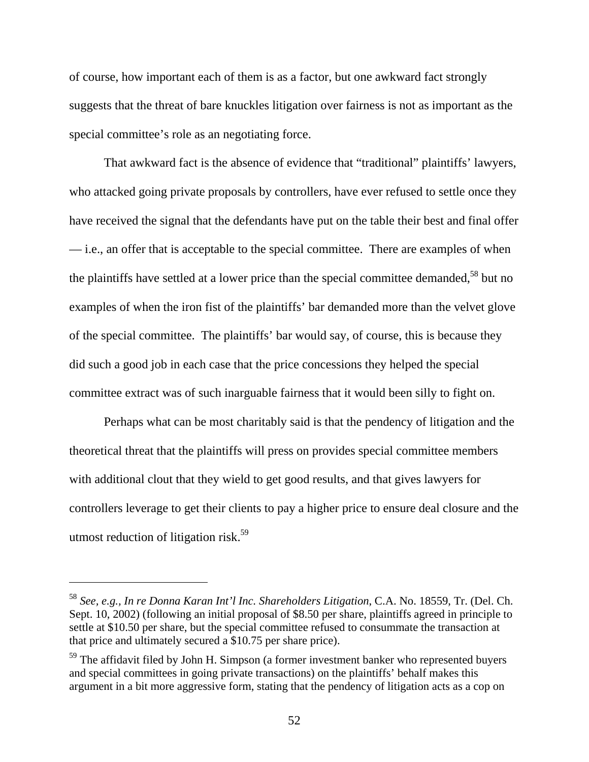of course, how important each of them is as a factor, but one awkward fact strongly suggests that the threat of bare knuckles litigation over fairness is not as important as the special committee's role as an negotiating force.

That awkward fact is the absence of evidence that "traditional" plaintiffs' lawyers, who attacked going private proposals by controllers, have ever refused to settle once they have received the signal that the defendants have put on the table their best and final offer — i.e., an offer that is acceptable to the special committee. There are examples of when the plaintiffs have settled at a lower price than the special committee demanded,[58] but no examples of when the iron fist of the plaintiffs' bar demanded more than the velvet glove of the special committee. The plaintiffs' bar would say, of course, this is because they did such a good job in each case that the price concessions they helped the special committee extract was of such inarguable fairness that it would been silly to fight on.

Perhaps what can be most charitably said is that the pendency of litigation and the theoretical threat that the plaintiffs will press on provides special committee members with additional clout that they wield to get good results, and that gives lawyers for controllers leverage to get their clients to pay a higher price to ensure deal closure and the utmost reduction of litigation risk.[59]

---

[58] *See, e.g.*, *In re Donna Karan Int'l Inc. Shareholders Litigation*, C.A. No. 18559, Tr. (Del. Ch. Sept. 10, 2002) (following an initial proposal of \$8.50 per share, plaintiffs agreed in principle to settle at \$10.50 per share, but the special committee refused to consummate the transaction at that price and ultimately secured a \$10.75 per share price).

[59] The affidavit filed by John H. Simpson (a former investment banker who represented buyers and special committees in going private transactions) on the plaintiffs' behalf makes this argument in a bit more aggressive form, stating that the pendency of litigation acts as a cop on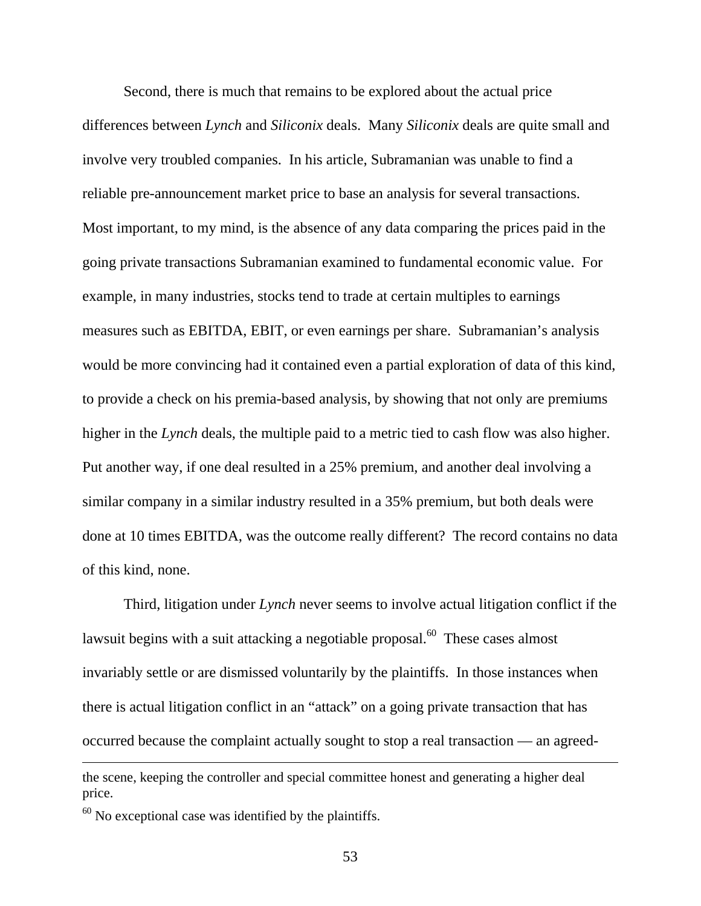Second, there is much that remains to be explored about the actual price differences between *Lynch* and *Siliconix* deals. Many *Siliconix* deals are quite small and involve very troubled companies. In his article, Subramanian was unable to find a reliable pre-announcement market price to base an analysis for several transactions. Most important, to my mind, is the absence of any data comparing the prices paid in the going private transactions Subramanian examined to fundamental economic value. For example, in many industries, stocks tend to trade at certain multiples to earnings measures such as EBITDA, EBIT, or even earnings per share. Subramanian's analysis would be more convincing had it contained even a partial exploration of data of this kind, to provide a check on his premia-based analysis, by showing that not only are premiums higher in the *Lynch* deals, the multiple paid to a metric tied to cash flow was also higher. Put another way, if one deal resulted in a 25% premium, and another deal involving a similar company in a similar industry resulted in a 35% premium, but both deals were done at 10 times EBITDA, was the outcome really different? The record contains no data of this kind, none.

Third, litigation under *Lynch* never seems to involve actual litigation conflict if the lawsuit begins with a suit attacking a negotiable proposal.[60] These cases almost invariably settle or are dismissed voluntarily by the plaintiffs. In those instances when there is actual litigation conflict in an "attack" on a going private transaction that has occurred because the complaint actually sought to stop a real transaction — an agreed-

---

the scene, keeping the controller and special committee honest and generating a higher deal price.

[60] No exceptional case was identified by the plaintiffs.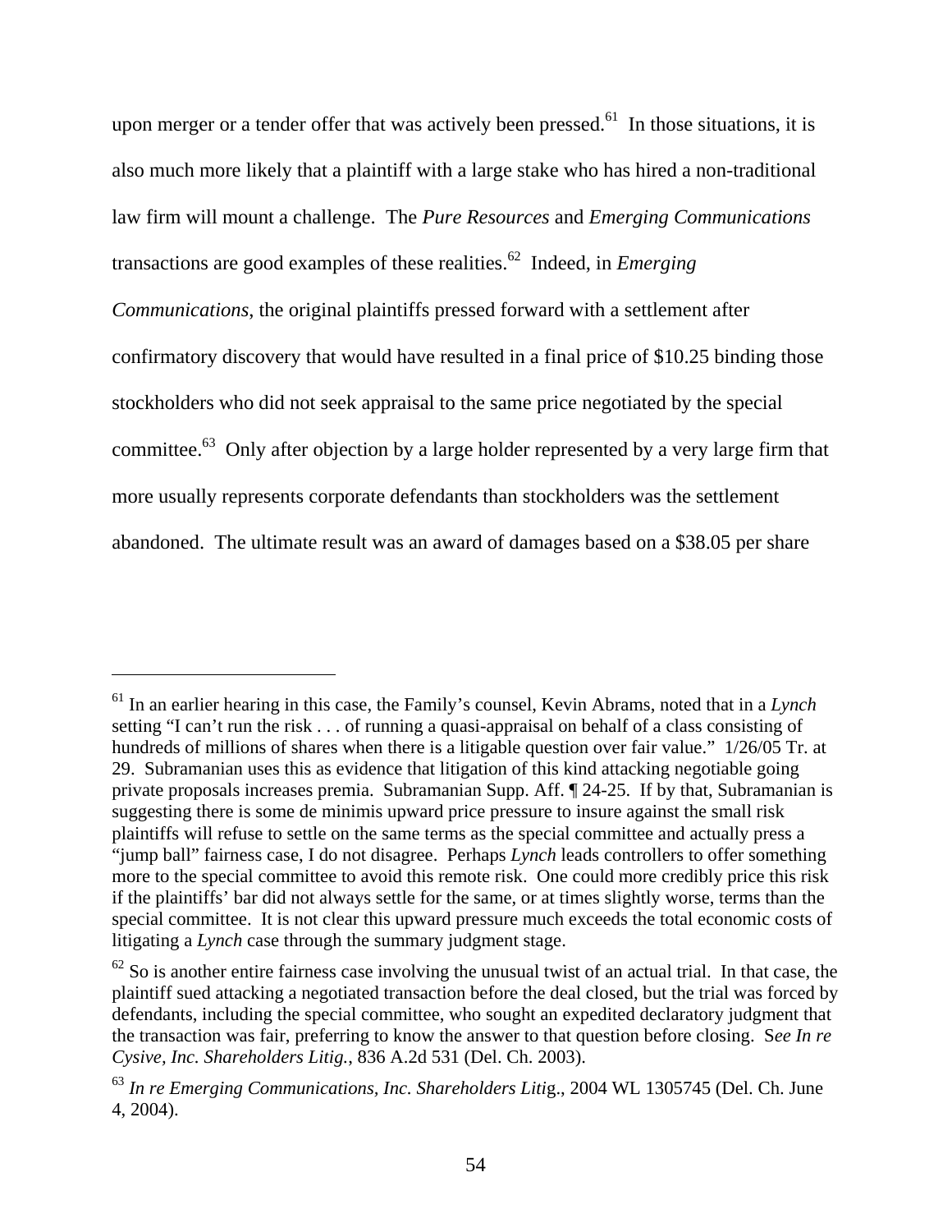upon merger or a tender offer that was actively been pressed.[61] In those situations, it is also much more likely that a plaintiff with a large stake who has hired a non-traditional law firm will mount a challenge. The *Pure Resources* and *Emerging Communications* transactions are good examples of these realities.[62] Indeed, in *Emerging Communications*, the original plaintiffs pressed forward with a settlement after confirmatory discovery that would have resulted in a final price of $10.25 binding those stockholders who did not seek appraisal to the same price negotiated by the special committee.[63] Only after objection by a large holder represented by a very large firm that more usually represents corporate defendants than stockholders was the settlement abandoned. The ultimate result was an award of damages based on a $38.05 per share

---

[61] In an earlier hearing in this case, the Family's counsel, Kevin Abrams, noted that in a *Lynch* setting "I can't run the risk . . . of running a quasi-appraisal on behalf of a class consisting of hundreds of millions of shares when there is a litigable question over fair value." 1/26/05 Tr. at 29. Subramanian uses this as evidence that litigation of this kind attacking negotiable going private proposals increases premia. Subramanian Supp. Aff. ¶ 24-25. If by that, Subramanian is suggesting there is some de minimis upward price pressure to insure against the small risk plaintiffs will refuse to settle on the same terms as the special committee and actually press a "jump ball" fairness case, I do not disagree. Perhaps *Lynch* leads controllers to offer something more to the special committee to avoid this remote risk. One could more credibly price this risk if the plaintiffs' bar did not always settle for the same, or at times slightly worse, terms than the special committee. It is not clear this upward pressure much exceeds the total economic costs of litigating a *Lynch* case through the summary judgment stage.

[62] So is another entire fairness case involving the unusual twist of an actual trial. In that case, the plaintiff sued attacking a negotiated transaction before the deal closed, but the trial was forced by defendants, including the special committee, who sought an expedited declaratory judgment that the transaction was fair, preferring to know the answer to that question before closing. S*ee In re Cysive, Inc. Shareholders Litig.*, 836 A.2d 531 (Del. Ch. 2003).

[63] *In re Emerging Communications, Inc. Shareholders Liti*g., 2004 WL 1305745 (Del. Ch. June 4, 2004).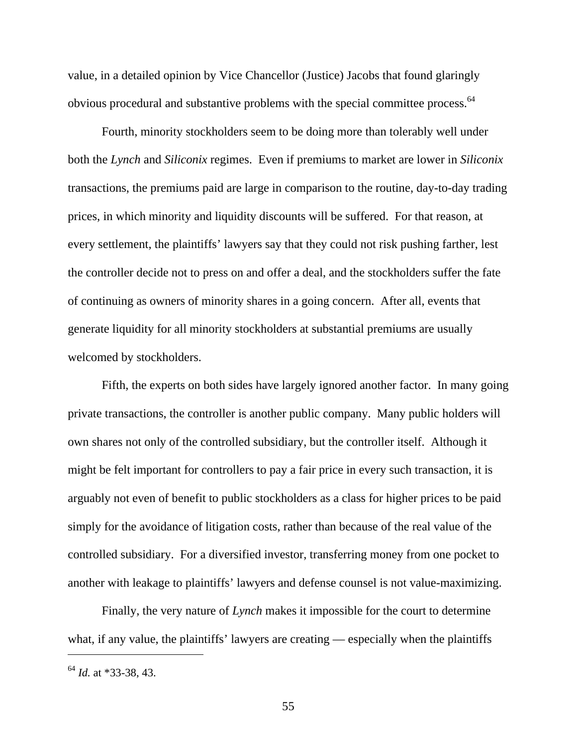value, in a detailed opinion by Vice Chancellor (Justice) Jacobs that found glaringly obvious procedural and substantive problems with the special committee process.[64]

Fourth, minority stockholders seem to be doing more than tolerably well under both the *Lynch* and *Siliconix* regimes. Even if premiums to market are lower in *Siliconix* transactions, the premiums paid are large in comparison to the routine, day-to-day trading prices, in which minority and liquidity discounts will be suffered. For that reason, at every settlement, the plaintiffs' lawyers say that they could not risk pushing farther, lest the controller decide not to press on and offer a deal, and the stockholders suffer the fate of continuing as owners of minority shares in a going concern. After all, events that generate liquidity for all minority stockholders at substantial premiums are usually welcomed by stockholders.

Fifth, the experts on both sides have largely ignored another factor. In many going private transactions, the controller is another public company. Many public holders will own shares not only of the controlled subsidiary, but the controller itself. Although it might be felt important for controllers to pay a fair price in every such transaction, it is arguably not even of benefit to public stockholders as a class for higher prices to be paid simply for the avoidance of litigation costs, rather than because of the real value of the controlled subsidiary. For a diversified investor, transferring money from one pocket to another with leakage to plaintiffs' lawyers and defense counsel is not value-maximizing.

Finally, the very nature of *Lynch* makes it impossible for the court to determine what, if any value, the plaintiffs' lawyers are creating — especially when the plaintiffs

[64] *Id.* at *33-38, 43.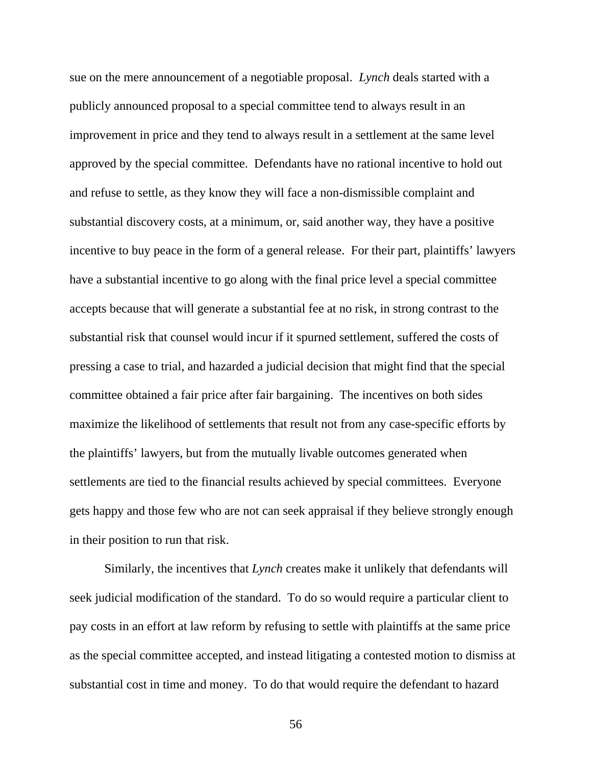sue on the mere announcement of a negotiable proposal. *Lynch* deals started with a publicly announced proposal to a special committee tend to always result in an improvement in price and they tend to always result in a settlement at the same level approved by the special committee. Defendants have no rational incentive to hold out and refuse to settle, as they know they will face a non-dismissible complaint and substantial discovery costs, at a minimum, or, said another way, they have a positive incentive to buy peace in the form of a general release. For their part, plaintiffs' lawyers have a substantial incentive to go along with the final price level a special committee accepts because that will generate a substantial fee at no risk, in strong contrast to the substantial risk that counsel would incur if it spurned settlement, suffered the costs of pressing a case to trial, and hazarded a judicial decision that might find that the special committee obtained a fair price after fair bargaining. The incentives on both sides maximize the likelihood of settlements that result not from any case-specific efforts by the plaintiffs' lawyers, but from the mutually livable outcomes generated when settlements are tied to the financial results achieved by special committees. Everyone gets happy and those few who are not can seek appraisal if they believe strongly enough in their position to run that risk.

Similarly, the incentives that *Lynch* creates make it unlikely that defendants will seek judicial modification of the standard. To do so would require a particular client to pay costs in an effort at law reform by refusing to settle with plaintiffs at the same price as the special committee accepted, and instead litigating a contested motion to dismiss at substantial cost in time and money. To do that would require the defendant to hazard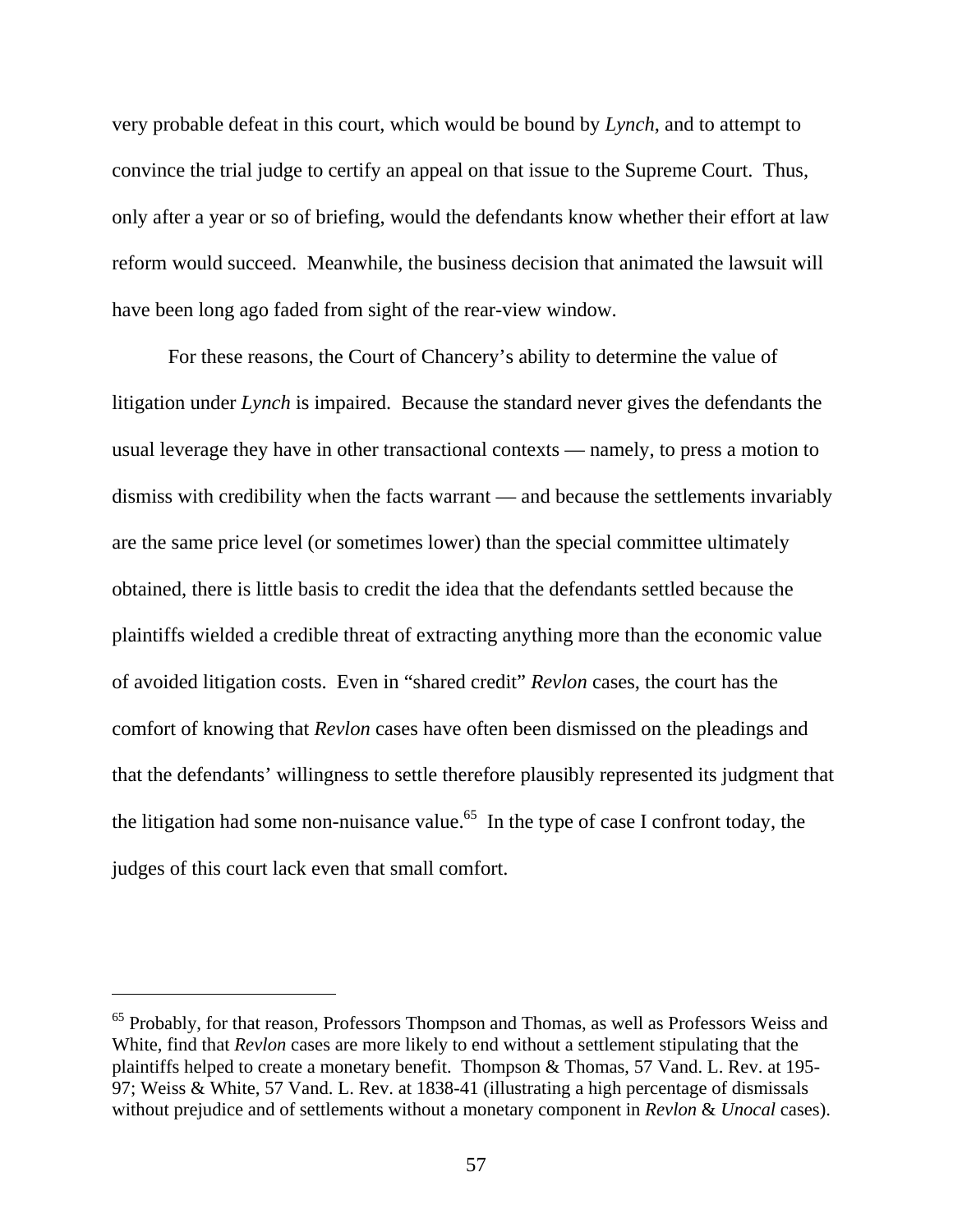very probable defeat in this court, which would be bound by *Lynch*, and to attempt to convince the trial judge to certify an appeal on that issue to the Supreme Court. Thus, only after a year or so of briefing, would the defendants know whether their effort at law reform would succeed. Meanwhile, the business decision that animated the lawsuit will have been long ago faded from sight of the rear-view window.

For these reasons, the Court of Chancery's ability to determine the value of litigation under *Lynch* is impaired. Because the standard never gives the defendants the usual leverage they have in other transactional contexts — namely, to press a motion to dismiss with credibility when the facts warrant — and because the settlements invariably are the same price level (or sometimes lower) than the special committee ultimately obtained, there is little basis to credit the idea that the defendants settled because the plaintiffs wielded a credible threat of extracting anything more than the economic value of avoided litigation costs. Even in "shared credit" *Revlon* cases, the court has the comfort of knowing that *Revlon* cases have often been dismissed on the pleadings and that the defendants' willingness to settle therefore plausibly represented its judgment that the litigation had some non-nuisance value.[65] In the type of case I confront today, the judges of this court lack even that small comfort.

---

[65] Probably, for that reason, Professors Thompson and Thomas, as well as Professors Weiss and White, find that *Revlon* cases are more likely to end without a settlement stipulating that the plaintiffs helped to create a monetary benefit. Thompson & Thomas, 57 Vand. L. Rev. at 195-97; Weiss & White, 57 Vand. L. Rev. at 1838-41 (illustrating a high percentage of dismissals without prejudice and of settlements without a monetary component in *Revlon* & *Unocal* cases).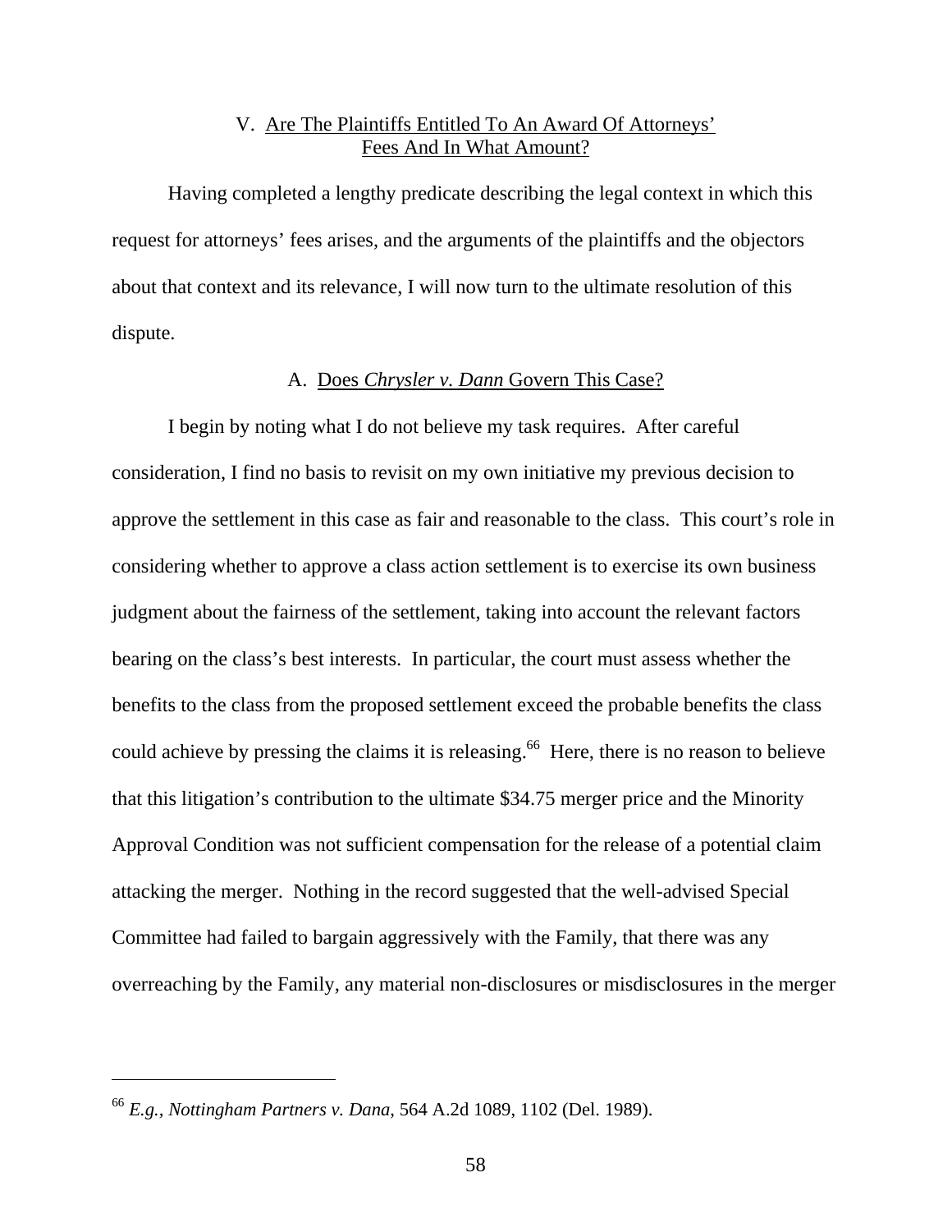## V. Are The Plaintiffs Entitled To An Award Of Attorneys' Fees And In What Amount?

Having completed a lengthy predicate describing the legal context in which this request for attorneys' fees arises, and the arguments of the plaintiffs and the objectors about that context and its relevance, I will now turn to the ultimate resolution of this dispute.

### A. Does *Chrysler v. Dann* Govern This Case?

I begin by noting what I do not believe my task requires. After careful consideration, I find no basis to revisit on my own initiative my previous decision to approve the settlement in this case as fair and reasonable to the class. This court's role in considering whether to approve a class action settlement is to exercise its own business judgment about the fairness of the settlement, taking into account the relevant factors bearing on the class's best interests. In particular, the court must assess whether the benefits to the class from the proposed settlement exceed the probable benefits the class could achieve by pressing the claims it is releasing.[66] Here, there is no reason to believe that this litigation's contribution to the ultimate $34.75 merger price and the Minority Approval Condition was not sufficient compensation for the release of a potential claim attacking the merger. Nothing in the record suggested that the well-advised Special Committee had failed to bargain aggressively with the Family, that there was any overreaching by the Family, any material non-disclosures or misdisclosures in the merger

[66] *E.g.*, *Nottingham Partners v. Dana*, 564 A.2d 1089, 1102 (Del. 1989).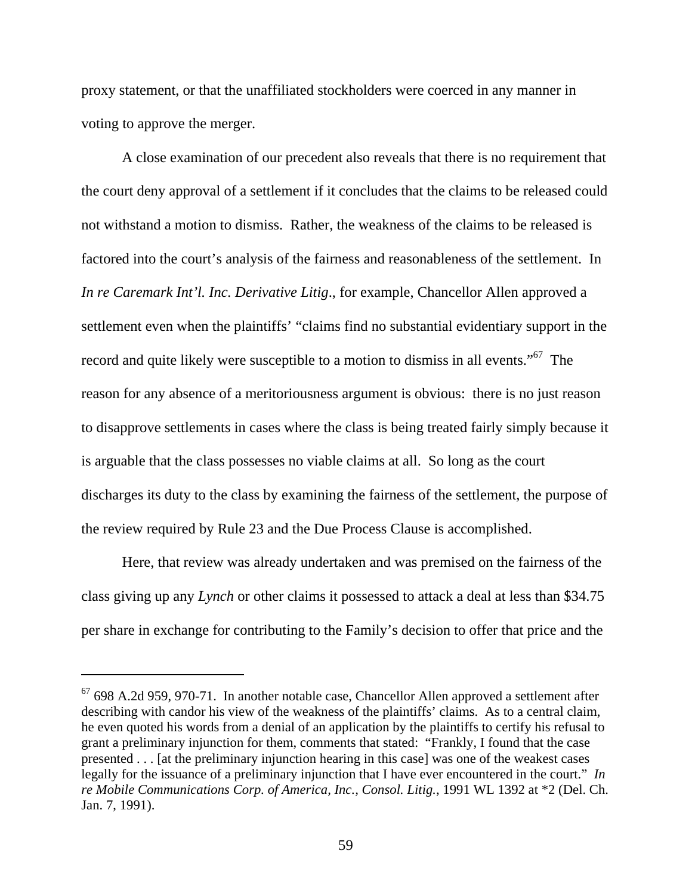proxy statement, or that the unaffiliated stockholders were coerced in any manner in voting to approve the merger.

A close examination of our precedent also reveals that there is no requirement that the court deny approval of a settlement if it concludes that the claims to be released could not withstand a motion to dismiss. Rather, the weakness of the claims to be released is factored into the court's analysis of the fairness and reasonableness of the settlement. In *In re Caremark Int'l. Inc. Derivative Litig*., for example, Chancellor Allen approved a settlement even when the plaintiffs' "claims find no substantial evidentiary support in the record and quite likely were susceptible to a motion to dismiss in all events."[67] The reason for any absence of a meritoriousness argument is obvious: there is no just reason to disapprove settlements in cases where the class is being treated fairly simply because it is arguable that the class possesses no viable claims at all. So long as the court discharges its duty to the class by examining the fairness of the settlement, the purpose of the review required by Rule 23 and the Due Process Clause is accomplished.

Here, that review was already undertaken and was premised on the fairness of the class giving up any *Lynch* or other claims it possessed to attack a deal at less than $34.75 per share in exchange for contributing to the Family's decision to offer that price and the

---

[67] 698 A.2d 959, 970-71. In another notable case, Chancellor Allen approved a settlement after describing with candor his view of the weakness of the plaintiffs' claims. As to a central claim, he even quoted his words from a denial of an application by the plaintiffs to certify his refusal to grant a preliminary injunction for them, comments that stated: "Frankly, I found that the case presented . . . [at the preliminary injunction hearing in this case] was one of the weakest cases legally for the issuance of a preliminary injunction that I have ever encountered in the court." *In re Mobile Communications Corp. of America, Inc., Consol. Litig.*, 1991 WL 1392 at *2 (Del. Ch. Jan. 7, 1991).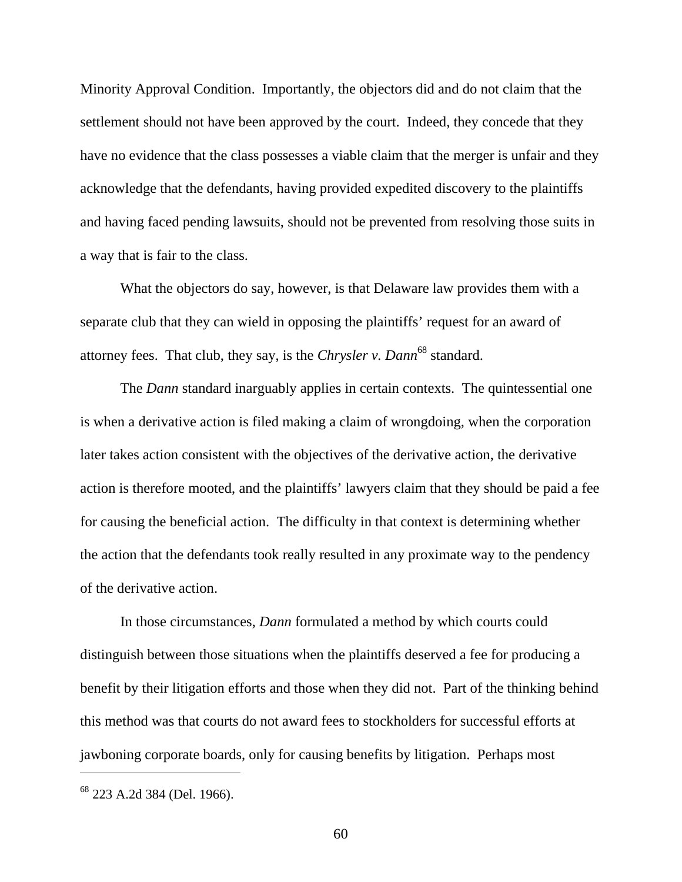Minority Approval Condition. Importantly, the objectors did and do not claim that the settlement should not have been approved by the court. Indeed, they concede that they have no evidence that the class possesses a viable claim that the merger is unfair and they acknowledge that the defendants, having provided expedited discovery to the plaintiffs and having faced pending lawsuits, should not be prevented from resolving those suits in a way that is fair to the class.

What the objectors do say, however, is that Delaware law provides them with a separate club that they can wield in opposing the plaintiffs' request for an award of attorney fees. That club, they say, is the *Chrysler v. Dann*[68] standard.

The *Dann* standard inarguably applies in certain contexts. The quintessential one is when a derivative action is filed making a claim of wrongdoing, when the corporation later takes action consistent with the objectives of the derivative action, the derivative action is therefore mooted, and the plaintiffs' lawyers claim that they should be paid a fee for causing the beneficial action. The difficulty in that context is determining whether the action that the defendants took really resulted in any proximate way to the pendency of the derivative action.

In those circumstances, *Dann* formulated a method by which courts could distinguish between those situations when the plaintiffs deserved a fee for producing a benefit by their litigation efforts and those when they did not. Part of the thinking behind this method was that courts do not award fees to stockholders for successful efforts at jawboning corporate boards, only for causing benefits by litigation. Perhaps most

---

[68] 223 A.2d 384 (Del. 1966).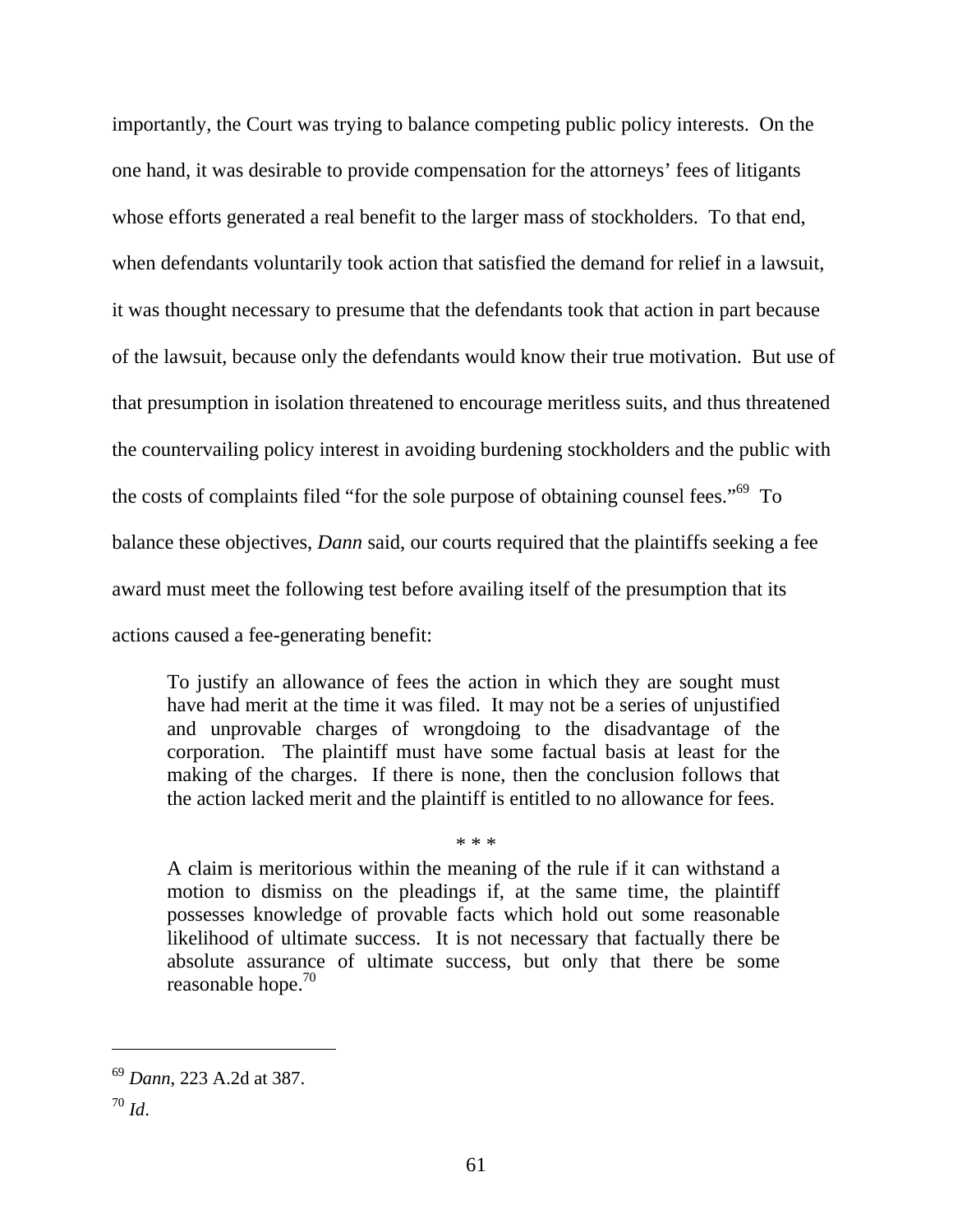importantly, the Court was trying to balance competing public policy interests. On the one hand, it was desirable to provide compensation for the attorneys' fees of litigants whose efforts generated a real benefit to the larger mass of stockholders. To that end, when defendants voluntarily took action that satisfied the demand for relief in a lawsuit, it was thought necessary to presume that the defendants took that action in part because of the lawsuit, because only the defendants would know their true motivation. But use of that presumption in isolation threatened to encourage meritless suits, and thus threatened the countervailing policy interest in avoiding burdening stockholders and the public with the costs of complaints filed "for the sole purpose of obtaining counsel fees."[69] To balance these objectives, *Dann* said, our courts required that the plaintiffs seeking a fee award must meet the following test before availing itself of the presumption that its actions caused a fee-generating benefit:

> To justify an allowance of fees the action in which they are sought must have had merit at the time it was filed. It may not be a series of unjustified and unprovable charges of wrongdoing to the disadvantage of the corporation. The plaintiff must have some factual basis at least for the making of the charges. If there is none, then the conclusion follows that the action lacked merit and the plaintiff is entitled to no allowance for fees.
>
> * * *
>
> A claim is meritorious within the meaning of the rule if it can withstand a motion to dismiss on the pleadings if, at the same time, the plaintiff possesses knowledge of provable facts which hold out some reasonable likelihood of ultimate success. It is not necessary that factually there be absolute assurance of ultimate success, but only that there be some reasonable hope.[70]

---

[69] *Dann*, 223 A.2d at 387.

[70] *Id*.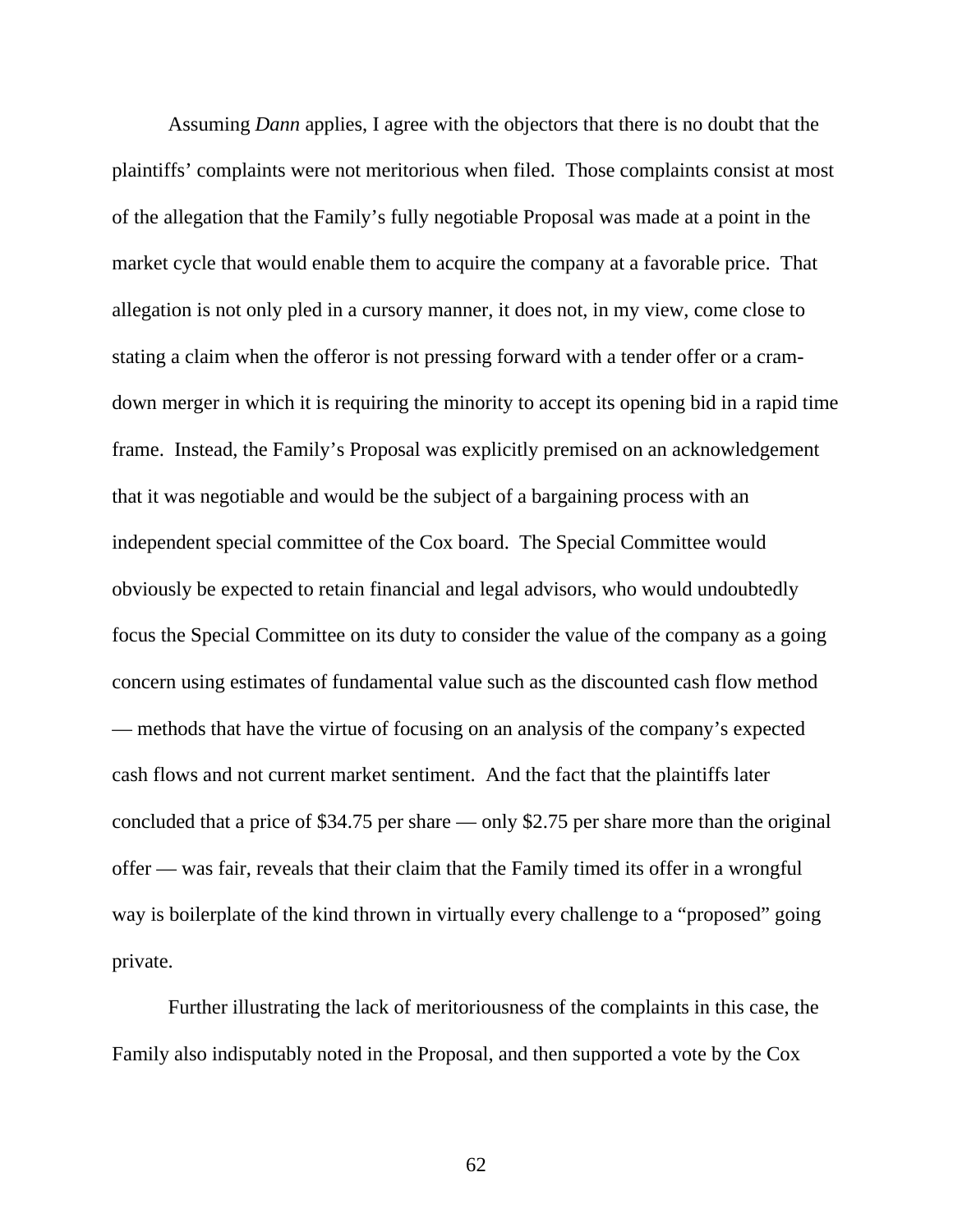Assuming *Dann* applies, I agree with the objectors that there is no doubt that the plaintiffs' complaints were not meritorious when filed. Those complaints consist at most of the allegation that the Family's fully negotiable Proposal was made at a point in the market cycle that would enable them to acquire the company at a favorable price. That allegation is not only pled in a cursory manner, it does not, in my view, come close to stating a claim when the offeror is not pressing forward with a tender offer or a cram-down merger in which it is requiring the minority to accept its opening bid in a rapid time frame. Instead, the Family's Proposal was explicitly premised on an acknowledgement that it was negotiable and would be the subject of a bargaining process with an independent special committee of the Cox board. The Special Committee would obviously be expected to retain financial and legal advisors, who would undoubtedly focus the Special Committee on its duty to consider the value of the company as a going concern using estimates of fundamental value such as the discounted cash flow method — methods that have the virtue of focusing on an analysis of the company's expected cash flows and not current market sentiment. And the fact that the plaintiffs later concluded that a price of $34.75 per share — only $2.75 per share more than the original offer — was fair, reveals that their claim that the Family timed its offer in a wrongful way is boilerplate of the kind thrown in virtually every challenge to a "proposed" going private.

Further illustrating the lack of meritoriousness of the complaints in this case, the Family also indisputably noted in the Proposal, and then supported a vote by the Cox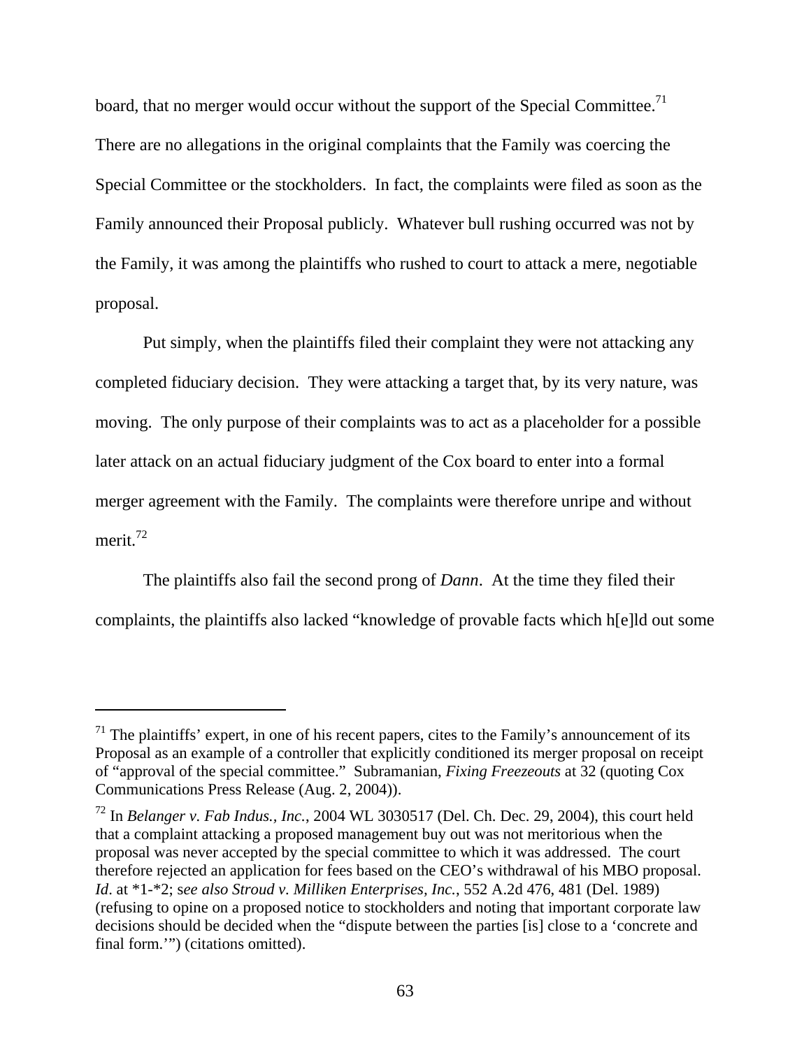board, that no merger would occur without the support of the Special Committee.[71] There are no allegations in the original complaints that the Family was coercing the Special Committee or the stockholders. In fact, the complaints were filed as soon as the Family announced their Proposal publicly. Whatever bull rushing occurred was not by the Family, it was among the plaintiffs who rushed to court to attack a mere, negotiable proposal.

Put simply, when the plaintiffs filed their complaint they were not attacking any completed fiduciary decision. They were attacking a target that, by its very nature, was moving. The only purpose of their complaints was to act as a placeholder for a possible later attack on an actual fiduciary judgment of the Cox board to enter into a formal merger agreement with the Family. The complaints were therefore unripe and without merit.[72]

The plaintiffs also fail the second prong of *Dann*. At the time they filed their complaints, the plaintiffs also lacked "knowledge of provable facts which h[e]ld out some

---

[71] The plaintiffs' expert, in one of his recent papers, cites to the Family's announcement of its Proposal as an example of a controller that explicitly conditioned its merger proposal on receipt of "approval of the special committee." Subramanian, *Fixing Freezeouts* at 32 (quoting Cox Communications Press Release (Aug. 2, 2004)).

[72] In *Belanger v. Fab Indus., Inc.*, 2004 WL 3030517 (Del. Ch. Dec. 29, 2004), this court held that a complaint attacking a proposed management buy out was not meritorious when the proposal was never accepted by the special committee to which it was addressed. The court therefore rejected an application for fees based on the CEO's withdrawal of his MBO proposal. *Id*. at *1-*2; s*ee also Stroud v. Milliken Enterprises, Inc.*, 552 A.2d 476, 481 (Del. 1989) (refusing to opine on a proposed notice to stockholders and noting that important corporate law decisions should be decided when the "dispute between the parties [is] close to a 'concrete and final form.'") (citations omitted).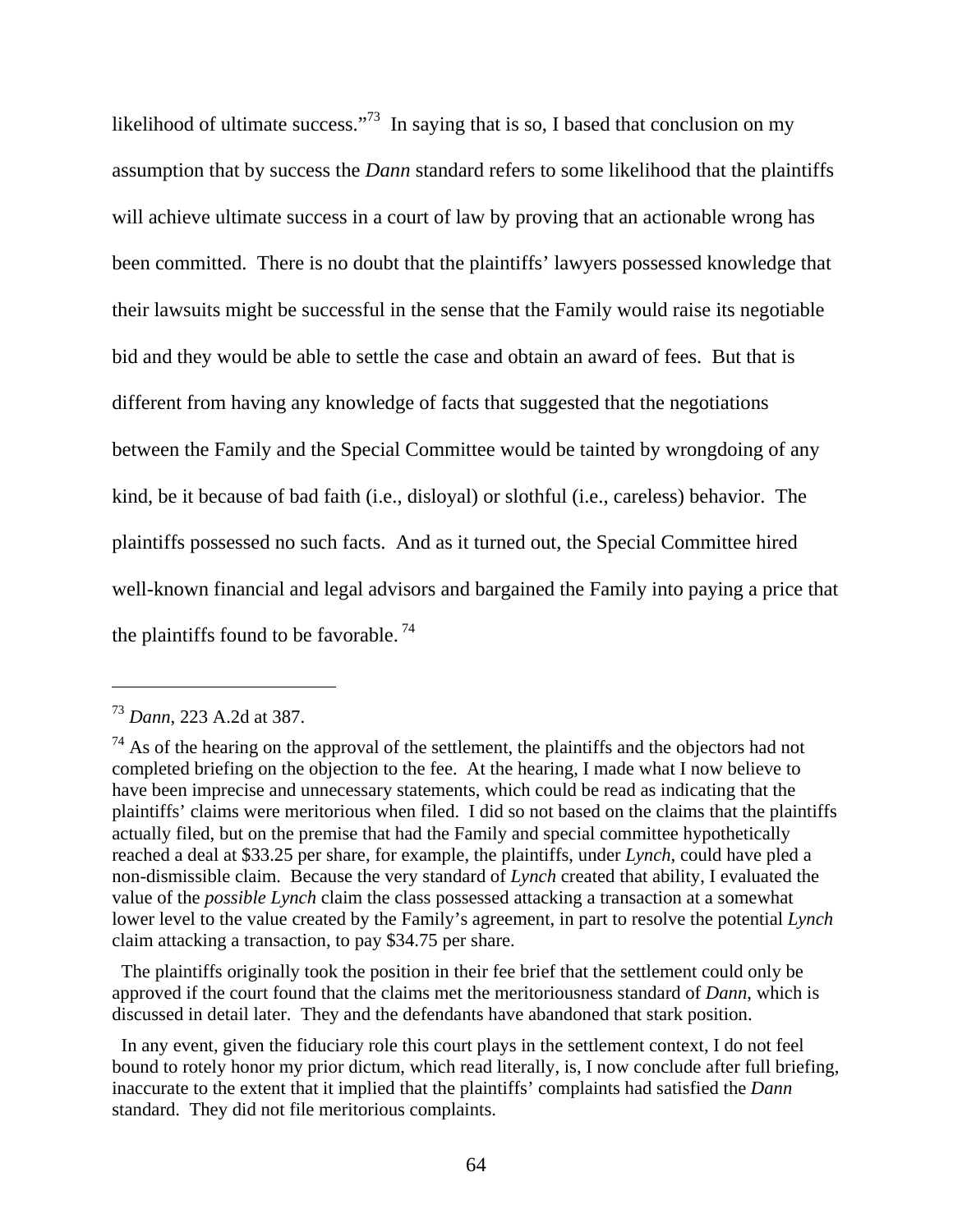likelihood of ultimate success."[73] In saying that is so, I based that conclusion on my assumption that by success the *Dann* standard refers to some likelihood that the plaintiffs will achieve ultimate success in a court of law by proving that an actionable wrong has been committed. There is no doubt that the plaintiffs' lawyers possessed knowledge that their lawsuits might be successful in the sense that the Family would raise its negotiable bid and they would be able to settle the case and obtain an award of fees. But that is different from having any knowledge of facts that suggested that the negotiations between the Family and the Special Committee would be tainted by wrongdoing of any kind, be it because of bad faith (i.e., disloyal) or slothful (i.e., careless) behavior. The plaintiffs possessed no such facts. And as it turned out, the Special Committee hired well-known financial and legal advisors and bargained the Family into paying a price that the plaintiffs found to be favorable.[74]

---

[73] *Dann*, 223 A.2d at 387.

[74] As of the hearing on the approval of the settlement, the plaintiffs and the objectors had not completed briefing on the objection to the fee. At the hearing, I made what I now believe to have been imprecise and unnecessary statements, which could be read as indicating that the plaintiffs' claims were meritorious when filed. I did so not based on the claims that the plaintiffs actually filed, but on the premise that had the Family and special committee hypothetically reached a deal at $33.25 per share, for example, the plaintiffs, under *Lynch*, could have pled a non-dismissible claim. Because the very standard of *Lynch* created that ability, I evaluated the value of the *possible Lynch* claim the class possessed attacking a transaction at a somewhat lower level to the value created by the Family's agreement, in part to resolve the potential *Lynch* claim attacking a transaction, to pay $34.75 per share.

The plaintiffs originally took the position in their fee brief that the settlement could only be approved if the court found that the claims met the meritoriousness standard of *Dann*, which is discussed in detail later. They and the defendants have abandoned that stark position.

In any event, given the fiduciary role this court plays in the settlement context, I do not feel bound to rotely honor my prior dictum, which read literally, is, I now conclude after full briefing, inaccurate to the extent that it implied that the plaintiffs' complaints had satisfied the *Dann* standard. They did not file meritorious complaints.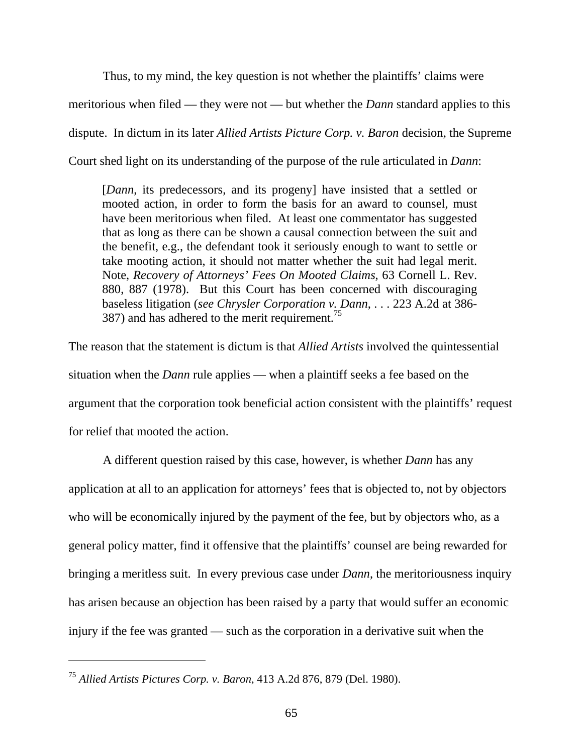Thus, to my mind, the key question is not whether the plaintiffs' claims were meritorious when filed — they were not — but whether the *Dann* standard applies to this dispute. In dictum in its later *Allied Artists Picture Corp. v. Baron* decision, the Supreme Court shed light on its understanding of the purpose of the rule articulated in *Dann*:

> [*Dann*, its predecessors, and its progeny] have insisted that a settled or mooted action, in order to form the basis for an award to counsel, must have been meritorious when filed. At least one commentator has suggested that as long as there can be shown a causal connection between the suit and the benefit, e.g., the defendant took it seriously enough to want to settle or take mooting action, it should not matter whether the suit had legal merit. Note, *Recovery of Attorneys' Fees On Mooted Claims*, 63 Cornell L. Rev. 880, 887 (1978). But this Court has been concerned with discouraging baseless litigation (*see Chrysler Corporation v. Dann*, . . . 223 A.2d at 386-387) and has adhered to the merit requirement.[75]

The reason that the statement is dictum is that *Allied Artists* involved the quintessential situation when the *Dann* rule applies — when a plaintiff seeks a fee based on the argument that the corporation took beneficial action consistent with the plaintiffs' request for relief that mooted the action.

A different question raised by this case, however, is whether *Dann* has any application at all to an application for attorneys' fees that is objected to, not by objectors who will be economically injured by the payment of the fee, but by objectors who, as a general policy matter, find it offensive that the plaintiffs' counsel are being rewarded for bringing a meritless suit. In every previous case under *Dann*, the meritoriousness inquiry has arisen because an objection has been raised by a party that would suffer an economic injury if the fee was granted — such as the corporation in a derivative suit when the

---

[75] *Allied Artists Pictures Corp. v. Baron*, 413 A.2d 876, 879 (Del. 1980).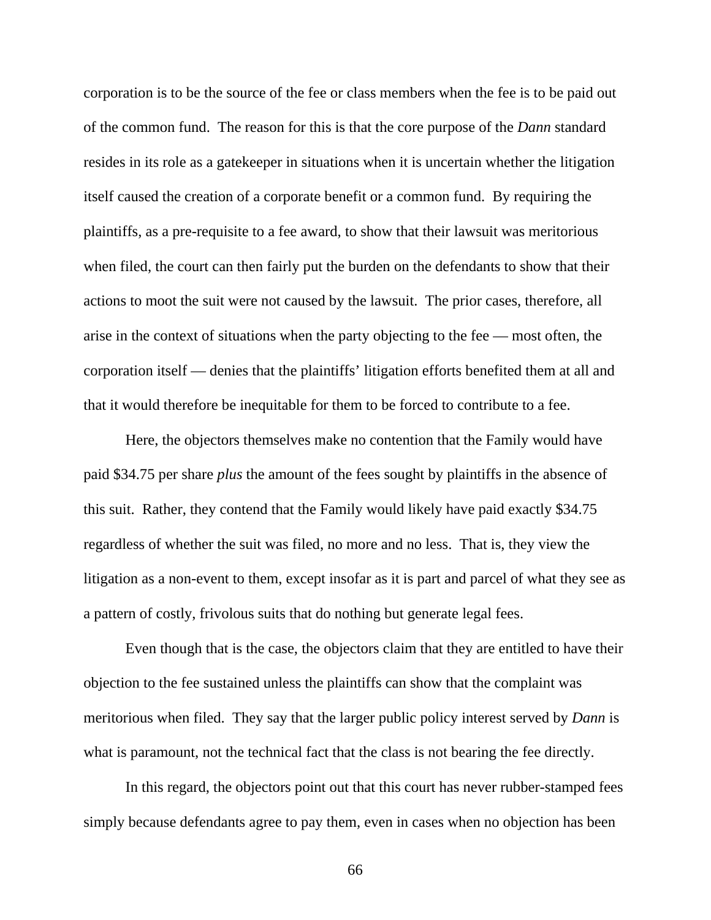corporation is to be the source of the fee or class members when the fee is to be paid out of the common fund. The reason for this is that the core purpose of the *Dann* standard resides in its role as a gatekeeper in situations when it is uncertain whether the litigation itself caused the creation of a corporate benefit or a common fund. By requiring the plaintiffs, as a pre-requisite to a fee award, to show that their lawsuit was meritorious when filed, the court can then fairly put the burden on the defendants to show that their actions to moot the suit were not caused by the lawsuit. The prior cases, therefore, all arise in the context of situations when the party objecting to the fee — most often, the corporation itself — denies that the plaintiffs' litigation efforts benefited them at all and that it would therefore be inequitable for them to be forced to contribute to a fee.

Here, the objectors themselves make no contention that the Family would have paid \$34.75 per share *plus* the amount of the fees sought by plaintiffs in the absence of this suit. Rather, they contend that the Family would likely have paid exactly \$34.75 regardless of whether the suit was filed, no more and no less. That is, they view the litigation as a non-event to them, except insofar as it is part and parcel of what they see as a pattern of costly, frivolous suits that do nothing but generate legal fees.

Even though that is the case, the objectors claim that they are entitled to have their objection to the fee sustained unless the plaintiffs can show that the complaint was meritorious when filed. They say that the larger public policy interest served by *Dann* is what is paramount, not the technical fact that the class is not bearing the fee directly.

In this regard, the objectors point out that this court has never rubber-stamped fees simply because defendants agree to pay them, even in cases when no objection has been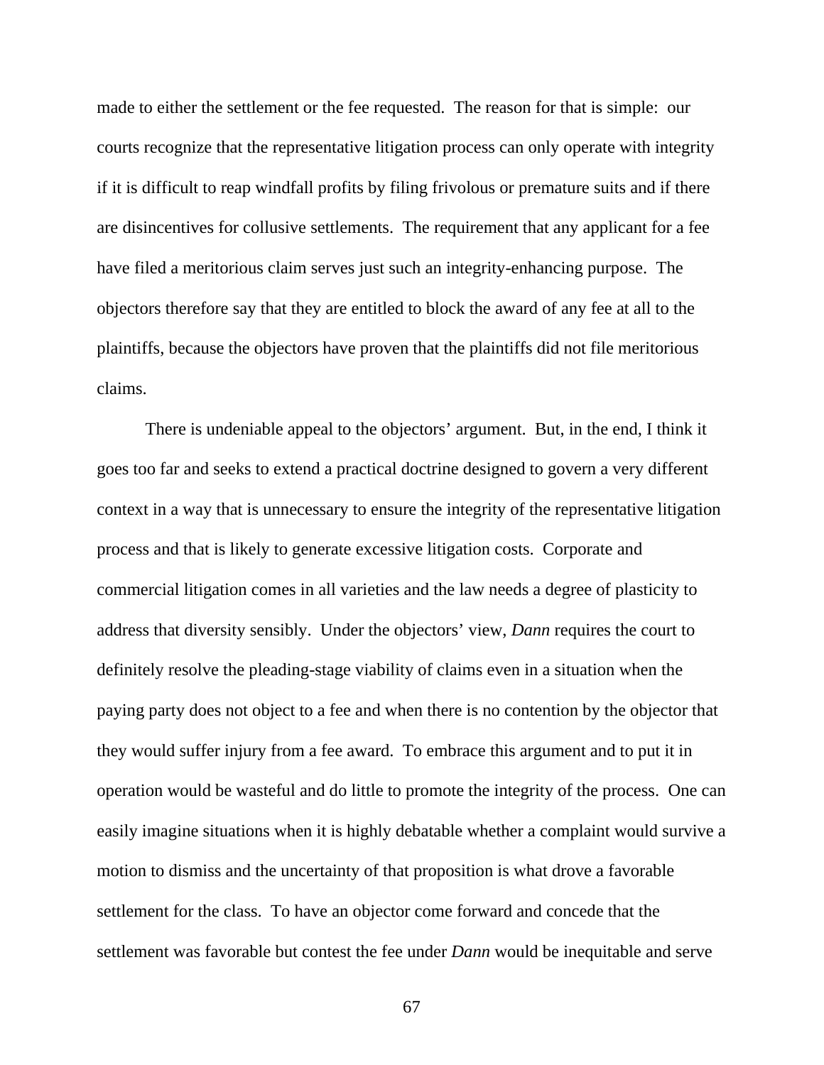made to either the settlement or the fee requested. The reason for that is simple: our courts recognize that the representative litigation process can only operate with integrity if it is difficult to reap windfall profits by filing frivolous or premature suits and if there are disincentives for collusive settlements. The requirement that any applicant for a fee have filed a meritorious claim serves just such an integrity-enhancing purpose. The objectors therefore say that they are entitled to block the award of any fee at all to the plaintiffs, because the objectors have proven that the plaintiffs did not file meritorious claims.

There is undeniable appeal to the objectors' argument. But, in the end, I think it goes too far and seeks to extend a practical doctrine designed to govern a very different context in a way that is unnecessary to ensure the integrity of the representative litigation process and that is likely to generate excessive litigation costs. Corporate and commercial litigation comes in all varieties and the law needs a degree of plasticity to address that diversity sensibly. Under the objectors' view, *Dann* requires the court to definitely resolve the pleading-stage viability of claims even in a situation when the paying party does not object to a fee and when there is no contention by the objector that they would suffer injury from a fee award. To embrace this argument and to put it in operation would be wasteful and do little to promote the integrity of the process. One can easily imagine situations when it is highly debatable whether a complaint would survive a motion to dismiss and the uncertainty of that proposition is what drove a favorable settlement for the class. To have an objector come forward and concede that the settlement was favorable but contest the fee under *Dann* would be inequitable and serve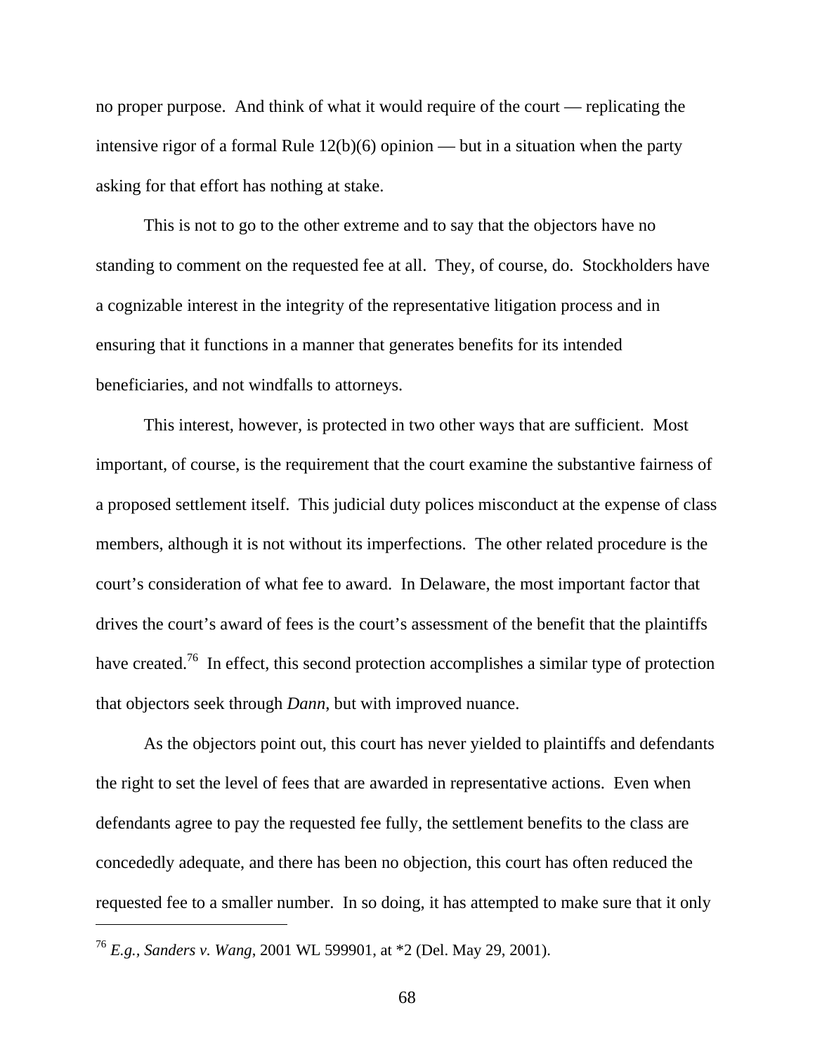no proper purpose. And think of what it would require of the court — replicating the intensive rigor of a formal Rule 12(b)(6) opinion — but in a situation when the party asking for that effort has nothing at stake.

This is not to go to the other extreme and to say that the objectors have no standing to comment on the requested fee at all. They, of course, do. Stockholders have a cognizable interest in the integrity of the representative litigation process and in ensuring that it functions in a manner that generates benefits for its intended beneficiaries, and not windfalls to attorneys.

This interest, however, is protected in two other ways that are sufficient. Most important, of course, is the requirement that the court examine the substantive fairness of a proposed settlement itself. This judicial duty polices misconduct at the expense of class members, although it is not without its imperfections. The other related procedure is the court's consideration of what fee to award. In Delaware, the most important factor that drives the court's award of fees is the court's assessment of the benefit that the plaintiffs have created.[76] In effect, this second protection accomplishes a similar type of protection that objectors seek through *Dann*, but with improved nuance.

As the objectors point out, this court has never yielded to plaintiffs and defendants the right to set the level of fees that are awarded in representative actions. Even when defendants agree to pay the requested fee fully, the settlement benefits to the class are concededly adequate, and there has been no objection, this court has often reduced the requested fee to a smaller number. In so doing, it has attempted to make sure that it only

---

[76] *E.g.*, *Sanders v. Wang*, 2001 WL 599901, at *2 (Del. May 29, 2001).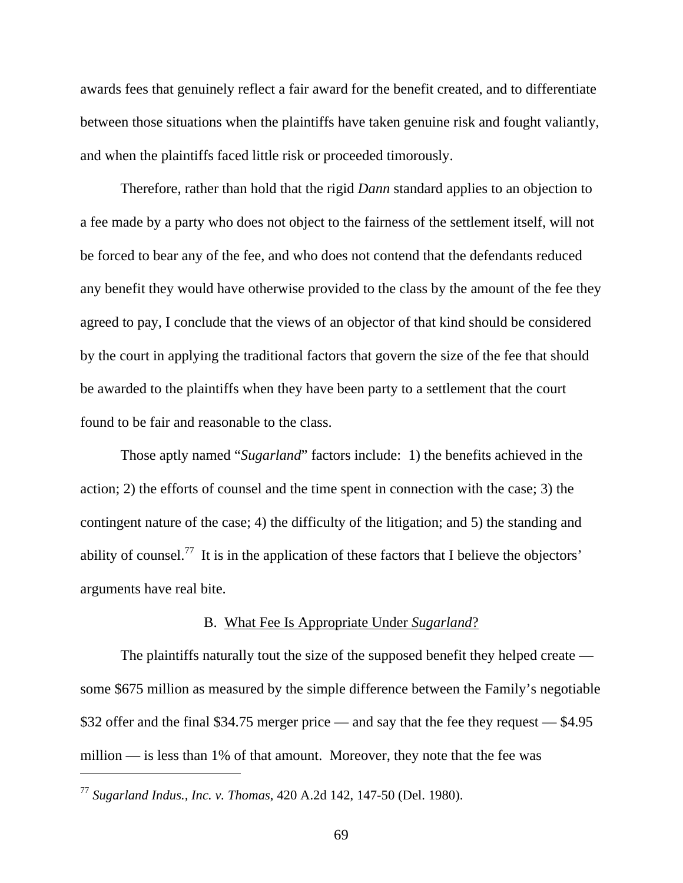awards fees that genuinely reflect a fair award for the benefit created, and to differentiate between those situations when the plaintiffs have taken genuine risk and fought valiantly, and when the plaintiffs faced little risk or proceeded timorously.

Therefore, rather than hold that the rigid *Dann* standard applies to an objection to a fee made by a party who does not object to the fairness of the settlement itself, will not be forced to bear any of the fee, and who does not contend that the defendants reduced any benefit they would have otherwise provided to the class by the amount of the fee they agreed to pay, I conclude that the views of an objector of that kind should be considered by the court in applying the traditional factors that govern the size of the fee that should be awarded to the plaintiffs when they have been party to a settlement that the court found to be fair and reasonable to the class.

Those aptly named "*Sugarland*" factors include: 1) the benefits achieved in the action; 2) the efforts of counsel and the time spent in connection with the case; 3) the contingent nature of the case; 4) the difficulty of the litigation; and 5) the standing and ability of counsel.[77] It is in the application of these factors that I believe the objectors' arguments have real bite.

### B. What Fee Is Appropriate Under *Sugarland*?

The plaintiffs naturally tout the size of the supposed benefit they helped create — some $675 million as measured by the simple difference between the Family's negotiable $32 offer and the final $34.75 merger price — and say that the fee they request — $4.95 million — is less than 1% of that amount. Moreover, they note that the fee was

---

[77] *Sugarland Indus., Inc. v. Thomas*, 420 A.2d 142, 147-50 (Del. 1980).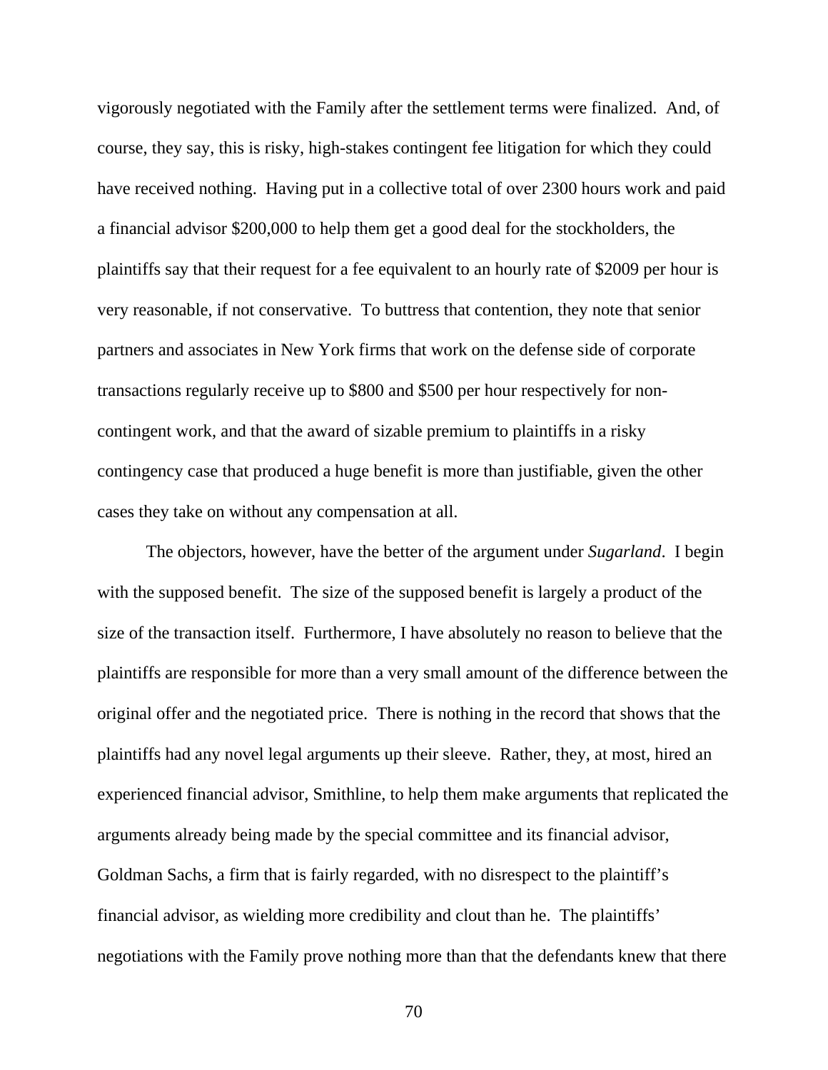vigorously negotiated with the Family after the settlement terms were finalized. And, of course, they say, this is risky, high-stakes contingent fee litigation for which they could have received nothing. Having put in a collective total of over 2300 hours work and paid a financial advisor $200,000 to help them get a good deal for the stockholders, the plaintiffs say that their request for a fee equivalent to an hourly rate of $2009 per hour is very reasonable, if not conservative. To buttress that contention, they note that senior partners and associates in New York firms that work on the defense side of corporate transactions regularly receive up to $800 and $500 per hour respectively for non-contingent work, and that the award of sizable premium to plaintiffs in a risky contingency case that produced a huge benefit is more than justifiable, given the other cases they take on without any compensation at all.

The objectors, however, have the better of the argument under *Sugarland*. I begin with the supposed benefit. The size of the supposed benefit is largely a product of the size of the transaction itself. Furthermore, I have absolutely no reason to believe that the plaintiffs are responsible for more than a very small amount of the difference between the original offer and the negotiated price. There is nothing in the record that shows that the plaintiffs had any novel legal arguments up their sleeve. Rather, they, at most, hired an experienced financial advisor, Smithline, to help them make arguments that replicated the arguments already being made by the special committee and its financial advisor, Goldman Sachs, a firm that is fairly regarded, with no disrespect to the plaintiff's financial advisor, as wielding more credibility and clout than he. The plaintiffs' negotiations with the Family prove nothing more than that the defendants knew that there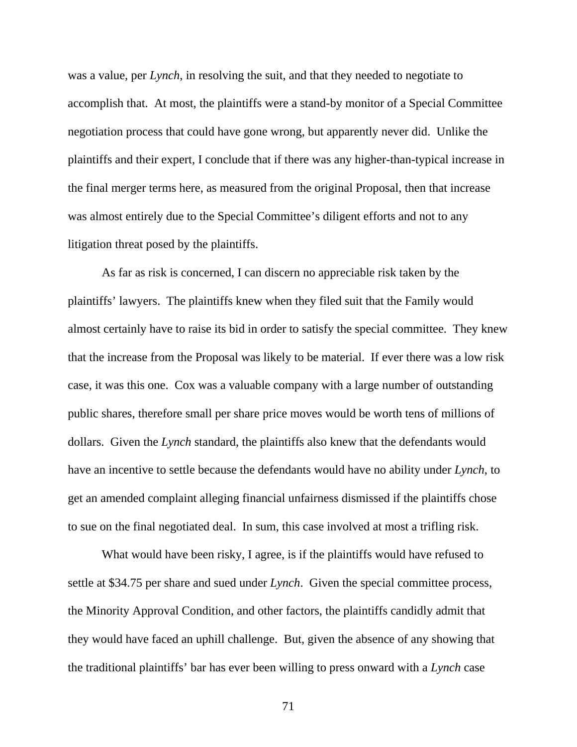was a value, per *Lynch*, in resolving the suit, and that they needed to negotiate to accomplish that. At most, the plaintiffs were a stand-by monitor of a Special Committee negotiation process that could have gone wrong, but apparently never did. Unlike the plaintiffs and their expert, I conclude that if there was any higher-than-typical increase in the final merger terms here, as measured from the original Proposal, then that increase was almost entirely due to the Special Committee's diligent efforts and not to any litigation threat posed by the plaintiffs.

As far as risk is concerned, I can discern no appreciable risk taken by the plaintiffs' lawyers. The plaintiffs knew when they filed suit that the Family would almost certainly have to raise its bid in order to satisfy the special committee. They knew that the increase from the Proposal was likely to be material. If ever there was a low risk case, it was this one. Cox was a valuable company with a large number of outstanding public shares, therefore small per share price moves would be worth tens of millions of dollars. Given the *Lynch* standard, the plaintiffs also knew that the defendants would have an incentive to settle because the defendants would have no ability under *Lynch*, to get an amended complaint alleging financial unfairness dismissed if the plaintiffs chose to sue on the final negotiated deal. In sum, this case involved at most a trifling risk.

What would have been risky, I agree, is if the plaintiffs would have refused to settle at $34.75 per share and sued under *Lynch*. Given the special committee process, the Minority Approval Condition, and other factors, the plaintiffs candidly admit that they would have faced an uphill challenge. But, given the absence of any showing that the traditional plaintiffs' bar has ever been willing to press onward with a *Lynch* case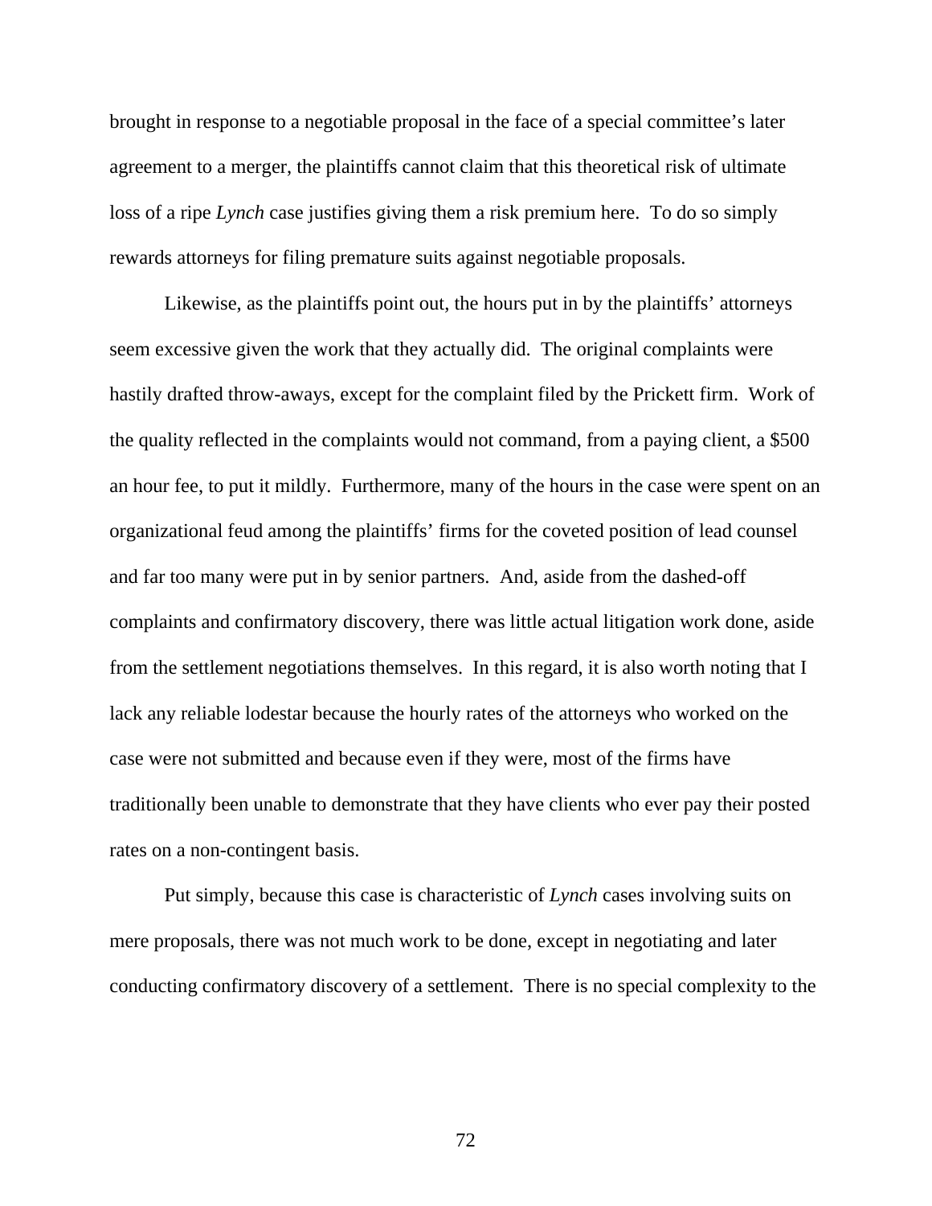brought in response to a negotiable proposal in the face of a special committee's later agreement to a merger, the plaintiffs cannot claim that this theoretical risk of ultimate loss of a ripe *Lynch* case justifies giving them a risk premium here. To do so simply rewards attorneys for filing premature suits against negotiable proposals.

Likewise, as the plaintiffs point out, the hours put in by the plaintiffs' attorneys seem excessive given the work that they actually did. The original complaints were hastily drafted throw-aways, except for the complaint filed by the Prickett firm. Work of the quality reflected in the complaints would not command, from a paying client, a $500 an hour fee, to put it mildly. Furthermore, many of the hours in the case were spent on an organizational feud among the plaintiffs' firms for the coveted position of lead counsel and far too many were put in by senior partners. And, aside from the dashed-off complaints and confirmatory discovery, there was little actual litigation work done, aside from the settlement negotiations themselves. In this regard, it is also worth noting that I lack any reliable lodestar because the hourly rates of the attorneys who worked on the case were not submitted and because even if they were, most of the firms have traditionally been unable to demonstrate that they have clients who ever pay their posted rates on a non-contingent basis.

Put simply, because this case is characteristic of *Lynch* cases involving suits on mere proposals, there was not much work to be done, except in negotiating and later conducting confirmatory discovery of a settlement. There is no special complexity to the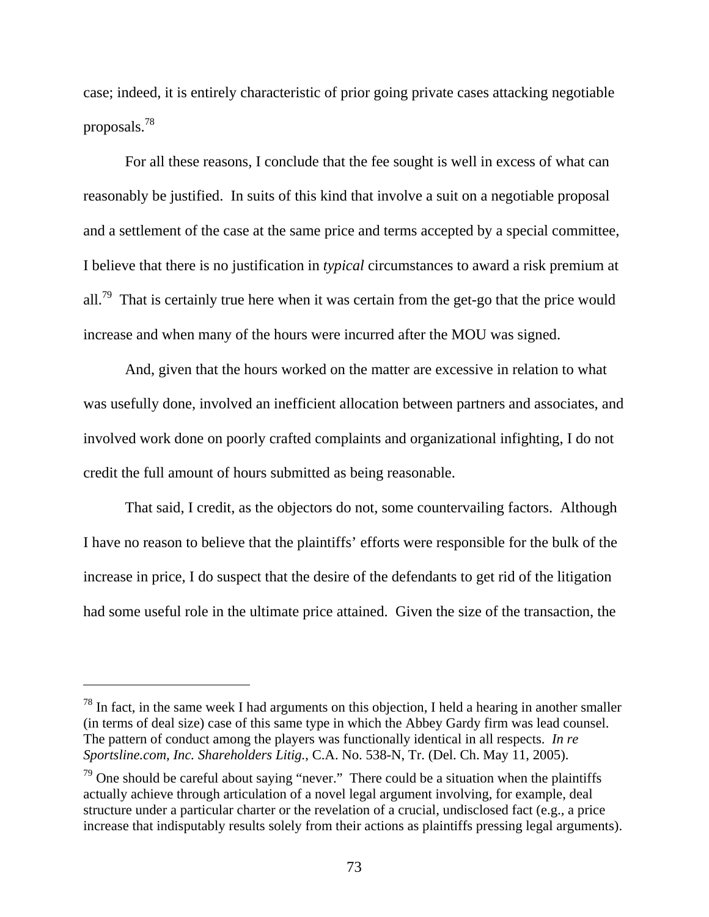case; indeed, it is entirely characteristic of prior going private cases attacking negotiable proposals.[78]

For all these reasons, I conclude that the fee sought is well in excess of what can reasonably be justified. In suits of this kind that involve a suit on a negotiable proposal and a settlement of the case at the same price and terms accepted by a special committee, I believe that there is no justification in *typical* circumstances to award a risk premium at all.[79] That is certainly true here when it was certain from the get-go that the price would increase and when many of the hours were incurred after the MOU was signed.

And, given that the hours worked on the matter are excessive in relation to what was usefully done, involved an inefficient allocation between partners and associates, and involved work done on poorly crafted complaints and organizational infighting, I do not credit the full amount of hours submitted as being reasonable.

That said, I credit, as the objectors do not, some countervailing factors. Although I have no reason to believe that the plaintiffs' efforts were responsible for the bulk of the increase in price, I do suspect that the desire of the defendants to get rid of the litigation had some useful role in the ultimate price attained. Given the size of the transaction, the

---

[78] In fact, in the same week I had arguments on this objection, I held a hearing in another smaller (in terms of deal size) case of this same type in which the Abbey Gardy firm was lead counsel. The pattern of conduct among the players was functionally identical in all respects. *In re Sportsline.com, Inc. Shareholders Litig.*, C.A. No. 538-N, Tr. (Del. Ch. May 11, 2005).

[79] One should be careful about saying "never." There could be a situation when the plaintiffs actually achieve through articulation of a novel legal argument involving, for example, deal structure under a particular charter or the revelation of a crucial, undisclosed fact (e.g., a price increase that indisputably results solely from their actions as plaintiffs pressing legal arguments).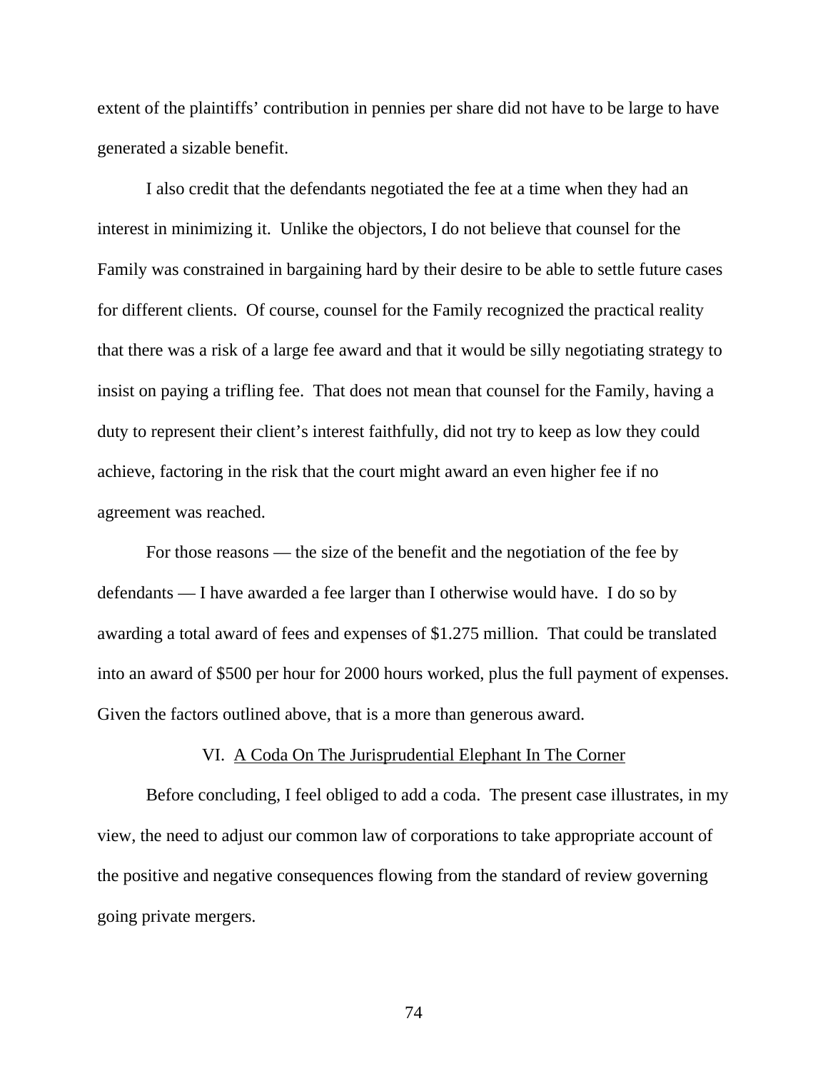extent of the plaintiffs' contribution in pennies per share did not have to be large to have generated a sizable benefit.

I also credit that the defendants negotiated the fee at a time when they had an interest in minimizing it. Unlike the objectors, I do not believe that counsel for the Family was constrained in bargaining hard by their desire to be able to settle future cases for different clients. Of course, counsel for the Family recognized the practical reality that there was a risk of a large fee award and that it would be silly negotiating strategy to insist on paying a trifling fee. That does not mean that counsel for the Family, having a duty to represent their client's interest faithfully, did not try to keep as low they could achieve, factoring in the risk that the court might award an even higher fee if no agreement was reached.

For those reasons — the size of the benefit and the negotiation of the fee by defendants — I have awarded a fee larger than I otherwise would have. I do so by awarding a total award of fees and expenses of $1.275 million. That could be translated into an award of $500 per hour for 2000 hours worked, plus the full payment of expenses. Given the factors outlined above, that is a more than generous award.

## VI. A Coda On The Jurisprudential Elephant In The Corner

Before concluding, I feel obliged to add a coda. The present case illustrates, in my view, the need to adjust our common law of corporations to take appropriate account of the positive and negative consequences flowing from the standard of review governing going private mergers.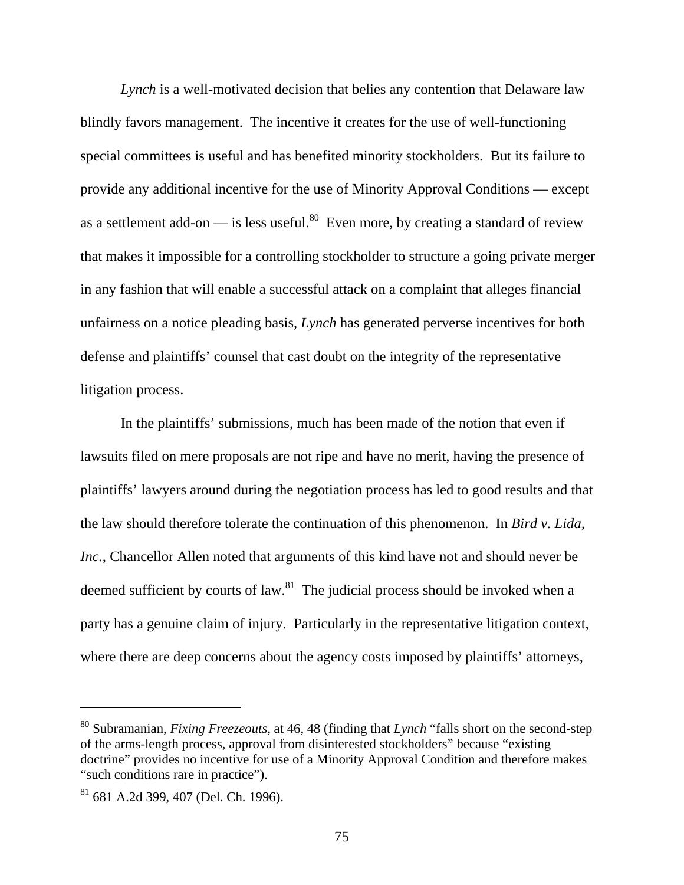*Lynch* is a well-motivated decision that belies any contention that Delaware law blindly favors management. The incentive it creates for the use of well-functioning special committees is useful and has benefited minority stockholders. But its failure to provide any additional incentive for the use of Minority Approval Conditions — except as a settlement add-on — is less useful.[80] Even more, by creating a standard of review that makes it impossible for a controlling stockholder to structure a going private merger in any fashion that will enable a successful attack on a complaint that alleges financial unfairness on a notice pleading basis, *Lynch* has generated perverse incentives for both defense and plaintiffs' counsel that cast doubt on the integrity of the representative litigation process.

In the plaintiffs' submissions, much has been made of the notion that even if lawsuits filed on mere proposals are not ripe and have no merit, having the presence of plaintiffs' lawyers around during the negotiation process has led to good results and that the law should therefore tolerate the continuation of this phenomenon. In *Bird v. Lida, Inc.*, Chancellor Allen noted that arguments of this kind have not and should never be deemed sufficient by courts of law.[81] The judicial process should be invoked when a party has a genuine claim of injury. Particularly in the representative litigation context, where there are deep concerns about the agency costs imposed by plaintiffs' attorneys,

---

[80] Subramanian, *Fixing Freezeouts*, at 46, 48 (finding that *Lynch* "falls short on the second-step of the arms-length process, approval from disinterested stockholders" because "existing doctrine" provides no incentive for use of a Minority Approval Condition and therefore makes "such conditions rare in practice").

[81] 681 A.2d 399, 407 (Del. Ch. 1996).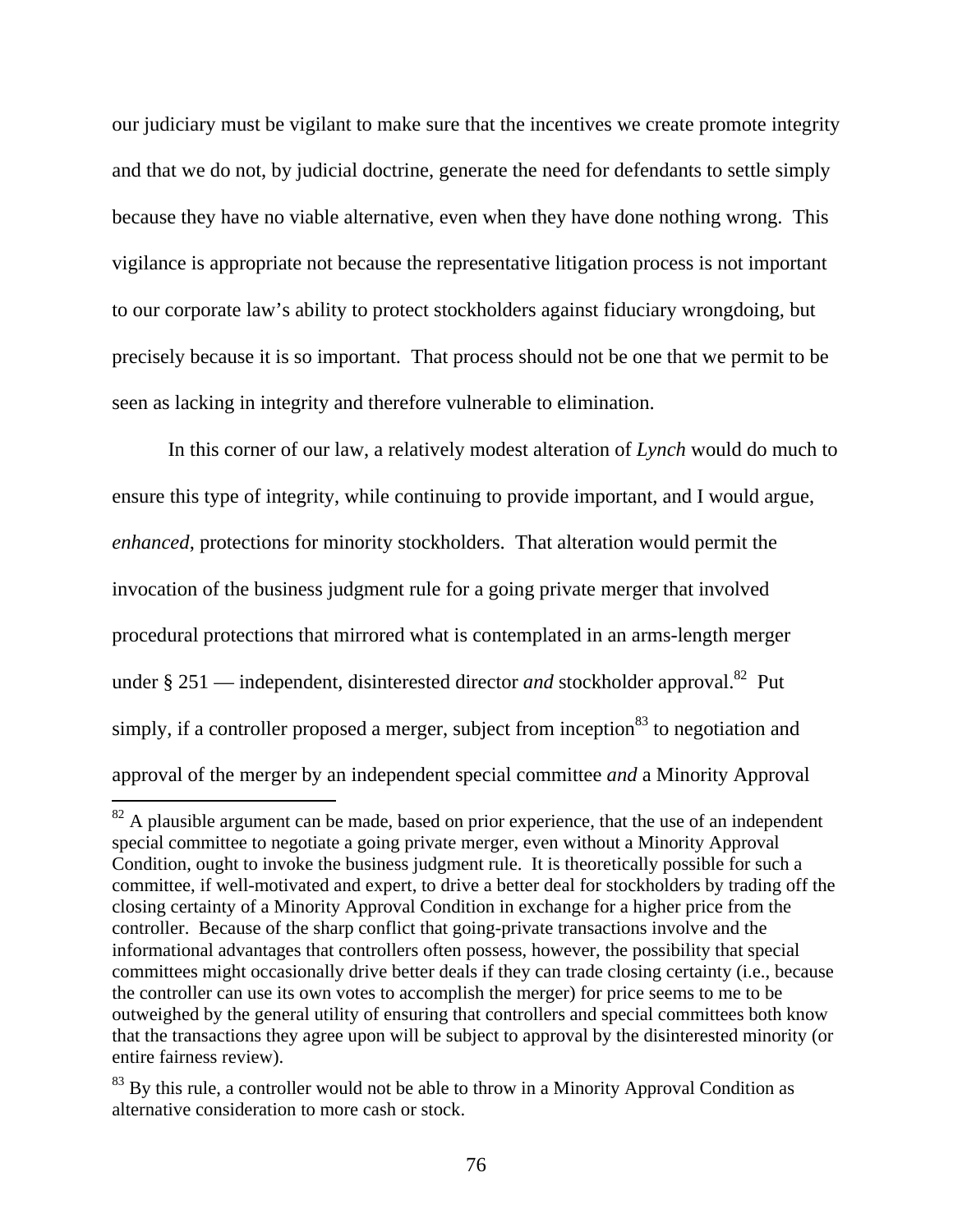our judiciary must be vigilant to make sure that the incentives we create promote integrity and that we do not, by judicial doctrine, generate the need for defendants to settle simply because they have no viable alternative, even when they have done nothing wrong. This vigilance is appropriate not because the representative litigation process is not important to our corporate law's ability to protect stockholders against fiduciary wrongdoing, but precisely because it is so important. That process should not be one that we permit to be seen as lacking in integrity and therefore vulnerable to elimination.

In this corner of our law, a relatively modest alteration of *Lynch* would do much to ensure this type of integrity, while continuing to provide important, and I would argue, *enhanced*, protections for minority stockholders. That alteration would permit the invocation of the business judgment rule for a going private merger that involved procedural protections that mirrored what is contemplated in an arms-length merger under § 251 — independent, disinterested director *and* stockholder approval.[82] Put simply, if a controller proposed a merger, subject from inception[83] to negotiation and approval of the merger by an independent special committee *and* a Minority Approval

---

[82] A plausible argument can be made, based on prior experience, that the use of an independent special committee to negotiate a going private merger, even without a Minority Approval Condition, ought to invoke the business judgment rule. It is theoretically possible for such a committee, if well-motivated and expert, to drive a better deal for stockholders by trading off the closing certainty of a Minority Approval Condition in exchange for a higher price from the controller. Because of the sharp conflict that going-private transactions involve and the informational advantages that controllers often possess, however, the possibility that special committees might occasionally drive better deals if they can trade closing certainty (i.e., because the controller can use its own votes to accomplish the merger) for price seems to me to be outweighed by the general utility of ensuring that controllers and special committees both know that the transactions they agree upon will be subject to approval by the disinterested minority (or entire fairness review).

[83] By this rule, a controller would not be able to throw in a Minority Approval Condition as alternative consideration to more cash or stock.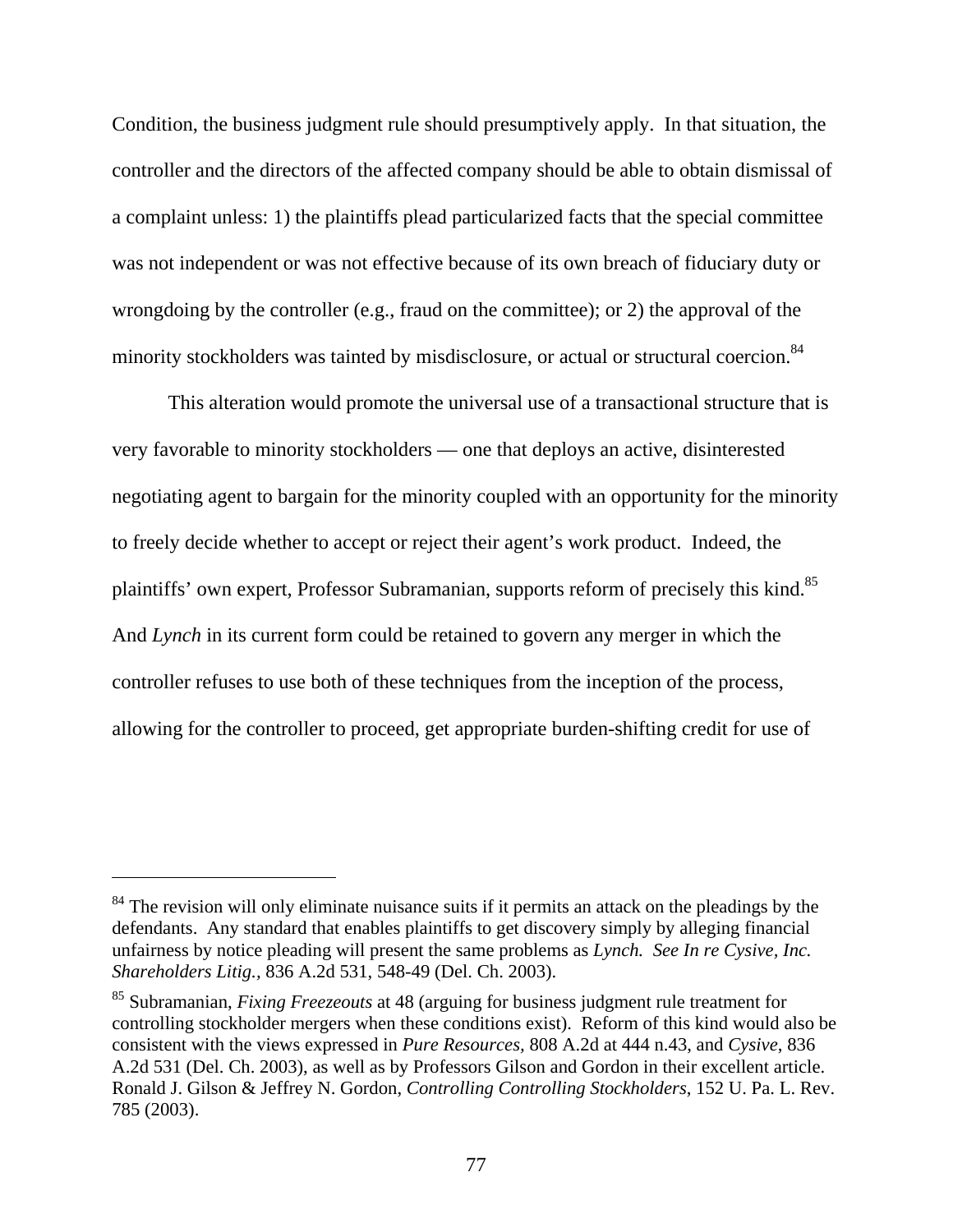Condition, the business judgment rule should presumptively apply. In that situation, the controller and the directors of the affected company should be able to obtain dismissal of a complaint unless: 1) the plaintiffs plead particularized facts that the special committee was not independent or was not effective because of its own breach of fiduciary duty or wrongdoing by the controller (e.g., fraud on the committee); or 2) the approval of the minority stockholders was tainted by misdisclosure, or actual or structural coercion.[84]

This alteration would promote the universal use of a transactional structure that is very favorable to minority stockholders — one that deploys an active, disinterested negotiating agent to bargain for the minority coupled with an opportunity for the minority to freely decide whether to accept or reject their agent's work product. Indeed, the plaintiffs' own expert, Professor Subramanian, supports reform of precisely this kind.[85] And *Lynch* in its current form could be retained to govern any merger in which the controller refuses to use both of these techniques from the inception of the process, allowing for the controller to proceed, get appropriate burden-shifting credit for use of

---

[84] The revision will only eliminate nuisance suits if it permits an attack on the pleadings by the defendants. Any standard that enables plaintiffs to get discovery simply by alleging financial unfairness by notice pleading will present the same problems as *Lynch. See In re Cysive, Inc. Shareholders Litig.*, 836 A.2d 531, 548-49 (Del. Ch. 2003).

[85] Subramanian, *Fixing Freezeouts* at 48 (arguing for business judgment rule treatment for controlling stockholder mergers when these conditions exist). Reform of this kind would also be consistent with the views expressed in *Pure Resources*, 808 A.2d at 444 n.43, and *Cysive*, 836 A.2d 531 (Del. Ch. 2003), as well as by Professors Gilson and Gordon in their excellent article. Ronald J. Gilson & Jeffrey N. Gordon, *Controlling Controlling Stockholders*, 152 U. Pa. L. Rev. 785 (2003).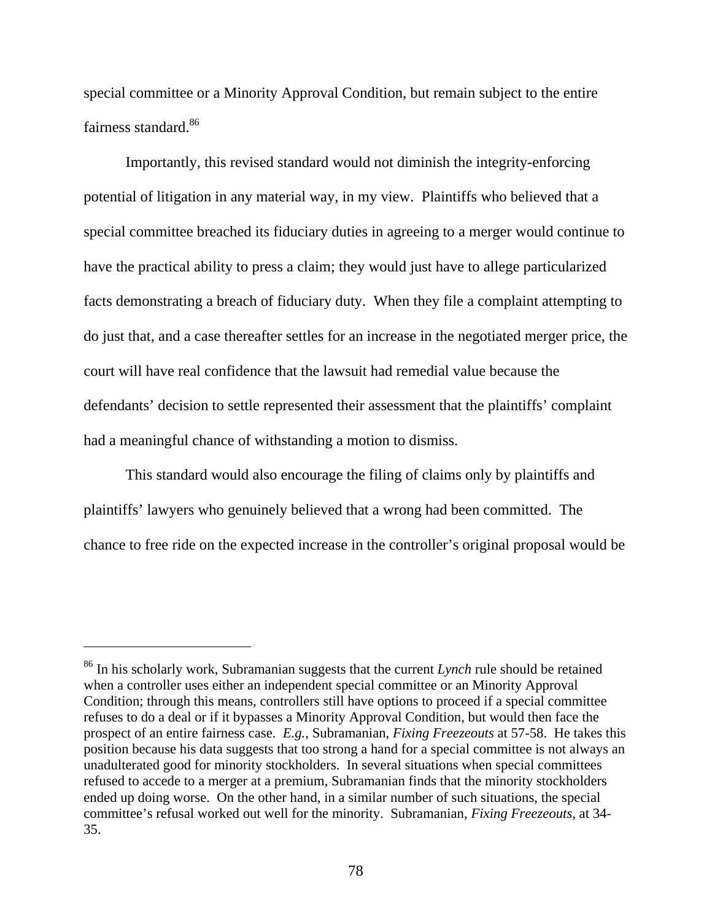special committee or a Minority Approval Condition, but remain subject to the entire fairness standard.[86]

Importantly, this revised standard would not diminish the integrity-enforcing potential of litigation in any material way, in my view. Plaintiffs who believed that a special committee breached its fiduciary duties in agreeing to a merger would continue to have the practical ability to press a claim; they would just have to allege particularized facts demonstrating a breach of fiduciary duty. When they file a complaint attempting to do just that, and a case thereafter settles for an increase in the negotiated merger price, the court will have real confidence that the lawsuit had remedial value because the defendants' decision to settle represented their assessment that the plaintiffs' complaint had a meaningful chance of withstanding a motion to dismiss.

This standard would also encourage the filing of claims only by plaintiffs and plaintiffs' lawyers who genuinely believed that a wrong had been committed. The chance to free ride on the expected increase in the controller's original proposal would be

---

[86] In his scholarly work, Subramanian suggests that the current *Lynch* rule should be retained when a controller uses either an independent special committee or an Minority Approval Condition; through this means, controllers still have options to proceed if a special committee refuses to do a deal or if it bypasses a Minority Approval Condition, but would then face the prospect of an entire fairness case. *E.g.*, Subramanian, *Fixing Freezeouts* at 57-58. He takes this position because his data suggests that too strong a hand for a special committee is not always an unadulterated good for minority stockholders. In several situations when special committees refused to accede to a merger at a premium, Subramanian finds that the minority stockholders ended up doing worse. On the other hand, in a similar number of such situations, the special committee's refusal worked out well for the minority. Subramanian, *Fixing Freezeouts*, at 34-35.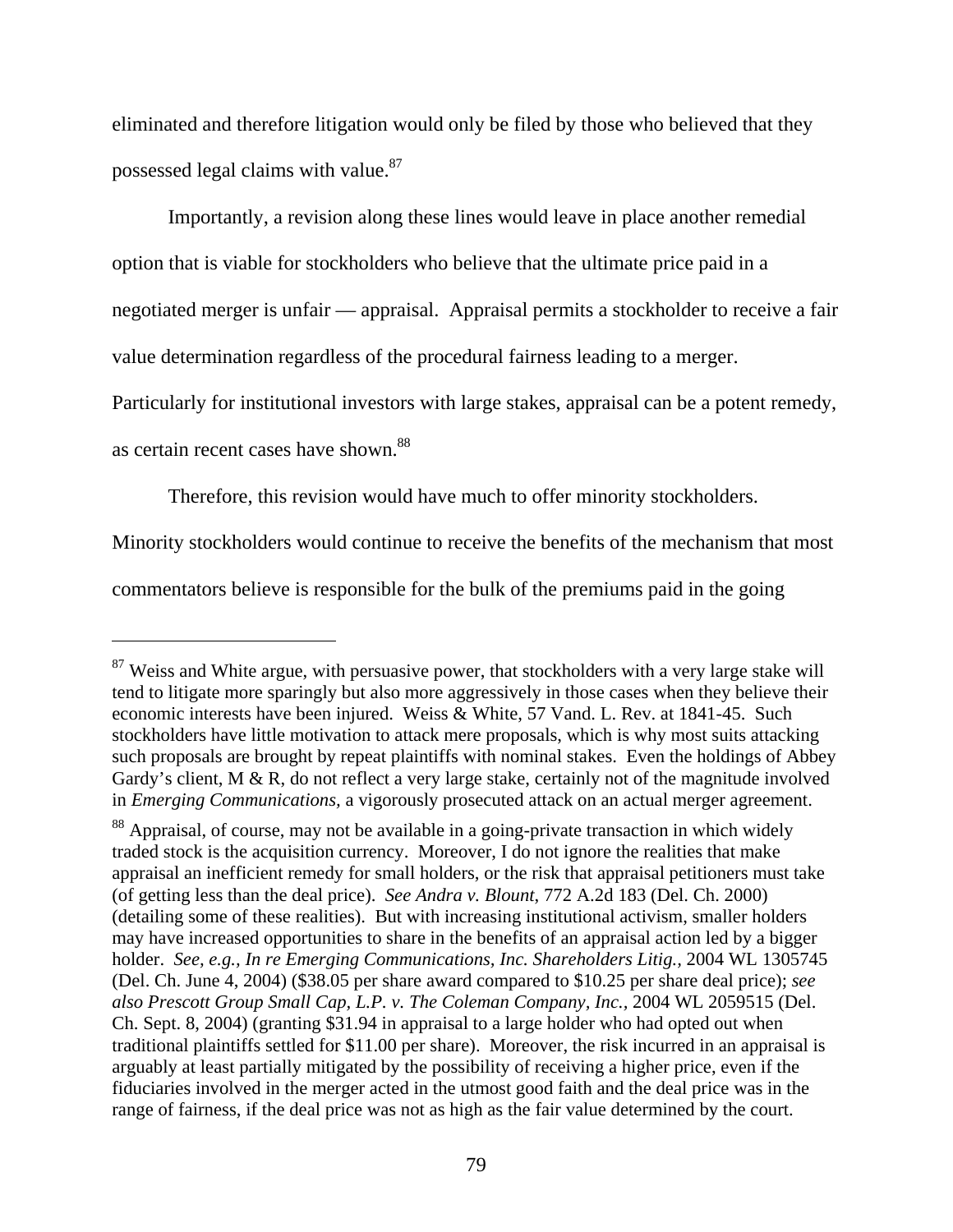eliminated and therefore litigation would only be filed by those who believed that they possessed legal claims with value.[87]

Importantly, a revision along these lines would leave in place another remedial option that is viable for stockholders who believe that the ultimate price paid in a negotiated merger is unfair — appraisal. Appraisal permits a stockholder to receive a fair value determination regardless of the procedural fairness leading to a merger. Particularly for institutional investors with large stakes, appraisal can be a potent remedy, as certain recent cases have shown.[88]

Therefore, this revision would have much to offer minority stockholders. Minority stockholders would continue to receive the benefits of the mechanism that most commentators believe is responsible for the bulk of the premiums paid in the going

---

[87] Weiss and White argue, with persuasive power, that stockholders with a very large stake will tend to litigate more sparingly but also more aggressively in those cases when they believe their economic interests have been injured. Weiss & White, 57 Vand. L. Rev. at 1841-45. Such stockholders have little motivation to attack mere proposals, which is why most suits attacking such proposals are brought by repeat plaintiffs with nominal stakes. Even the holdings of Abbey Gardy's client, M & R, do not reflect a very large stake, certainly not of the magnitude involved in *Emerging Communications,* a vigorously prosecuted attack on an actual merger agreement.

[88] Appraisal, of course, may not be available in a going-private transaction in which widely traded stock is the acquisition currency. Moreover, I do not ignore the realities that make appraisal an inefficient remedy for small holders, or the risk that appraisal petitioners must take (of getting less than the deal price). *See Andra v. Blount*, 772 A.2d 183 (Del. Ch. 2000) (detailing some of these realities). But with increasing institutional activism, smaller holders may have increased opportunities to share in the benefits of an appraisal action led by a bigger holder. *See, e.g., In re Emerging Communications, Inc. Shareholders Litig.,* 2004 WL 1305745 (Del. Ch. June 4, 2004) ($38.05 per share award compared to $10.25 per share deal price); *see also Prescott Group Small Cap, L.P. v. The Coleman Company, Inc.,* 2004 WL 2059515 (Del. Ch. Sept. 8, 2004) (granting $31.94 in appraisal to a large holder who had opted out when traditional plaintiffs settled for $11.00 per share). Moreover, the risk incurred in an appraisal is arguably at least partially mitigated by the possibility of receiving a higher price, even if the fiduciaries involved in the merger acted in the utmost good faith and the deal price was in the range of fairness, if the deal price was not as high as the fair value determined by the court.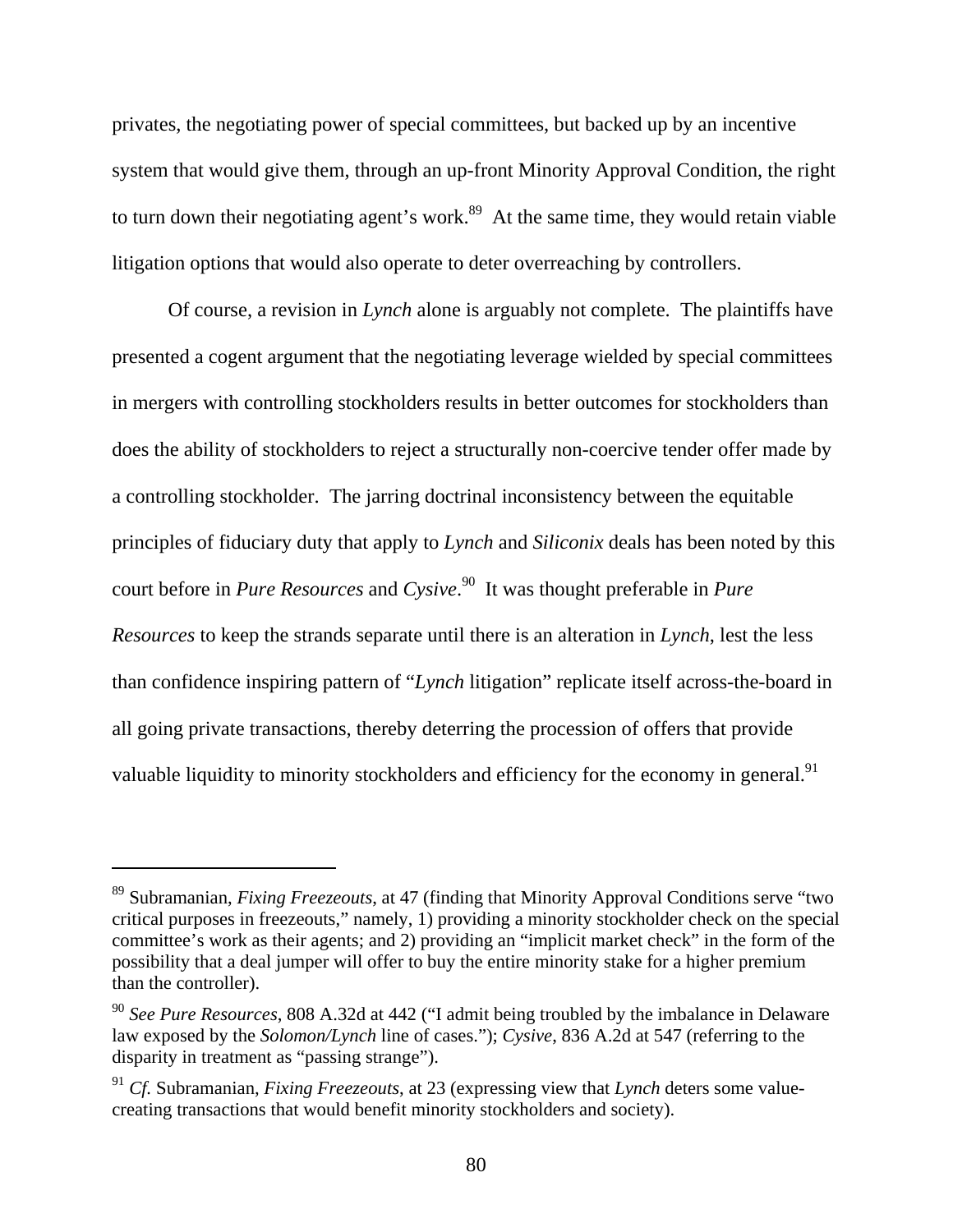privates, the negotiating power of special committees, but backed up by an incentive system that would give them, through an up-front Minority Approval Condition, the right to turn down their negotiating agent's work.[89] At the same time, they would retain viable litigation options that would also operate to deter overreaching by controllers.

Of course, a revision in *Lynch* alone is arguably not complete. The plaintiffs have presented a cogent argument that the negotiating leverage wielded by special committees in mergers with controlling stockholders results in better outcomes for stockholders than does the ability of stockholders to reject a structurally non-coercive tender offer made by a controlling stockholder. The jarring doctrinal inconsistency between the equitable principles of fiduciary duty that apply to *Lynch* and *Siliconix* deals has been noted by this court before in *Pure Resources* and *Cysive*.[90] It was thought preferable in *Pure Resources* to keep the strands separate until there is an alteration in *Lynch*, lest the less than confidence inspiring pattern of "*Lynch* litigation" replicate itself across-the-board in all going private transactions, thereby deterring the procession of offers that provide valuable liquidity to minority stockholders and efficiency for the economy in general.[91]

---

[89] Subramanian, *Fixing Freezeouts*, at 47 (finding that Minority Approval Conditions serve "two critical purposes in freezeouts," namely, 1) providing a minority stockholder check on the special committee's work as their agents; and 2) providing an "implicit market check" in the form of the possibility that a deal jumper will offer to buy the entire minority stake for a higher premium than the controller).

[90] *See Pure Resources*, 808 A.32d at 442 ("I admit being troubled by the imbalance in Delaware law exposed by the *Solomon/Lynch* line of cases."); *Cysive*, 836 A.2d at 547 (referring to the disparity in treatment as "passing strange").

[91] *Cf.* Subramanian, *Fixing Freezeouts*, at 23 (expressing view that *Lynch* deters some value-creating transactions that would benefit minority stockholders and society).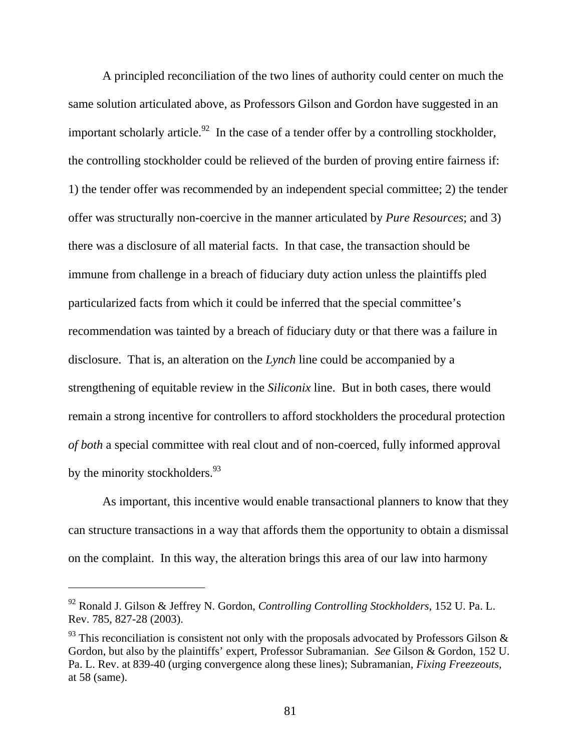A principled reconciliation of the two lines of authority could center on much the same solution articulated above, as Professors Gilson and Gordon have suggested in an important scholarly article.[92] In the case of a tender offer by a controlling stockholder, the controlling stockholder could be relieved of the burden of proving entire fairness if: 1) the tender offer was recommended by an independent special committee; 2) the tender offer was structurally non-coercive in the manner articulated by *Pure Resources*; and 3) there was a disclosure of all material facts. In that case, the transaction should be immune from challenge in a breach of fiduciary duty action unless the plaintiffs pled particularized facts from which it could be inferred that the special committee's recommendation was tainted by a breach of fiduciary duty or that there was a failure in disclosure. That is, an alteration on the *Lynch* line could be accompanied by a strengthening of equitable review in the *Siliconix* line. But in both cases, there would remain a strong incentive for controllers to afford stockholders the procedural protection *of both* a special committee with real clout and of non-coerced, fully informed approval by the minority stockholders.[93]

As important, this incentive would enable transactional planners to know that they can structure transactions in a way that affords them the opportunity to obtain a dismissal on the complaint. In this way, the alteration brings this area of our law into harmony

---

[92] Ronald J. Gilson & Jeffrey N. Gordon, *Controlling Controlling Stockholders*, 152 U. Pa. L. Rev. 785, 827-28 (2003).

[93] This reconciliation is consistent not only with the proposals advocated by Professors Gilson & Gordon, but also by the plaintiffs' expert, Professor Subramanian. *See* Gilson & Gordon, 152 U. Pa. L. Rev. at 839-40 (urging convergence along these lines); Subramanian, *Fixing Freezeouts*, at 58 (same).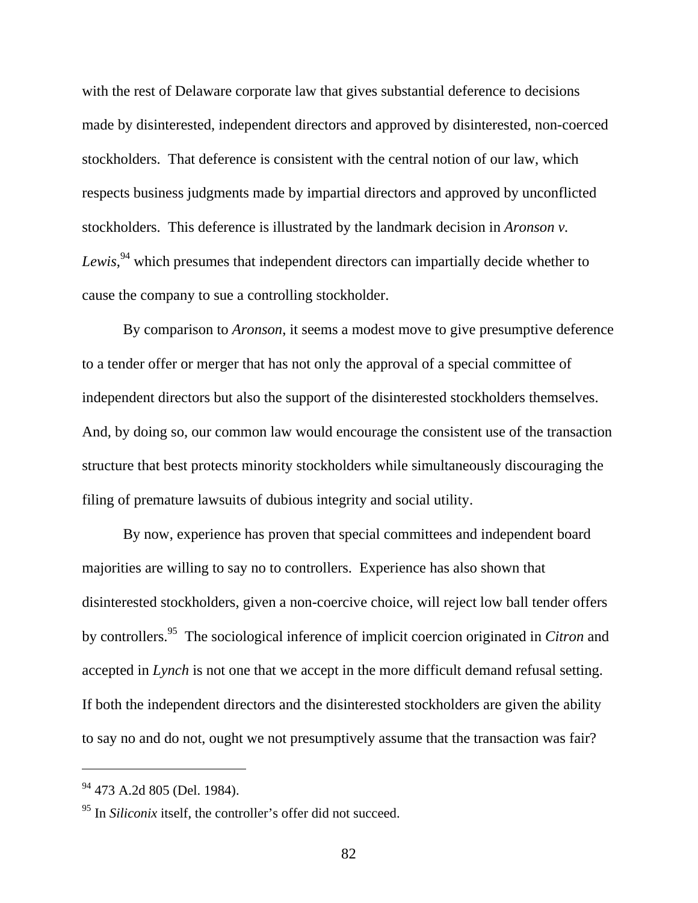with the rest of Delaware corporate law that gives substantial deference to decisions made by disinterested, independent directors and approved by disinterested, non-coerced stockholders. That deference is consistent with the central notion of our law, which respects business judgments made by impartial directors and approved by unconflicted stockholders. This deference is illustrated by the landmark decision in *Aronson v. Lewis*,[94] which presumes that independent directors can impartially decide whether to cause the company to sue a controlling stockholder.

By comparison to *Aronson*, it seems a modest move to give presumptive deference to a tender offer or merger that has not only the approval of a special committee of independent directors but also the support of the disinterested stockholders themselves. And, by doing so, our common law would encourage the consistent use of the transaction structure that best protects minority stockholders while simultaneously discouraging the filing of premature lawsuits of dubious integrity and social utility.

By now, experience has proven that special committees and independent board majorities are willing to say no to controllers. Experience has also shown that disinterested stockholders, given a non-coercive choice, will reject low ball tender offers by controllers.[95] The sociological inference of implicit coercion originated in *Citron* and accepted in *Lynch* is not one that we accept in the more difficult demand refusal setting. If both the independent directors and the disinterested stockholders are given the ability to say no and do not, ought we not presumptively assume that the transaction was fair?

---

[94] 473 A.2d 805 (Del. 1984).

[95] In *Siliconix* itself, the controller's offer did not succeed.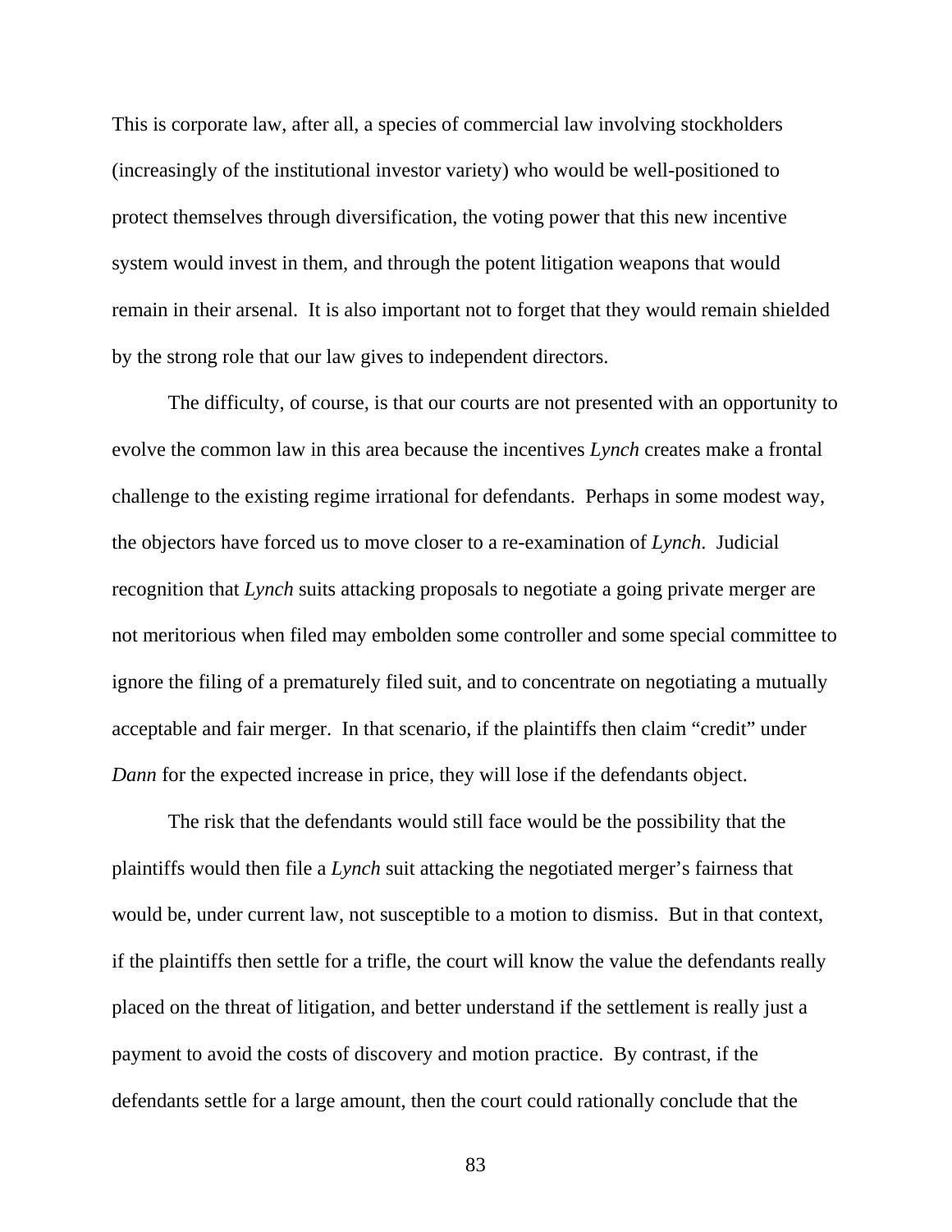This is corporate law, after all, a species of commercial law involving stockholders (increasingly of the institutional investor variety) who would be well-positioned to protect themselves through diversification, the voting power that this new incentive system would invest in them, and through the potent litigation weapons that would remain in their arsenal. It is also important not to forget that they would remain shielded by the strong role that our law gives to independent directors.

The difficulty, of course, is that our courts are not presented with an opportunity to evolve the common law in this area because the incentives *Lynch* creates make a frontal challenge to the existing regime irrational for defendants. Perhaps in some modest way, the objectors have forced us to move closer to a re-examination of *Lynch*. Judicial recognition that *Lynch* suits attacking proposals to negotiate a going private merger are not meritorious when filed may embolden some controller and some special committee to ignore the filing of a prematurely filed suit, and to concentrate on negotiating a mutually acceptable and fair merger. In that scenario, if the plaintiffs then claim "credit" under *Dann* for the expected increase in price, they will lose if the defendants object.

The risk that the defendants would still face would be the possibility that the plaintiffs would then file a *Lynch* suit attacking the negotiated merger's fairness that would be, under current law, not susceptible to a motion to dismiss. But in that context, if the plaintiffs then settle for a trifle, the court will know the value the defendants really placed on the threat of litigation, and better understand if the settlement is really just a payment to avoid the costs of discovery and motion practice. By contrast, if the defendants settle for a large amount, then the court could rationally conclude that the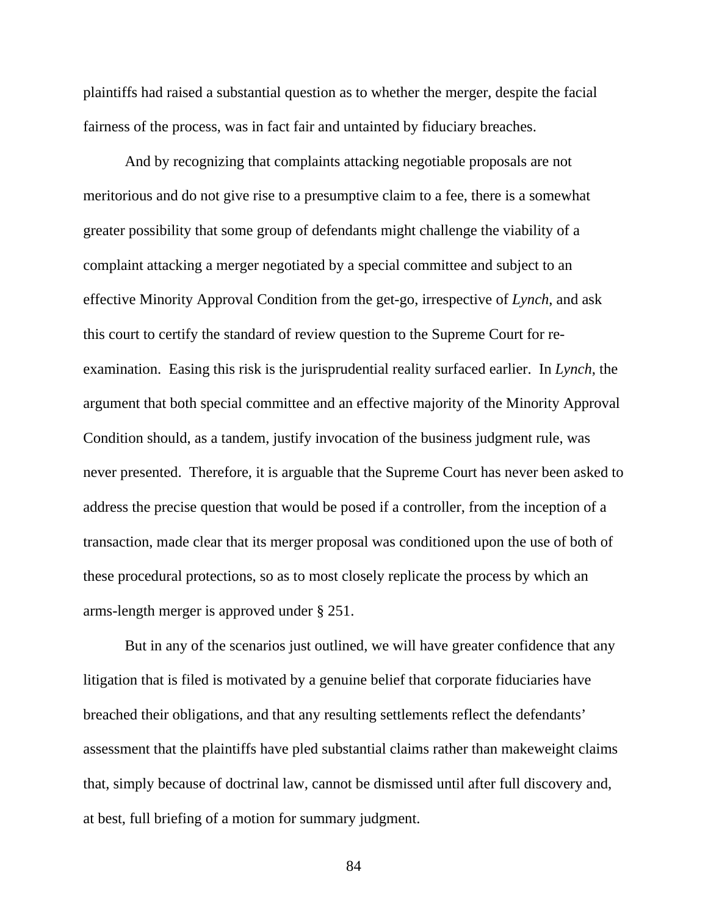plaintiffs had raised a substantial question as to whether the merger, despite the facial fairness of the process, was in fact fair and untainted by fiduciary breaches.

And by recognizing that complaints attacking negotiable proposals are not meritorious and do not give rise to a presumptive claim to a fee, there is a somewhat greater possibility that some group of defendants might challenge the viability of a complaint attacking a merger negotiated by a special committee and subject to an effective Minority Approval Condition from the get-go, irrespective of *Lynch*, and ask this court to certify the standard of review question to the Supreme Court for re-examination. Easing this risk is the jurisprudential reality surfaced earlier. In *Lynch*, the argument that both special committee and an effective majority of the Minority Approval Condition should, as a tandem, justify invocation of the business judgment rule, was never presented. Therefore, it is arguable that the Supreme Court has never been asked to address the precise question that would be posed if a controller, from the inception of a transaction, made clear that its merger proposal was conditioned upon the use of both of these procedural protections, so as to most closely replicate the process by which an arms-length merger is approved under § 251.

But in any of the scenarios just outlined, we will have greater confidence that any litigation that is filed is motivated by a genuine belief that corporate fiduciaries have breached their obligations, and that any resulting settlements reflect the defendants' assessment that the plaintiffs have pled substantial claims rather than makeweight claims that, simply because of doctrinal law, cannot be dismissed until after full discovery and, at best, full briefing of a motion for summary judgment.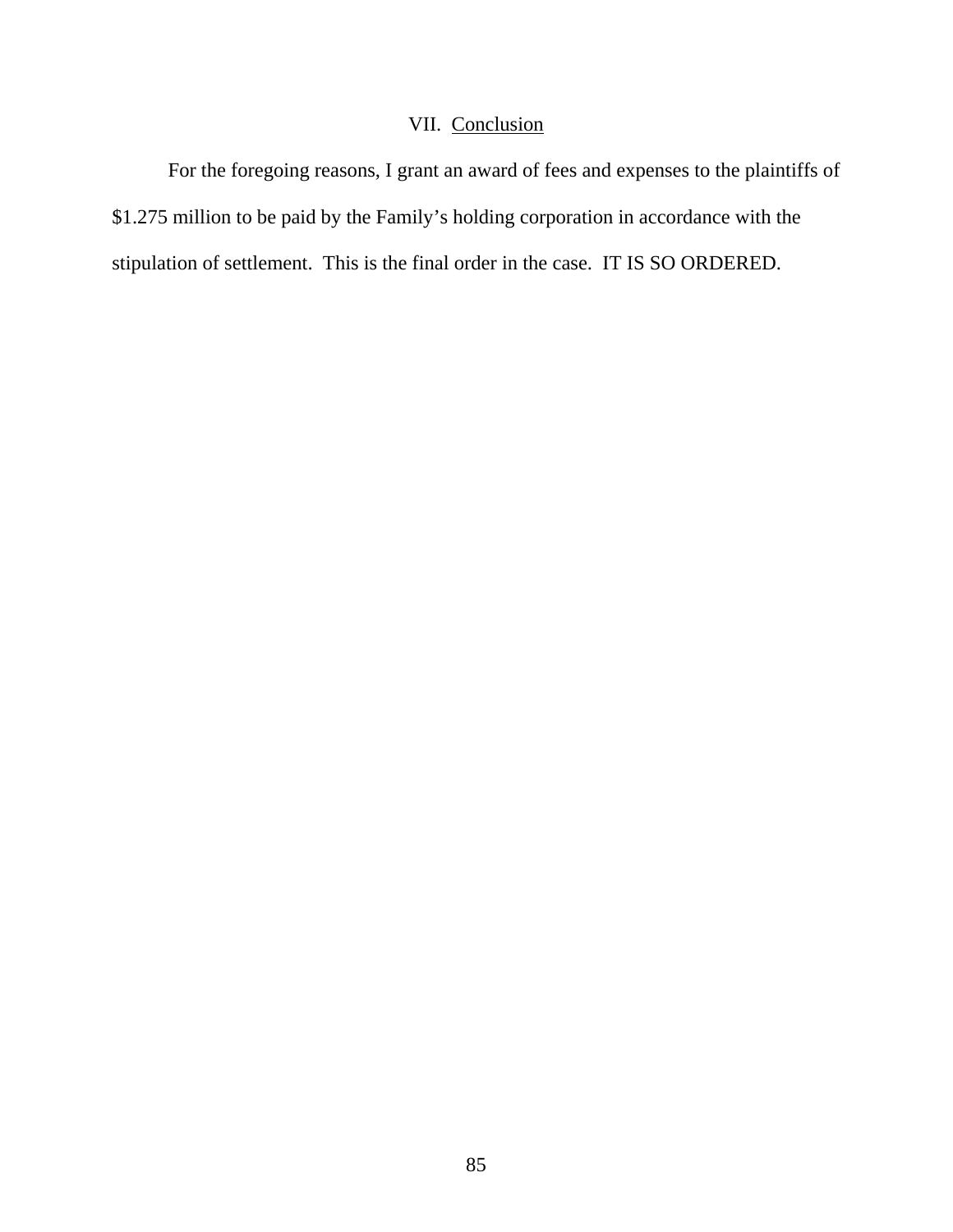## VII. Conclusion

For the foregoing reasons, I grant an award of fees and expenses to the plaintiffs of $1.275 million to be paid by the Family's holding corporation in accordance with the stipulation of settlement. This is the final order in the case. IT IS SO ORDERED.